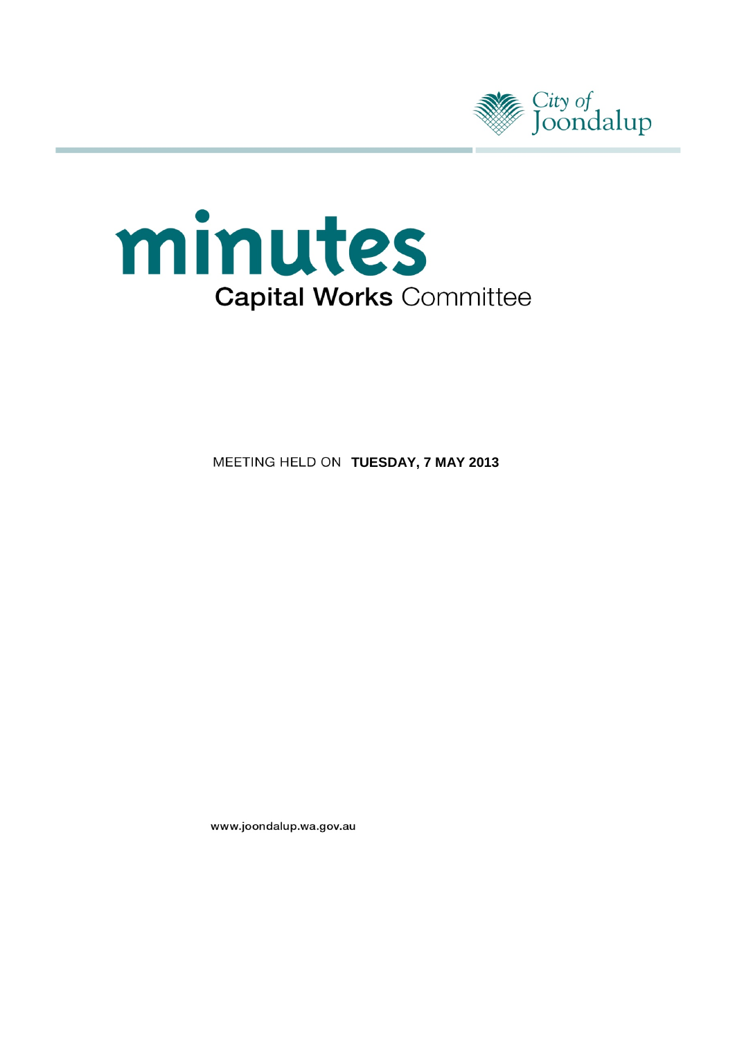City of Joondalup

# minutes

## Capital Works Committee

MEETING HELD ON **TUESDAY, 7 MAY 2013**

www.joondalup.wa.gov.au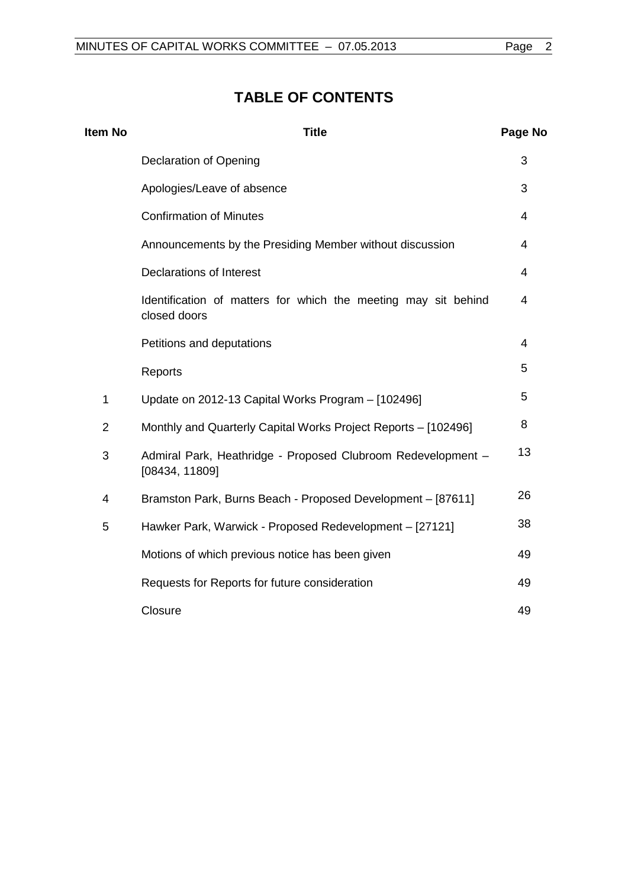# TABLE OF CONTENTS

| Item No | Title | Page No |
|---|---|---|
| | Declaration of Opening | 3 |
| | Apologies/Leave of absence | 3 |
| | Confirmation of Minutes | 4 |
| | Announcements by the Presiding Member without discussion | 4 |
| | Declarations of Interest | 4 |
| | Identification of matters for which the meeting may sit behind closed doors | 4 |
| | Petitions and deputations | 4 |
| | Reports | 5 |
| 1 | Update on 2012-13 Capital Works Program – [102496] | 5 |
| 2 | Monthly and Quarterly Capital Works Project Reports – [102496] | 8 |
| 3 | Admiral Park, Heathridge - Proposed Clubroom Redevelopment – [08434, 11809] | 13 |
| 4 | Bramston Park, Burns Beach - Proposed Development – [87611] | 26 |
| 5 | Hawker Park, Warwick - Proposed Redevelopment – [27121] | 38 |
| | Motions of which previous notice has been given | 49 |
| | Requests for Reports for future consideration | 49 |
| | Closure | 49 |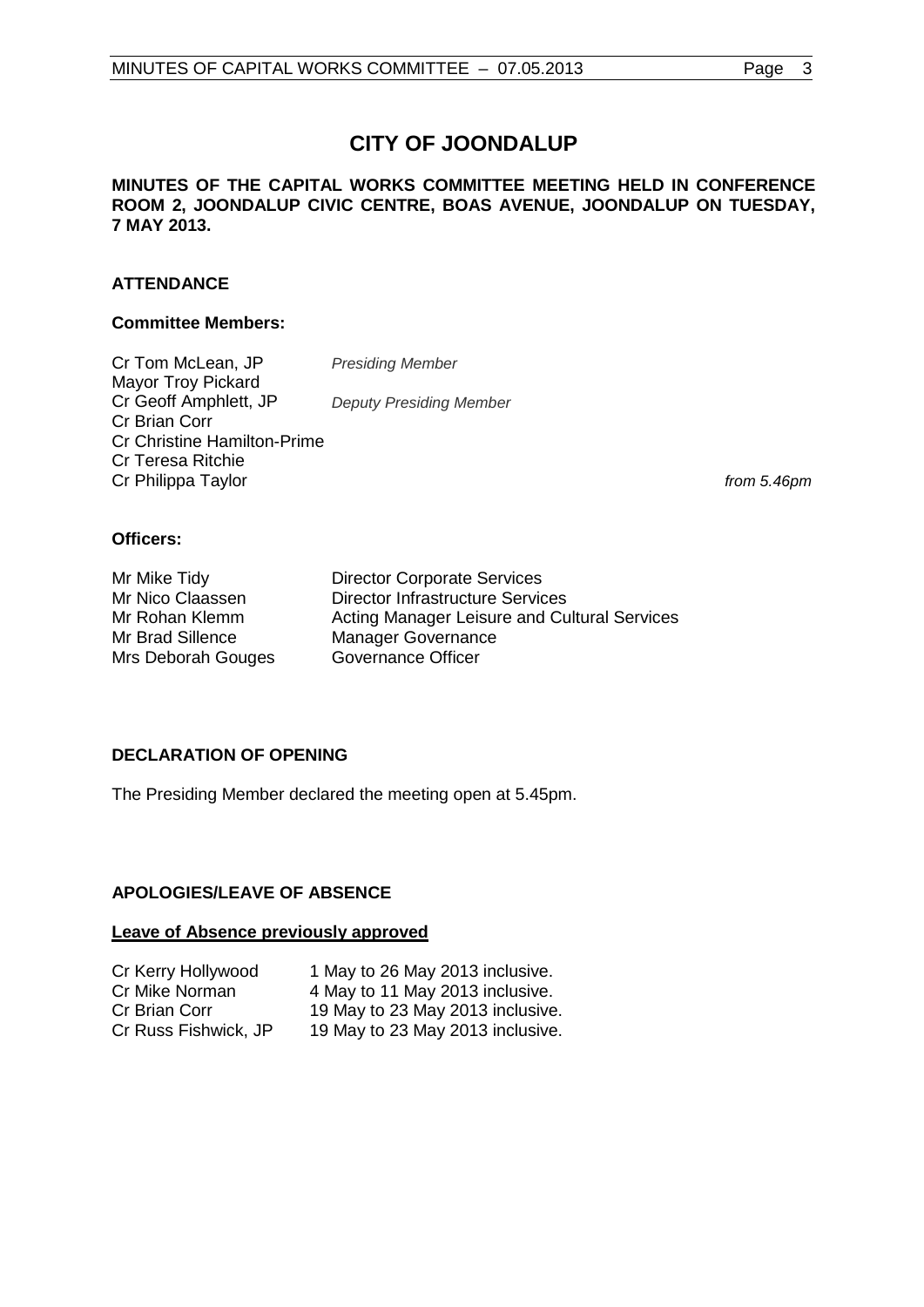# CITY OF JOONDALUP

**MINUTES OF THE CAPITAL WORKS COMMITTEE MEETING HELD IN CONFERENCE ROOM 2, JOONDALUP CIVIC CENTRE, BOAS AVENUE, JOONDALUP ON TUESDAY, 7 MAY 2013.**

## ATTENDANCE

### Committee Members:

| | | |
|---|---|---|
| Cr Tom McLean, JP | *Presiding Member* | |
| Mayor Troy Pickard | | |
| Cr Geoff Amphlett, JP | *Deputy Presiding Member* | |
| Cr Brian Corr | | |
| Cr Christine Hamilton-Prime | | |
| Cr Teresa Ritchie | | |
| Cr Philippa Taylor | | *from 5.46pm* |

### Officers:

| | |
|---|---|
| Mr Mike Tidy | Director Corporate Services |
| Mr Nico Claassen | Director Infrastructure Services |
| Mr Rohan Klemm | Acting Manager Leisure and Cultural Services |
| Mr Brad Sillence | Manager Governance |
| Mrs Deborah Gouges | Governance Officer |

## DECLARATION OF OPENING

The Presiding Member declared the meeting open at 5.45pm.

## APOLOGIES/LEAVE OF ABSENCE

**Leave of Absence previously approved**

| | |
|---|---|
| Cr Kerry Hollywood | 1 May to 26 May 2013 inclusive. |
| Cr Mike Norman | 4 May to 11 May 2013 inclusive. |
| Cr Brian Corr | 19 May to 23 May 2013 inclusive. |
| Cr Russ Fishwick, JP | 19 May to 23 May 2013 inclusive. |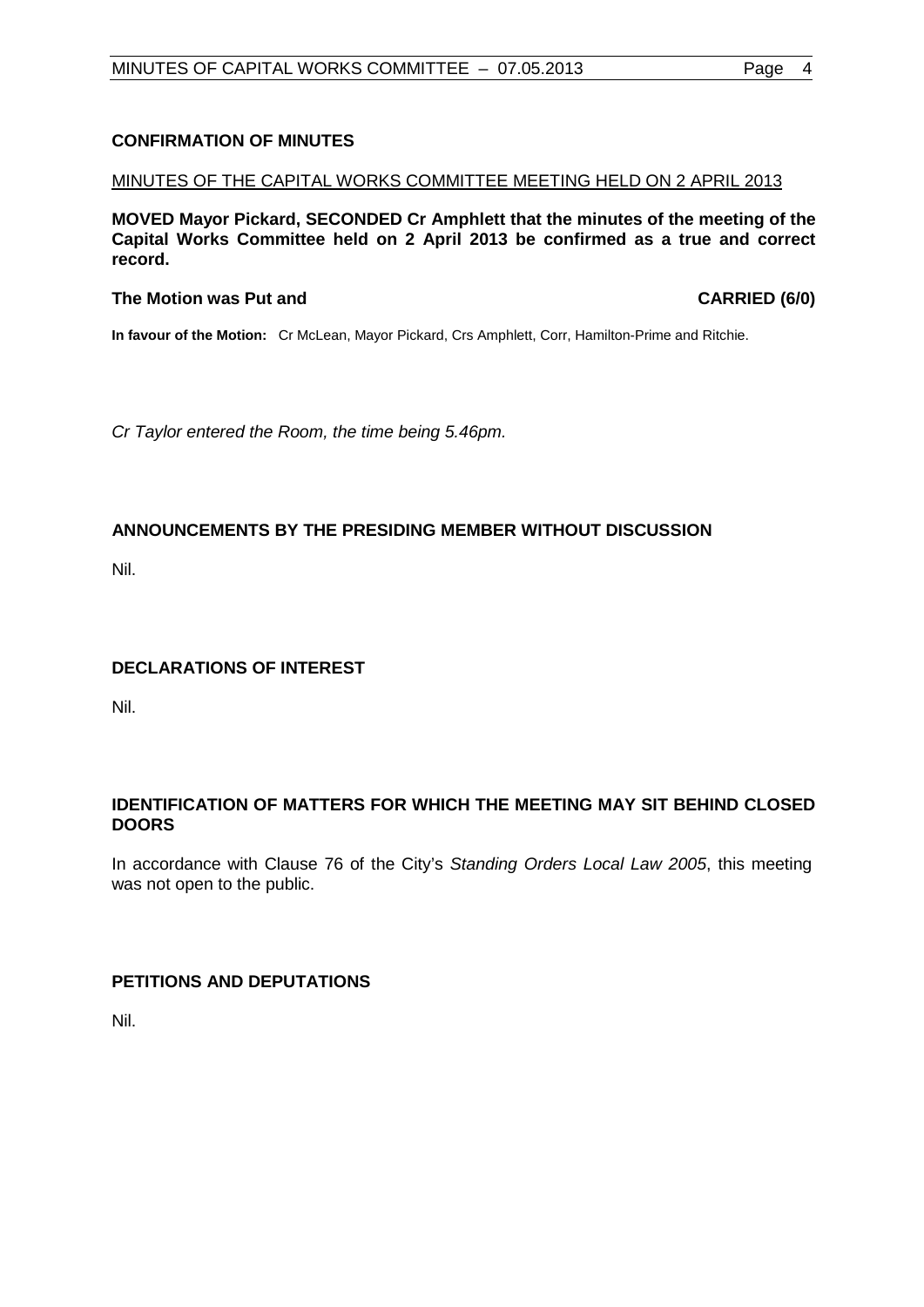## CONFIRMATION OF MINUTES

MINUTES OF THE CAPITAL WORKS COMMITTEE MEETING HELD ON 2 APRIL 2013

**MOVED Mayor Pickard, SECONDED Cr Amphlett that the minutes of the meeting of the Capital Works Committee held on 2 April 2013 be confirmed as a true and correct record.**

**The Motion was Put and CARRIED (6/0)**

**In favour of the Motion:** Cr McLean, Mayor Pickard, Crs Amphlett, Corr, Hamilton-Prime and Ritchie.

*Cr Taylor entered the Room, the time being 5.46pm.*

## ANNOUNCEMENTS BY THE PRESIDING MEMBER WITHOUT DISCUSSION

Nil.

## DECLARATIONS OF INTEREST

Nil.

## IDENTIFICATION OF MATTERS FOR WHICH THE MEETING MAY SIT BEHIND CLOSED DOORS

In accordance with Clause 76 of the City's *Standing Orders Local Law 2005*, this meeting was not open to the public.

## PETITIONS AND DEPUTATIONS

Nil.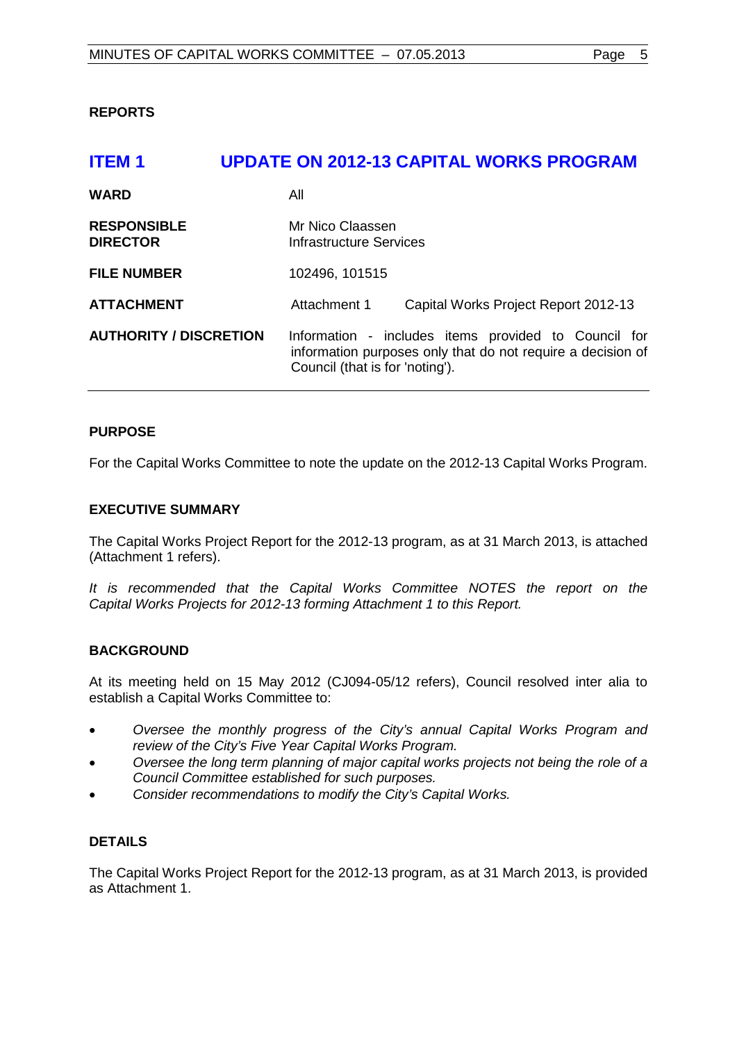**REPORTS**

## ITEM 1 UPDATE ON 2012-13 CAPITAL WORKS PROGRAM

| | |
|---|---|
| **WARD** | All |
| **RESPONSIBLE DIRECTOR** | Mr Nico Claassen<br>Infrastructure Services |
| **FILE NUMBER** | 102496, 101515 |
| **ATTACHMENT** | Attachment 1 Capital Works Project Report 2012-13 |
| **AUTHORITY / DISCRETION** | Information - includes items provided to Council for information purposes only that do not require a decision of Council (that is for 'noting'). |

**PURPOSE**

For the Capital Works Committee to note the update on the 2012-13 Capital Works Program.

**EXECUTIVE SUMMARY**

The Capital Works Project Report for the 2012-13 program, as at 31 March 2013, is attached (Attachment 1 refers).

*It is recommended that the Capital Works Committee NOTES the report on the Capital Works Projects for 2012-13 forming Attachment 1 to this Report.*

**BACKGROUND**

At its meeting held on 15 May 2012 (CJ094-05/12 refers), Council resolved inter alia to establish a Capital Works Committee to:

- *Oversee the monthly progress of the City's annual Capital Works Program and review of the City's Five Year Capital Works Program.*
- *Oversee the long term planning of major capital works projects not being the role of a Council Committee established for such purposes.*
- *Consider recommendations to modify the City's Capital Works.*

**DETAILS**

The Capital Works Project Report for the 2012-13 program, as at 31 March 2013, is provided as Attachment 1.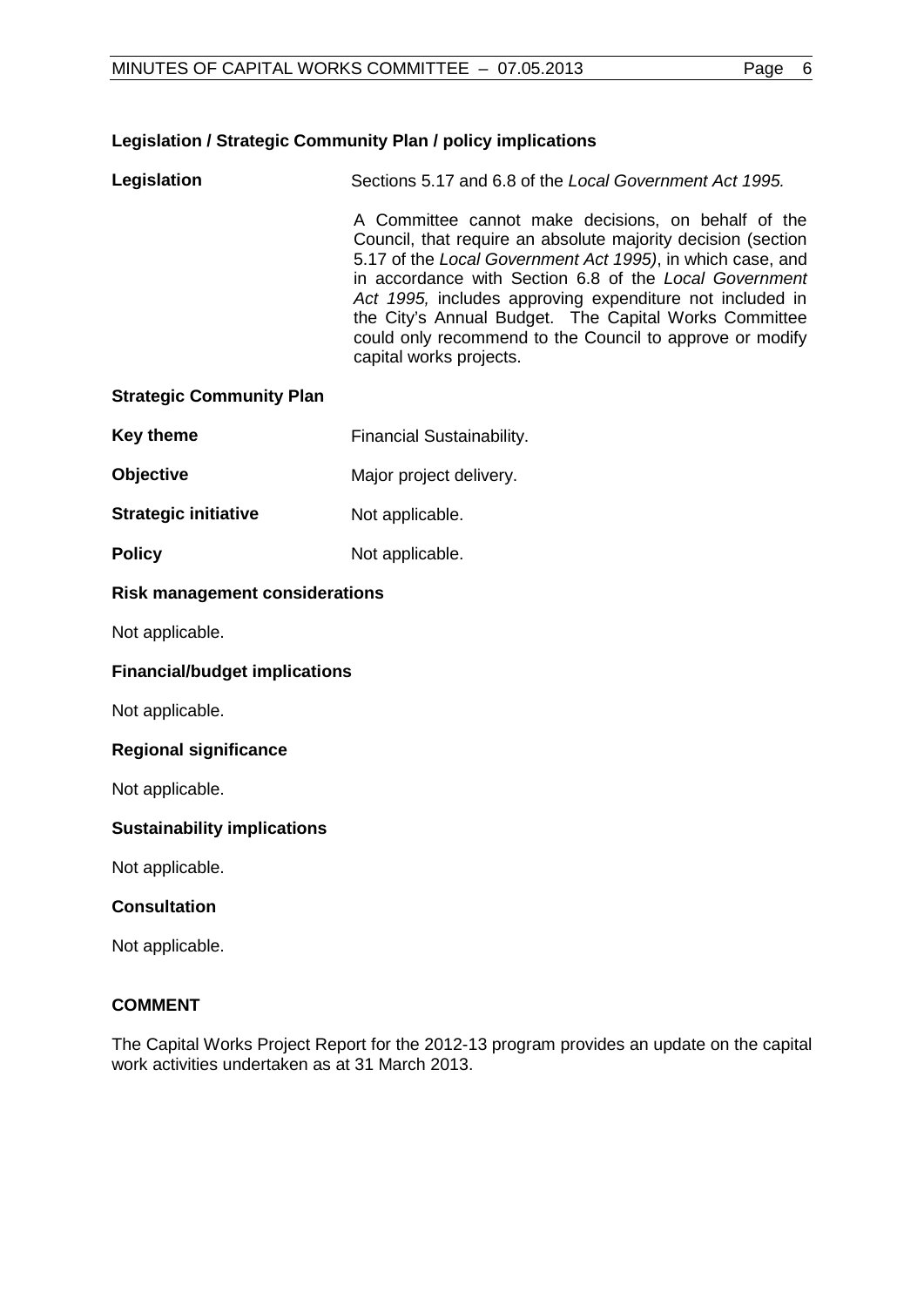### Legislation / Strategic Community Plan / policy implications

| | |
|---|---|
| **Legislation** | Sections 5.17 and 6.8 of the *Local Government Act 1995.* |
| | A Committee cannot make decisions, on behalf of the Council, that require an absolute majority decision (section 5.17 of the *Local Government Act 1995)*, in which case, and in accordance with Section 6.8 of the *Local Government Act 1995,* includes approving expenditure not included in the City's Annual Budget. The Capital Works Committee could only recommend to the Council to approve or modify capital works projects. |

**Strategic Community Plan**

| | |
|---|---|
| **Key theme** | Financial Sustainability. |
| **Objective** | Major project delivery. |
| **Strategic initiative** | Not applicable. |
| **Policy** | Not applicable. |

**Risk management considerations**

Not applicable.

**Financial/budget implications**

Not applicable.

**Regional significance**

Not applicable.

**Sustainability implications**

Not applicable.

**Consultation**

Not applicable.

## COMMENT

The Capital Works Project Report for the 2012-13 program provides an update on the capital work activities undertaken as at 31 March 2013.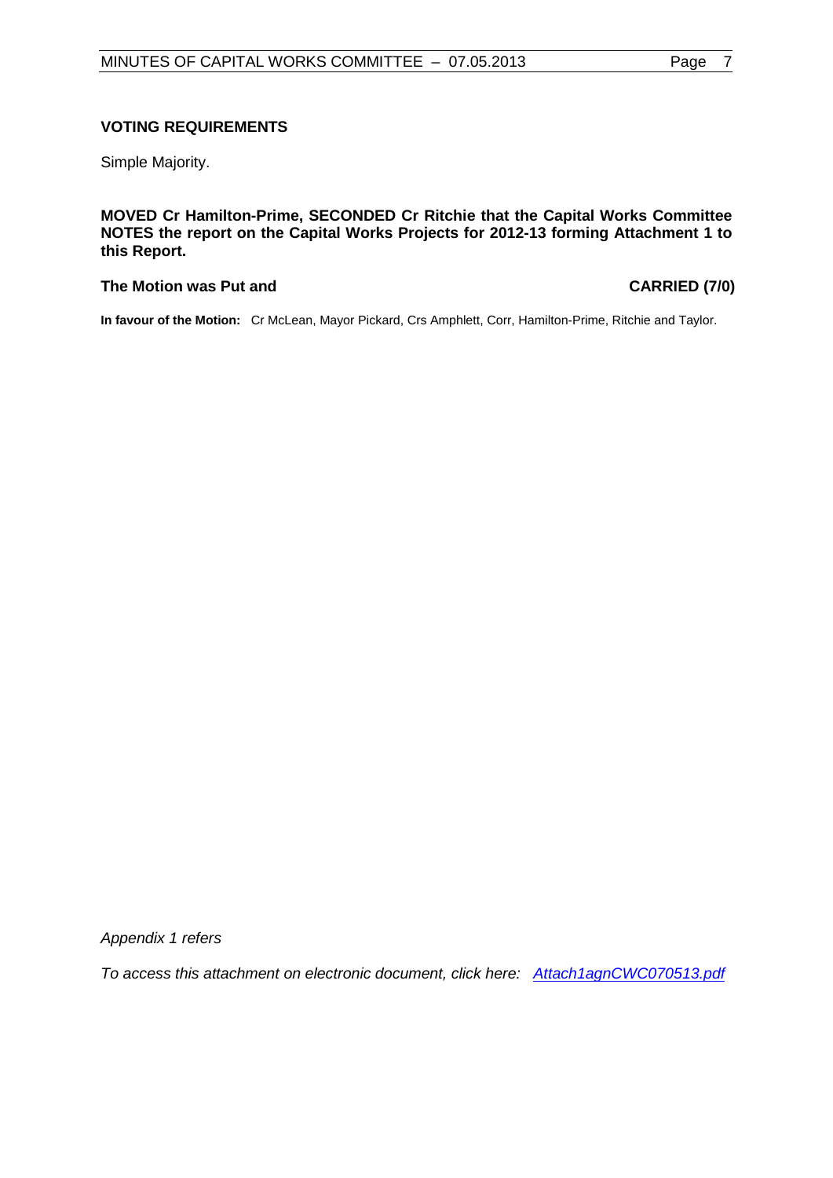**VOTING REQUIREMENTS**

Simple Majority.

**MOVED Cr Hamilton-Prime, SECONDED Cr Ritchie that the Capital Works Committee NOTES the report on the Capital Works Projects for 2012-13 forming Attachment 1 to this Report.**

**The Motion was Put and CARRIED (7/0)**

**In favour of the Motion:** Cr McLean, Mayor Pickard, Crs Amphlett, Corr, Hamilton-Prime, Ritchie and Taylor.

*Appendix 1 refers*

*To access this attachment on electronic document, click here: Attach1agnCWC070513.pdf*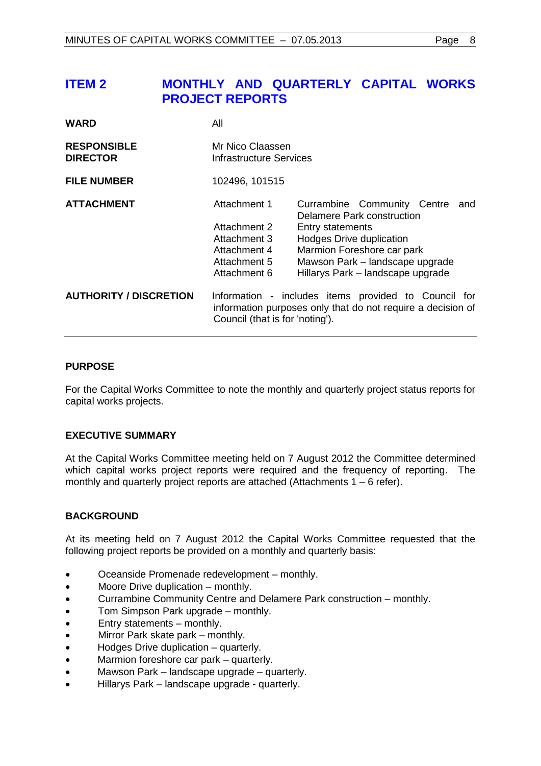## ITEM 2 MONTHLY AND QUARTERLY CAPITAL WORKS PROJECT REPORTS

| | | |
|---|---|---|
| **WARD** | All | |
| **RESPONSIBLE DIRECTOR** | Mr Nico Claassen<br>Infrastructure Services | |
| **FILE NUMBER** | 102496, 101515 | |
| **ATTACHMENT** | Attachment 1 | Currambine Community Centre and Delamere Park construction |
| | Attachment 2 | Entry statements |
| | Attachment 3 | Hodges Drive duplication |
| | Attachment 4 | Marmion Foreshore car park |
| | Attachment 5 | Mawson Park – landscape upgrade |
| | Attachment 6 | Hillarys Park – landscape upgrade |
| **AUTHORITY / DISCRETION** | Information - includes items provided to Council for information purposes only that do not require a decision of Council (that is for 'noting'). | |

### PURPOSE

For the Capital Works Committee to note the monthly and quarterly project status reports for capital works projects.

### EXECUTIVE SUMMARY

At the Capital Works Committee meeting held on 7 August 2012 the Committee determined which capital works project reports were required and the frequency of reporting. The monthly and quarterly project reports are attached (Attachments 1 – 6 refer).

### BACKGROUND

At its meeting held on 7 August 2012 the Capital Works Committee requested that the following project reports be provided on a monthly and quarterly basis:

- Oceanside Promenade redevelopment – monthly.
- Moore Drive duplication – monthly.
- Currambine Community Centre and Delamere Park construction – monthly.
- Tom Simpson Park upgrade – monthly.
- Entry statements – monthly.
- Mirror Park skate park – monthly.
- Hodges Drive duplication – quarterly.
- Marmion foreshore car park – quarterly.
- Mawson Park – landscape upgrade – quarterly.
- Hillarys Park – landscape upgrade - quarterly.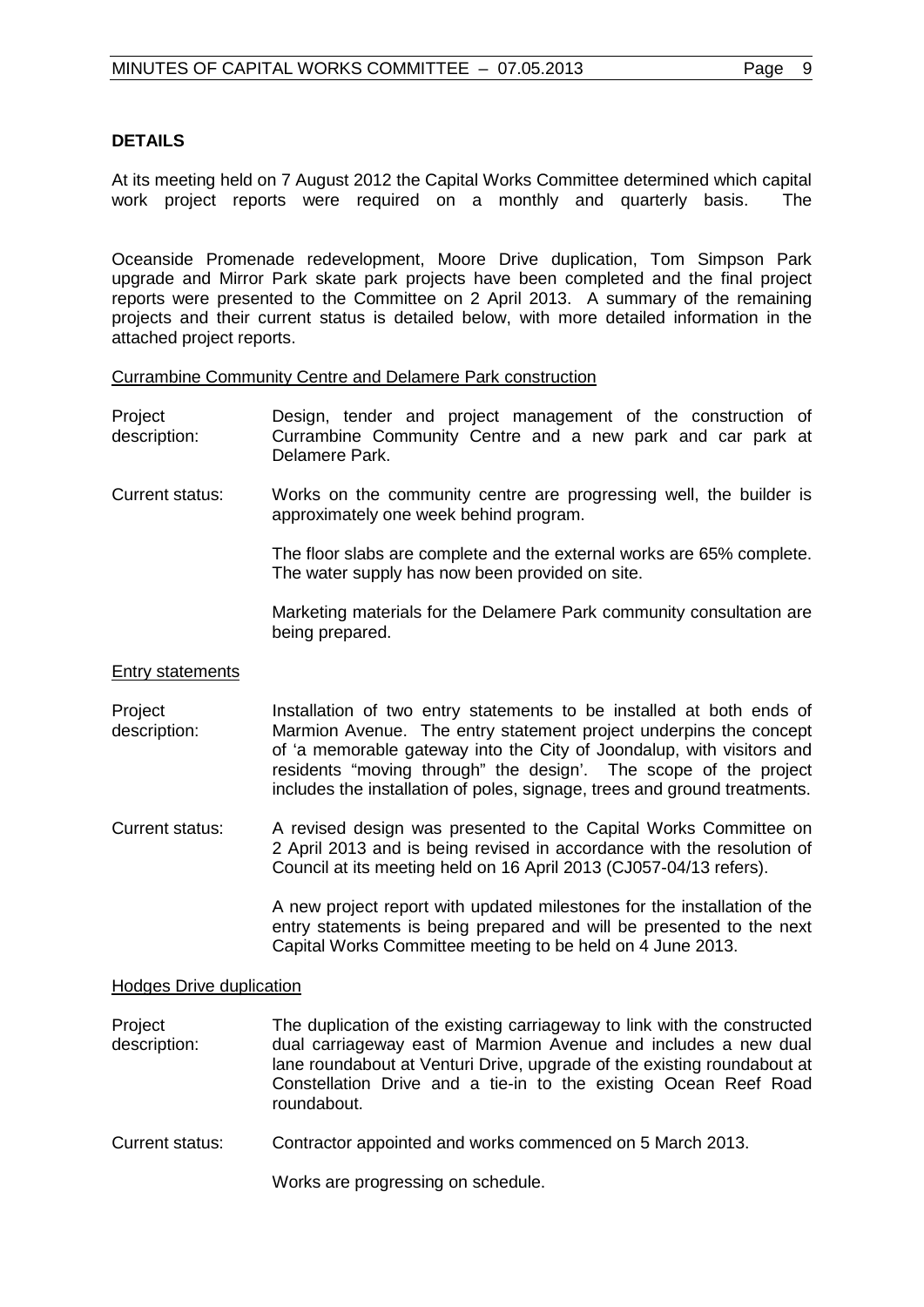## DETAILS

At its meeting held on 7 August 2012 the Capital Works Committee determined which capital work project reports were required on a monthly and quarterly basis. The

Oceanside Promenade redevelopment, Moore Drive duplication, Tom Simpson Park upgrade and Mirror Park skate park projects have been completed and the final project reports were presented to the Committee on 2 April 2013. A summary of the remaining projects and their current status is detailed below, with more detailed information in the attached project reports.

<u>Currambine Community Centre and Delamere Park construction</u>

Project description: Design, tender and project management of the construction of Currambine Community Centre and a new park and car park at Delamere Park.

Current status: Works on the community centre are progressing well, the builder is approximately one week behind program.

The floor slabs are complete and the external works are 65% complete. The water supply has now been provided on site.

Marketing materials for the Delamere Park community consultation are being prepared.

<u>Entry statements</u>

Project description: Installation of two entry statements to be installed at both ends of Marmion Avenue. The entry statement project underpins the concept of 'a memorable gateway into the City of Joondalup, with visitors and residents "moving through" the design'. The scope of the project includes the installation of poles, signage, trees and ground treatments.

Current status: A revised design was presented to the Capital Works Committee on 2 April 2013 and is being revised in accordance with the resolution of Council at its meeting held on 16 April 2013 (CJ057-04/13 refers).

A new project report with updated milestones for the installation of the entry statements is being prepared and will be presented to the next Capital Works Committee meeting to be held on 4 June 2013.

<u>Hodges Drive duplication</u>

Project description: The duplication of the existing carriageway to link with the constructed dual carriageway east of Marmion Avenue and includes a new dual lane roundabout at Venturi Drive, upgrade of the existing roundabout at Constellation Drive and a tie-in to the existing Ocean Reef Road roundabout.

Current status: Contractor appointed and works commenced on 5 March 2013.

Works are progressing on schedule.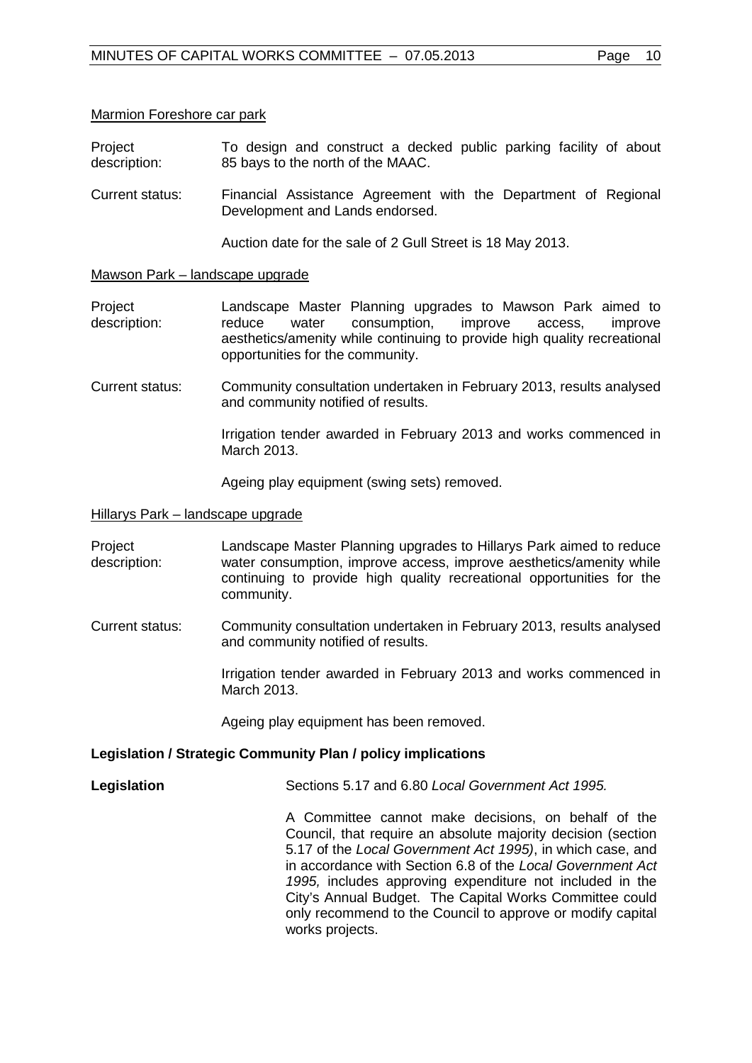Marmion Foreshore car park

Project description: To design and construct a decked public parking facility of about 85 bays to the north of the MAAC.

Current status: Financial Assistance Agreement with the Department of Regional Development and Lands endorsed.

Auction date for the sale of 2 Gull Street is 18 May 2013.

Mawson Park – landscape upgrade

Project description: Landscape Master Planning upgrades to Mawson Park aimed to reduce water consumption, improve access, improve aesthetics/amenity while continuing to provide high quality recreational opportunities for the community.

Current status: Community consultation undertaken in February 2013, results analysed and community notified of results.

Irrigation tender awarded in February 2013 and works commenced in March 2013.

Ageing play equipment (swing sets) removed.

Hillarys Park – landscape upgrade

Project description: Landscape Master Planning upgrades to Hillarys Park aimed to reduce water consumption, improve access, improve aesthetics/amenity while continuing to provide high quality recreational opportunities for the community.

Current status: Community consultation undertaken in February 2013, results analysed and community notified of results.

Irrigation tender awarded in February 2013 and works commenced in March 2013.

Ageing play equipment has been removed.

**Legislation / Strategic Community Plan / policy implications**

**Legislation** Sections 5.17 and 6.80 *Local Government Act 1995.*

A Committee cannot make decisions, on behalf of the Council, that require an absolute majority decision (section 5.17 of the *Local Government Act 1995)*, in which case, and in accordance with Section 6.8 of the *Local Government Act 1995,* includes approving expenditure not included in the City's Annual Budget. The Capital Works Committee could only recommend to the Council to approve or modify capital works projects.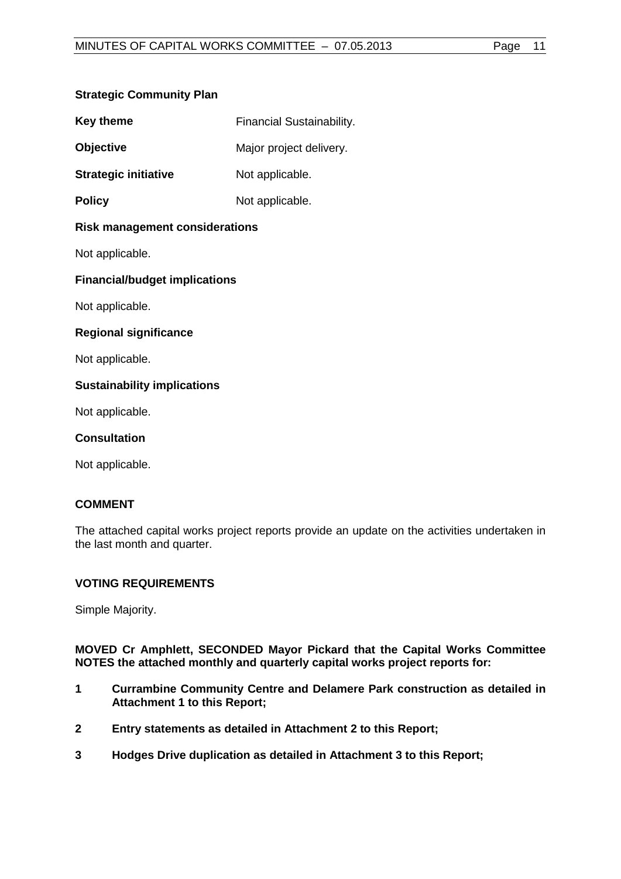**Strategic Community Plan**

| | |
|---|---|
| **Key theme** | Financial Sustainability. |
| **Objective** | Major project delivery. |
| **Strategic initiative** | Not applicable. |
| **Policy** | Not applicable. |

**Risk management considerations**

Not applicable.

**Financial/budget implications**

Not applicable.

**Regional significance**

Not applicable.

**Sustainability implications**

Not applicable.

**Consultation**

Not applicable.

## COMMENT

The attached capital works project reports provide an update on the activities undertaken in the last month and quarter.

## VOTING REQUIREMENTS

Simple Majority.

**MOVED Cr Amphlett, SECONDED Mayor Pickard that the Capital Works Committee NOTES the attached monthly and quarterly capital works project reports for:**

1. **Currambine Community Centre and Delamere Park construction as detailed in Attachment 1 to this Report;**
2. **Entry statements as detailed in Attachment 2 to this Report;**
3. **Hodges Drive duplication as detailed in Attachment 3 to this Report;**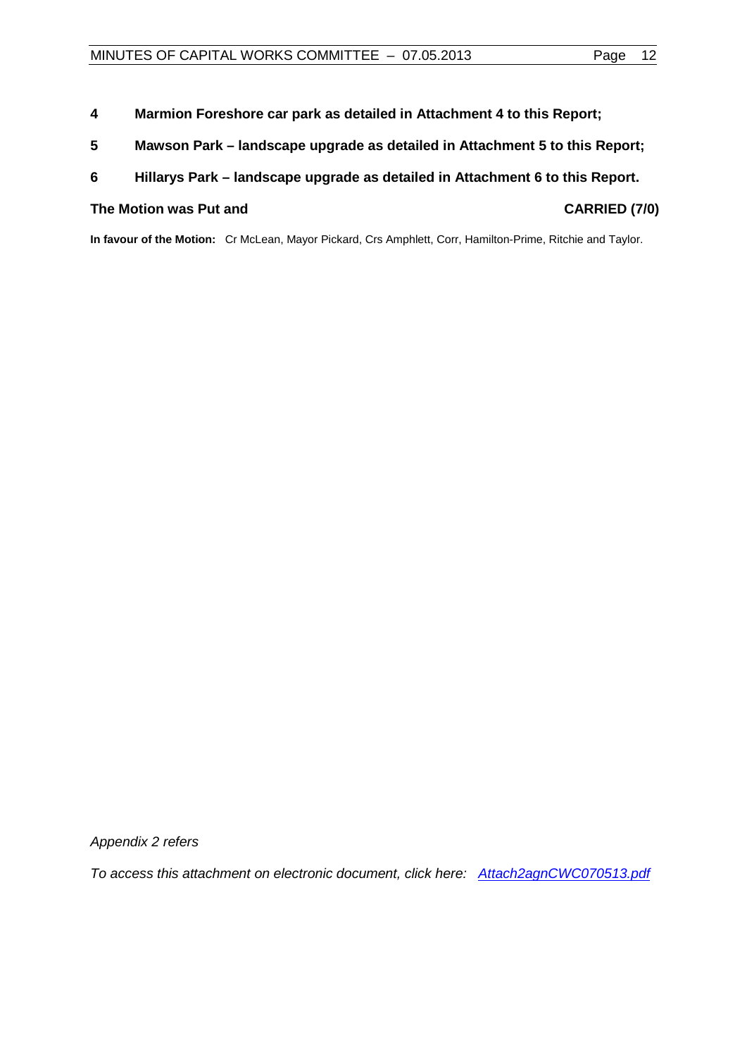**4 Marmion Foreshore car park as detailed in Attachment 4 to this Report;**

**5 Mawson Park – landscape upgrade as detailed in Attachment 5 to this Report;**

**6 Hillarys Park – landscape upgrade as detailed in Attachment 6 to this Report.**

**The Motion was Put and CARRIED (7/0)**

**In favour of the Motion:** Cr McLean, Mayor Pickard, Crs Amphlett, Corr, Hamilton-Prime, Ritchie and Taylor.

*Appendix 2 refers*

*To access this attachment on electronic document, click here: Attach2agnCWC070513.pdf*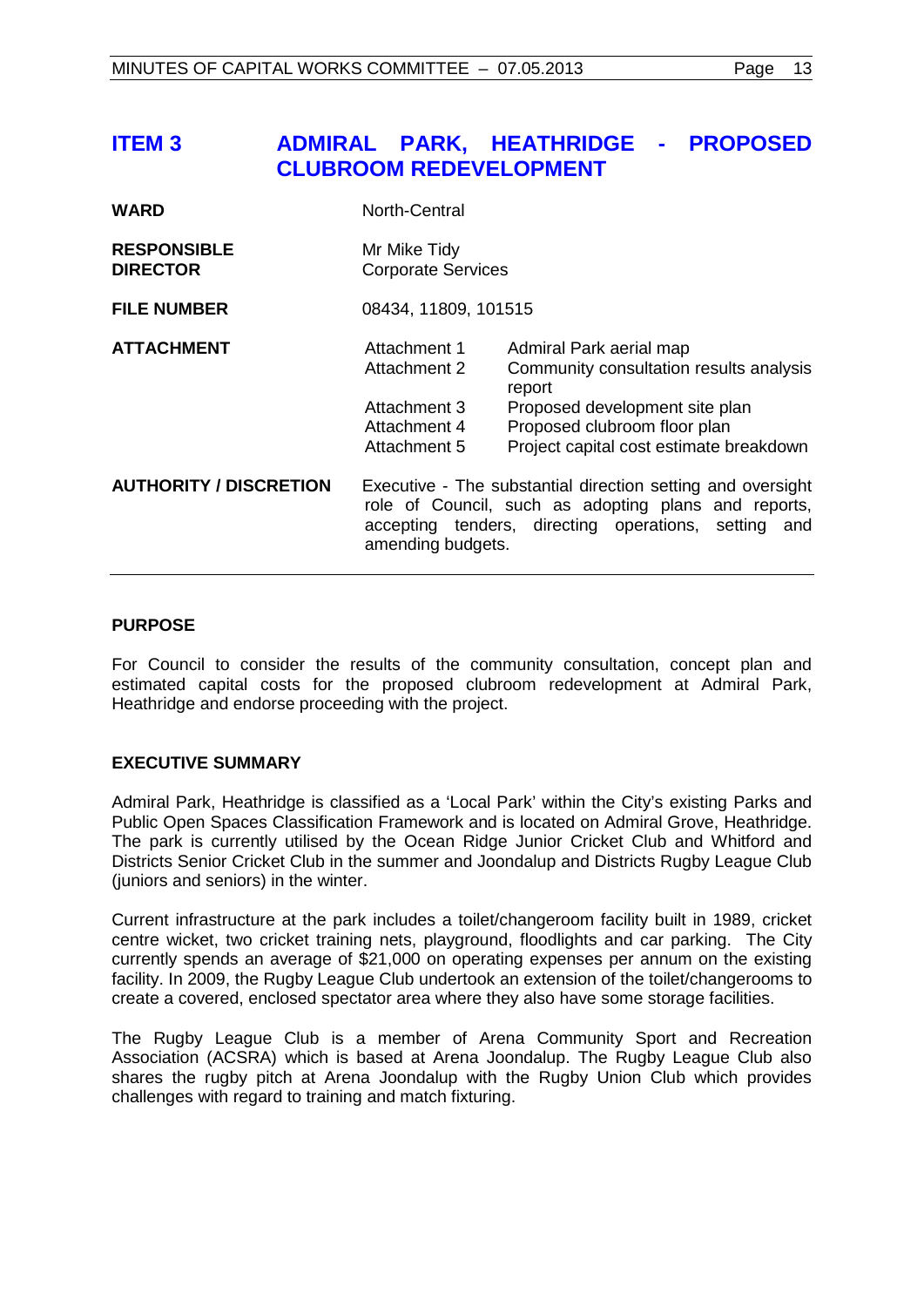## ITEM 3 ADMIRAL PARK, HEATHRIDGE - PROPOSED CLUBROOM REDEVELOPMENT

| | | |
|---|---|---|
| **WARD** | North-Central | |
| **RESPONSIBLE DIRECTOR** | Mr Mike Tidy<br>Corporate Services | |
| **FILE NUMBER** | 08434, 11809, 101515 | |
| **ATTACHMENT** | Attachment 1 | Admiral Park aerial map |
| | Attachment 2 | Community consultation results analysis report |
| | Attachment 3 | Proposed development site plan |
| | Attachment 4 | Proposed clubroom floor plan |
| | Attachment 5 | Project capital cost estimate breakdown |
| **AUTHORITY / DISCRETION** | Executive - The substantial direction setting and oversight role of Council, such as adopting plans and reports, accepting tenders, directing operations, setting and amending budgets. | |

### PURPOSE

For Council to consider the results of the community consultation, concept plan and estimated capital costs for the proposed clubroom redevelopment at Admiral Park, Heathridge and endorse proceeding with the project.

### EXECUTIVE SUMMARY

Admiral Park, Heathridge is classified as a 'Local Park' within the City's existing Parks and Public Open Spaces Classification Framework and is located on Admiral Grove, Heathridge. The park is currently utilised by the Ocean Ridge Junior Cricket Club and Whitford and Districts Senior Cricket Club in the summer and Joondalup and Districts Rugby League Club (juniors and seniors) in the winter.

Current infrastructure at the park includes a toilet/changeroom facility built in 1989, cricket centre wicket, two cricket training nets, playground, floodlights and car parking. The City currently spends an average of $21,000 on operating expenses per annum on the existing facility. In 2009, the Rugby League Club undertook an extension of the toilet/changerooms to create a covered, enclosed spectator area where they also have some storage facilities.

The Rugby League Club is a member of Arena Community Sport and Recreation Association (ACSRA) which is based at Arena Joondalup. The Rugby League Club also shares the rugby pitch at Arena Joondalup with the Rugby Union Club which provides challenges with regard to training and match fixturing.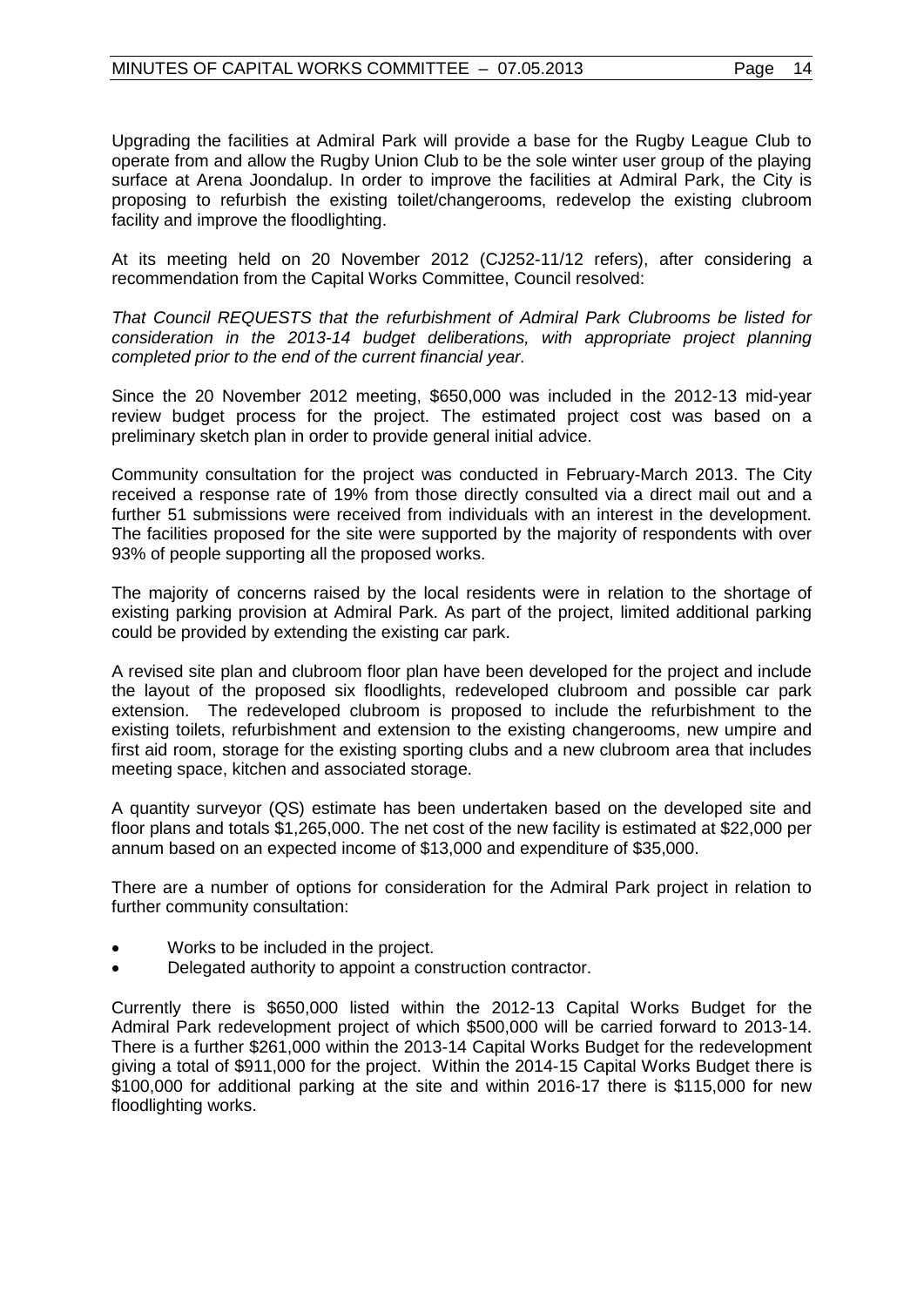Upgrading the facilities at Admiral Park will provide a base for the Rugby League Club to operate from and allow the Rugby Union Club to be the sole winter user group of the playing surface at Arena Joondalup. In order to improve the facilities at Admiral Park, the City is proposing to refurbish the existing toilet/changerooms, redevelop the existing clubroom facility and improve the floodlighting.

At its meeting held on 20 November 2012 (CJ252-11/12 refers), after considering a recommendation from the Capital Works Committee, Council resolved:

*That Council REQUESTS that the refurbishment of Admiral Park Clubrooms be listed for consideration in the 2013-14 budget deliberations, with appropriate project planning completed prior to the end of the current financial year.*

Since the 20 November 2012 meeting, $650,000 was included in the 2012-13 mid-year review budget process for the project. The estimated project cost was based on a preliminary sketch plan in order to provide general initial advice.

Community consultation for the project was conducted in February-March 2013. The City received a response rate of 19% from those directly consulted via a direct mail out and a further 51 submissions were received from individuals with an interest in the development. The facilities proposed for the site were supported by the majority of respondents with over 93% of people supporting all the proposed works.

The majority of concerns raised by the local residents were in relation to the shortage of existing parking provision at Admiral Park. As part of the project, limited additional parking could be provided by extending the existing car park.

A revised site plan and clubroom floor plan have been developed for the project and include the layout of the proposed six floodlights, redeveloped clubroom and possible car park extension. The redeveloped clubroom is proposed to include the refurbishment to the existing toilets, refurbishment and extension to the existing changerooms, new umpire and first aid room, storage for the existing sporting clubs and a new clubroom area that includes meeting space, kitchen and associated storage.

A quantity surveyor (QS) estimate has been undertaken based on the developed site and floor plans and totals $1,265,000. The net cost of the new facility is estimated at $22,000 per annum based on an expected income of $13,000 and expenditure of $35,000.

There are a number of options for consideration for the Admiral Park project in relation to further community consultation:

- Works to be included in the project.
- Delegated authority to appoint a construction contractor.

Currently there is $650,000 listed within the 2012-13 Capital Works Budget for the Admiral Park redevelopment project of which $500,000 will be carried forward to 2013-14. There is a further $261,000 within the 2013-14 Capital Works Budget for the redevelopment giving a total of $911,000 for the project. Within the 2014-15 Capital Works Budget there is $100,000 for additional parking at the site and within 2016-17 there is $115,000 for new floodlighting works.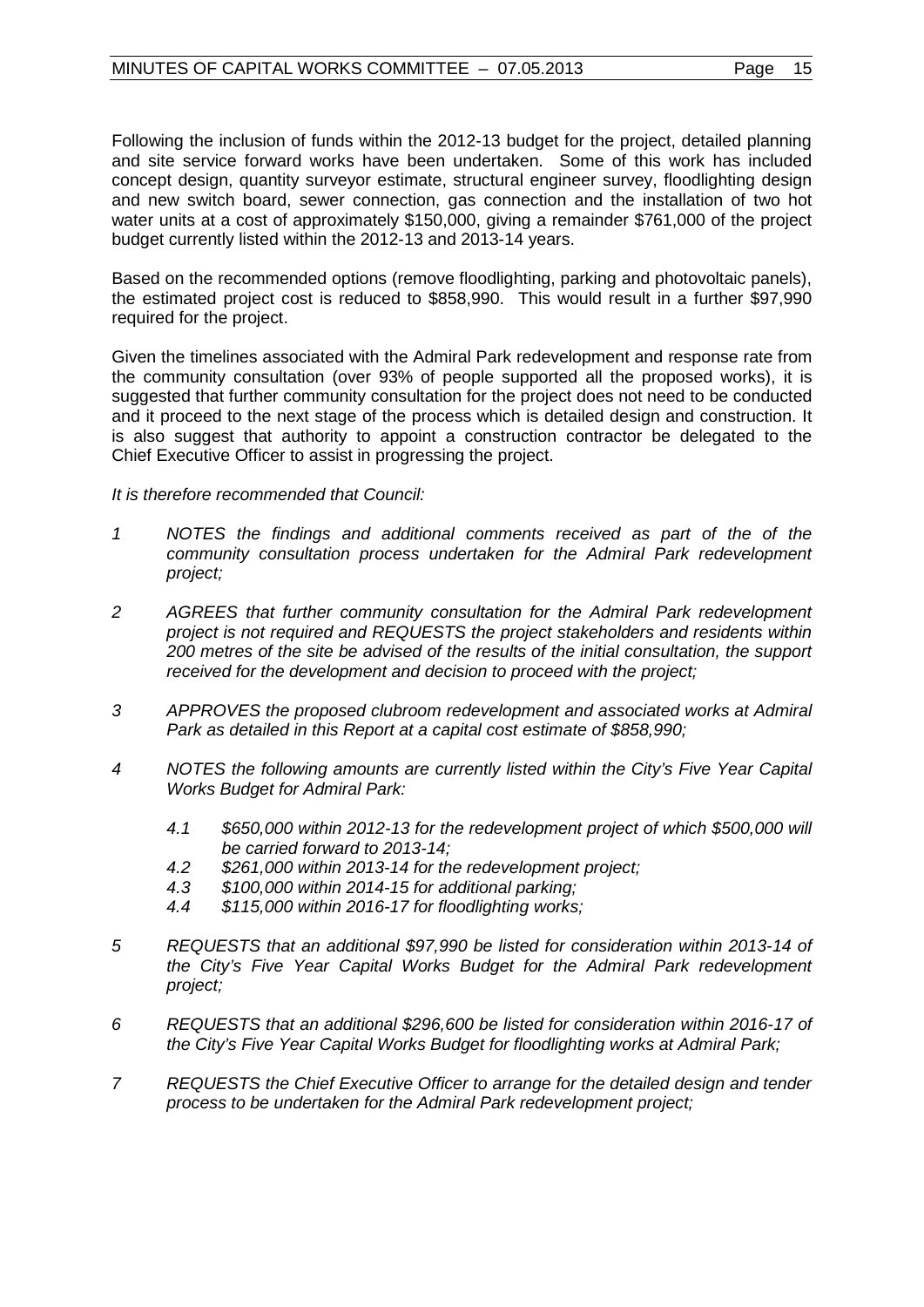Following the inclusion of funds within the 2012-13 budget for the project, detailed planning and site service forward works have been undertaken. Some of this work has included concept design, quantity surveyor estimate, structural engineer survey, floodlighting design and new switch board, sewer connection, gas connection and the installation of two hot water units at a cost of approximately $150,000, giving a remainder $761,000 of the project budget currently listed within the 2012-13 and 2013-14 years.

Based on the recommended options (remove floodlighting, parking and photovoltaic panels), the estimated project cost is reduced to $858,990. This would result in a further $97,990 required for the project.

Given the timelines associated with the Admiral Park redevelopment and response rate from the community consultation (over 93% of people supported all the proposed works), it is suggested that further community consultation for the project does not need to be conducted and it proceed to the next stage of the process which is detailed design and construction. It is also suggest that authority to appoint a construction contractor be delegated to the Chief Executive Officer to assist in progressing the project.

*It is therefore recommended that Council:*

1. *NOTES the findings and additional comments received as part of the of the community consultation process undertaken for the Admiral Park redevelopment project;*

2. *AGREES that further community consultation for the Admiral Park redevelopment project is not required and REQUESTS the project stakeholders and residents within 200 metres of the site be advised of the results of the initial consultation, the support received for the development and decision to proceed with the project;*

3. *APPROVES the proposed clubroom redevelopment and associated works at Admiral Park as detailed in this Report at a capital cost estimate of $858,990;*

4. *NOTES the following amounts are currently listed within the City's Five Year Capital Works Budget for Admiral Park:*

   4.1 *$650,000 within 2012-13 for the redevelopment project of which $500,000 will be carried forward to 2013-14;*
   4.2 *$261,000 within 2013-14 for the redevelopment project;*
   4.3 *$100,000 within 2014-15 for additional parking;*
   4.4 *$115,000 within 2016-17 for floodlighting works;*

5. *REQUESTS that an additional $97,990 be listed for consideration within 2013-14 of the City's Five Year Capital Works Budget for the Admiral Park redevelopment project;*

6. *REQUESTS that an additional $296,600 be listed for consideration within 2016-17 of the City's Five Year Capital Works Budget for floodlighting works at Admiral Park;*

7. *REQUESTS the Chief Executive Officer to arrange for the detailed design and tender process to be undertaken for the Admiral Park redevelopment project;*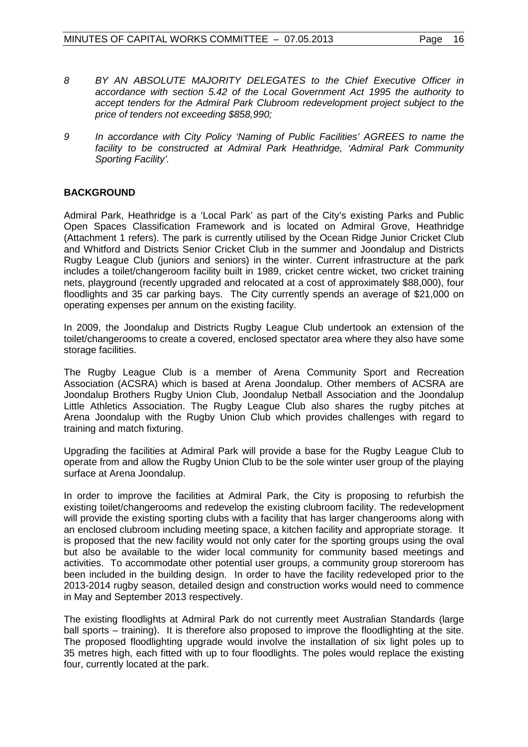8 *BY AN ABSOLUTE MAJORITY DELEGATES to the Chief Executive Officer in accordance with section 5.42 of the Local Government Act 1995 the authority to accept tenders for the Admiral Park Clubroom redevelopment project subject to the price of tenders not exceeding $858,990;*

9 *In accordance with City Policy 'Naming of Public Facilities' AGREES to name the facility to be constructed at Admiral Park Heathridge, 'Admiral Park Community Sporting Facility'.*

## BACKGROUND

Admiral Park, Heathridge is a 'Local Park' as part of the City's existing Parks and Public Open Spaces Classification Framework and is located on Admiral Grove, Heathridge (Attachment 1 refers). The park is currently utilised by the Ocean Ridge Junior Cricket Club and Whitford and Districts Senior Cricket Club in the summer and Joondalup and Districts Rugby League Club (juniors and seniors) in the winter. Current infrastructure at the park includes a toilet/changeroom facility built in 1989, cricket centre wicket, two cricket training nets, playground (recently upgraded and relocated at a cost of approximately $88,000), four floodlights and 35 car parking bays. The City currently spends an average of $21,000 on operating expenses per annum on the existing facility.

In 2009, the Joondalup and Districts Rugby League Club undertook an extension of the toilet/changerooms to create a covered, enclosed spectator area where they also have some storage facilities.

The Rugby League Club is a member of Arena Community Sport and Recreation Association (ACSRA) which is based at Arena Joondalup. Other members of ACSRA are Joondalup Brothers Rugby Union Club, Joondalup Netball Association and the Joondalup Little Athletics Association. The Rugby League Club also shares the rugby pitches at Arena Joondalup with the Rugby Union Club which provides challenges with regard to training and match fixturing.

Upgrading the facilities at Admiral Park will provide a base for the Rugby League Club to operate from and allow the Rugby Union Club to be the sole winter user group of the playing surface at Arena Joondalup.

In order to improve the facilities at Admiral Park, the City is proposing to refurbish the existing toilet/changerooms and redevelop the existing clubroom facility. The redevelopment will provide the existing sporting clubs with a facility that has larger changerooms along with an enclosed clubroom including meeting space, a kitchen facility and appropriate storage. It is proposed that the new facility would not only cater for the sporting groups using the oval but also be available to the wider local community for community based meetings and activities. To accommodate other potential user groups, a community group storeroom has been included in the building design. In order to have the facility redeveloped prior to the 2013-2014 rugby season, detailed design and construction works would need to commence in May and September 2013 respectively.

The existing floodlights at Admiral Park do not currently meet Australian Standards (large ball sports – training). It is therefore also proposed to improve the floodlighting at the site. The proposed floodlighting upgrade would involve the installation of six light poles up to 35 metres high, each fitted with up to four floodlights. The poles would replace the existing four, currently located at the park.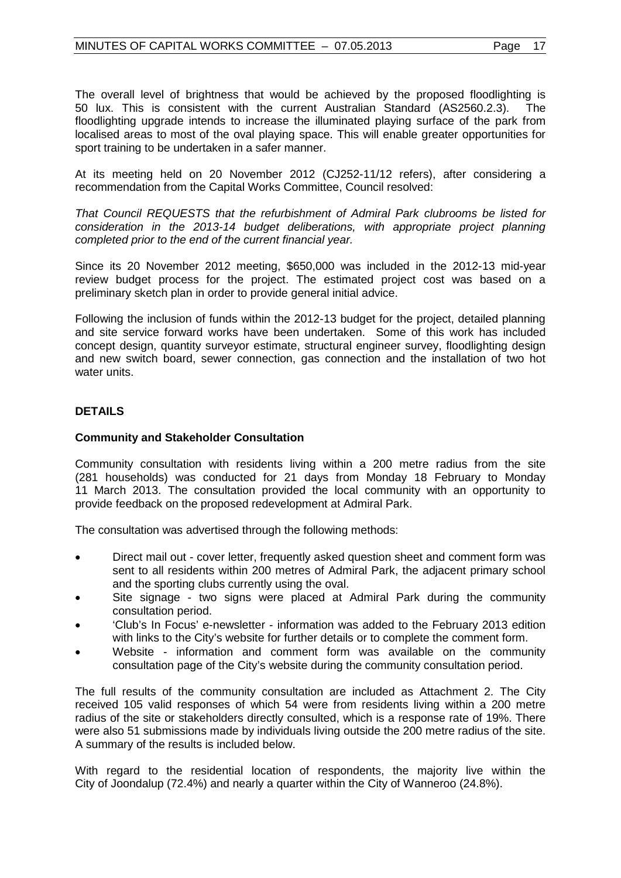The overall level of brightness that would be achieved by the proposed floodlighting is 50 lux. This is consistent with the current Australian Standard (AS2560.2.3). The floodlighting upgrade intends to increase the illuminated playing surface of the park from localised areas to most of the oval playing space. This will enable greater opportunities for sport training to be undertaken in a safer manner.

At its meeting held on 20 November 2012 (CJ252-11/12 refers), after considering a recommendation from the Capital Works Committee, Council resolved:

*That Council REQUESTS that the refurbishment of Admiral Park clubrooms be listed for consideration in the 2013-14 budget deliberations, with appropriate project planning completed prior to the end of the current financial year.*

Since its 20 November 2012 meeting, $650,000 was included in the 2012-13 mid-year review budget process for the project. The estimated project cost was based on a preliminary sketch plan in order to provide general initial advice.

Following the inclusion of funds within the 2012-13 budget for the project, detailed planning and site service forward works have been undertaken. Some of this work has included concept design, quantity surveyor estimate, structural engineer survey, floodlighting design and new switch board, sewer connection, gas connection and the installation of two hot water units.

## DETAILS

### Community and Stakeholder Consultation

Community consultation with residents living within a 200 metre radius from the site (281 households) was conducted for 21 days from Monday 18 February to Monday 11 March 2013. The consultation provided the local community with an opportunity to provide feedback on the proposed redevelopment at Admiral Park.

The consultation was advertised through the following methods:

- Direct mail out - cover letter, frequently asked question sheet and comment form was sent to all residents within 200 metres of Admiral Park, the adjacent primary school and the sporting clubs currently using the oval.
- Site signage - two signs were placed at Admiral Park during the community consultation period.
- 'Club's In Focus' e-newsletter - information was added to the February 2013 edition with links to the City's website for further details or to complete the comment form.
- Website - information and comment form was available on the community consultation page of the City's website during the community consultation period.

The full results of the community consultation are included as Attachment 2. The City received 105 valid responses of which 54 were from residents living within a 200 metre radius of the site or stakeholders directly consulted, which is a response rate of 19%. There were also 51 submissions made by individuals living outside the 200 metre radius of the site. A summary of the results is included below.

With regard to the residential location of respondents, the majority live within the City of Joondalup (72.4%) and nearly a quarter within the City of Wanneroo (24.8%).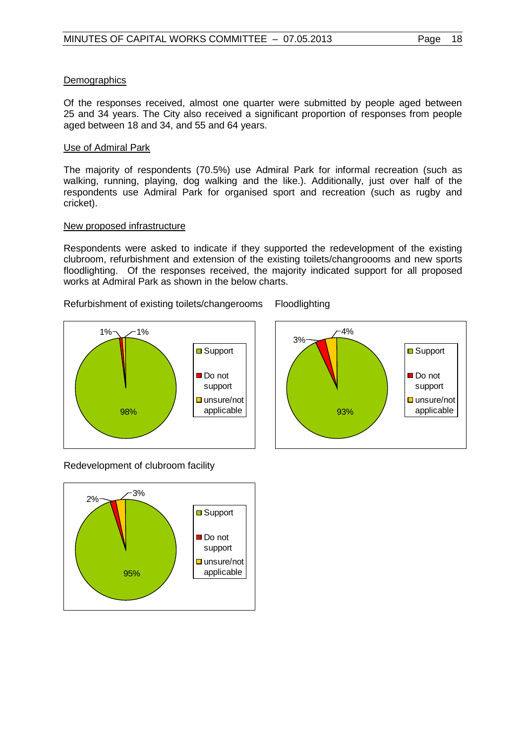Demographics

Of the responses received, almost one quarter were submitted by people aged between 25 and 34 years. The City also received a significant proportion of responses from people aged between 18 and 34, and 55 and 64 years.

Use of Admiral Park

The majority of respondents (70.5%) use Admiral Park for informal recreation (such as walking, running, playing, dog walking and the like.). Additionally, just over half of the respondents use Admiral Park for organised sport and recreation (such as rugby and cricket).

New proposed infrastructure

Respondents were asked to indicate if they supported the redevelopment of the existing clubroom, refurbishment and extension of the existing toilets/changroooms and new sports floodlighting. Of the responses received, the majority indicated support for all proposed works at Admiral Park as shown in the below charts.

Refurbishment of existing toilets/changerooms

| | % |
|---|---|
| Support | 98% |
| Do not support | 1% |
| unsure/not applicable | 1% |

Floodlighting

| | % |
|---|---|
| Support | 93% |
| Do not support | 3% |
| unsure/not applicable | 4% |

Redevelopment of clubroom facility

| | % |
|---|---|
| Support | 95% |
| Do not support | 2% |
| unsure/not applicable | 3% |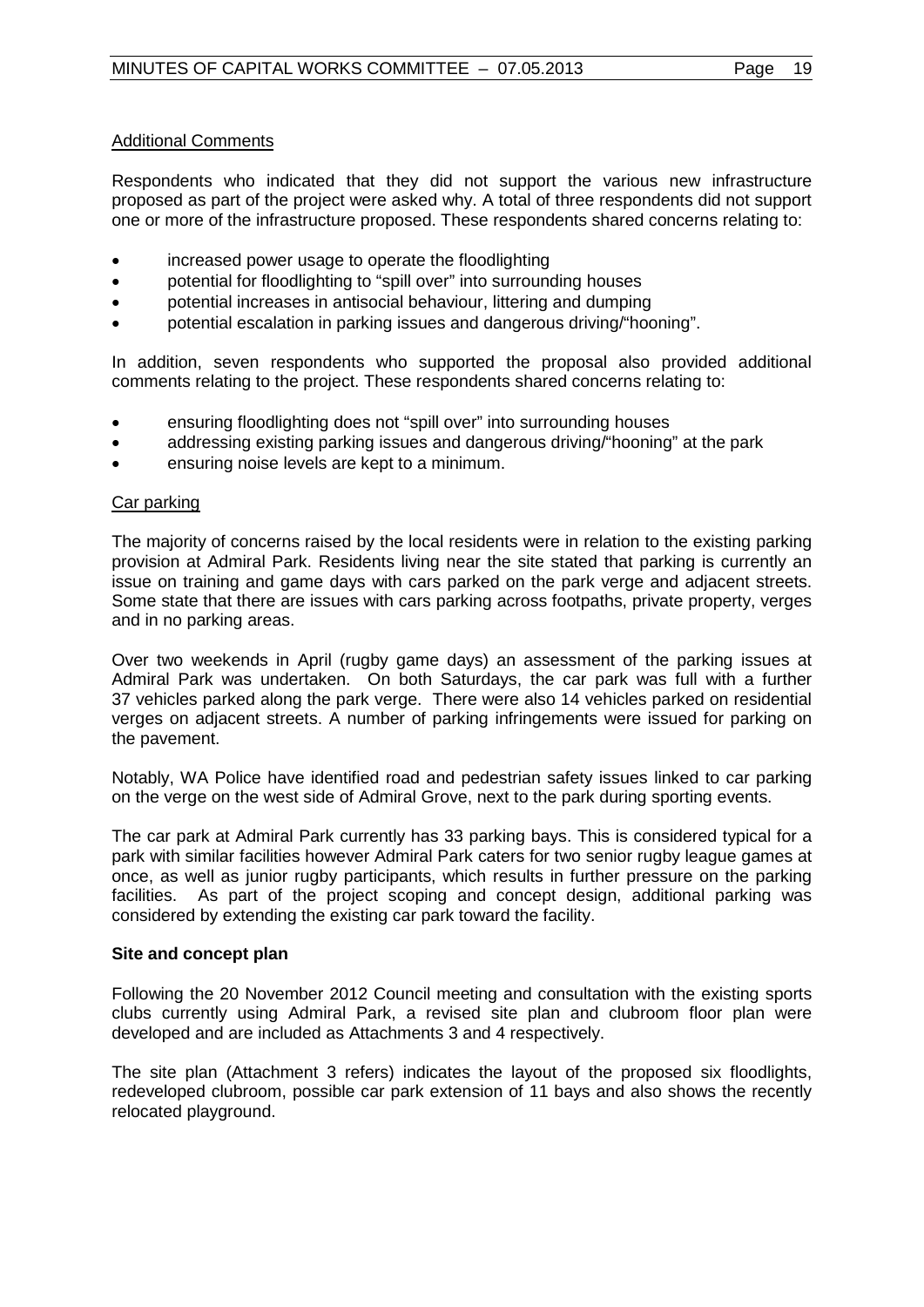Additional Comments

Respondents who indicated that they did not support the various new infrastructure proposed as part of the project were asked why. A total of three respondents did not support one or more of the infrastructure proposed. These respondents shared concerns relating to:

- increased power usage to operate the floodlighting
- potential for floodlighting to "spill over" into surrounding houses
- potential increases in antisocial behaviour, littering and dumping
- potential escalation in parking issues and dangerous driving/"hooning".

In addition, seven respondents who supported the proposal also provided additional comments relating to the project. These respondents shared concerns relating to:

- ensuring floodlighting does not "spill over" into surrounding houses
- addressing existing parking issues and dangerous driving/"hooning" at the park
- ensuring noise levels are kept to a minimum.

Car parking

The majority of concerns raised by the local residents were in relation to the existing parking provision at Admiral Park. Residents living near the site stated that parking is currently an issue on training and game days with cars parked on the park verge and adjacent streets. Some state that there are issues with cars parking across footpaths, private property, verges and in no parking areas.

Over two weekends in April (rugby game days) an assessment of the parking issues at Admiral Park was undertaken. On both Saturdays, the car park was full with a further 37 vehicles parked along the park verge. There were also 14 vehicles parked on residential verges on adjacent streets. A number of parking infringements were issued for parking on the pavement.

Notably, WA Police have identified road and pedestrian safety issues linked to car parking on the verge on the west side of Admiral Grove, next to the park during sporting events.

The car park at Admiral Park currently has 33 parking bays. This is considered typical for a park with similar facilities however Admiral Park caters for two senior rugby league games at once, as well as junior rugby participants, which results in further pressure on the parking facilities. As part of the project scoping and concept design, additional parking was considered by extending the existing car park toward the facility.

**Site and concept plan**

Following the 20 November 2012 Council meeting and consultation with the existing sports clubs currently using Admiral Park, a revised site plan and clubroom floor plan were developed and are included as Attachments 3 and 4 respectively.

The site plan (Attachment 3 refers) indicates the layout of the proposed six floodlights, redeveloped clubroom, possible car park extension of 11 bays and also shows the recently relocated playground.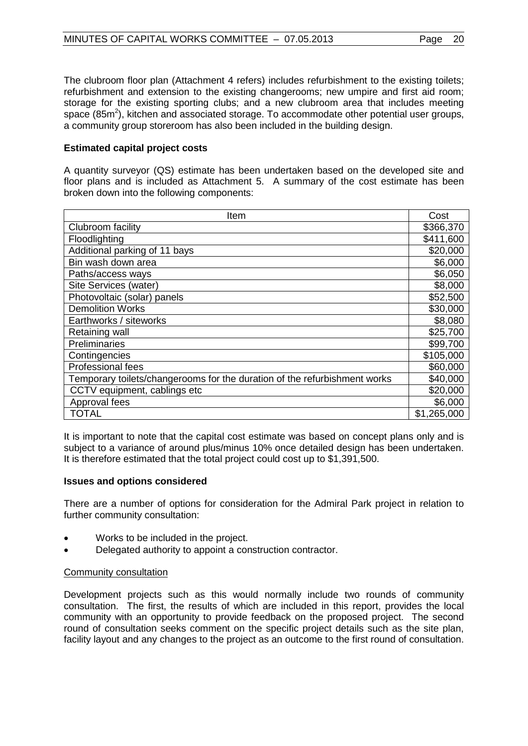The clubroom floor plan (Attachment 4 refers) includes refurbishment to the existing toilets; refurbishment and extension to the existing changerooms; new umpire and first aid room; storage for the existing sporting clubs; and a new clubroom area that includes meeting space (85m$^2$), kitchen and associated storage. To accommodate other potential user groups, a community group storeroom has also been included in the building design.

**Estimated capital project costs**

A quantity surveyor (QS) estimate has been undertaken based on the developed site and floor plans and is included as Attachment 5. A summary of the cost estimate has been broken down into the following components:

| Item | Cost |
|---|---|
| Clubroom facility | $366,370 |
| Floodlighting | $411,600 |
| Additional parking of 11 bays | $20,000 |
| Bin wash down area | $6,000 |
| Paths/access ways | $6,050 |
| Site Services (water) | $8,000 |
| Photovoltaic (solar) panels | $52,500 |
| Demolition Works | $30,000 |
| Earthworks / siteworks | $8,080 |
| Retaining wall | $25,700 |
| Preliminaries | $99,700 |
| Contingencies | $105,000 |
| Professional fees | $60,000 |
| Temporary toilets/changerooms for the duration of the refurbishment works | $40,000 |
| CCTV equipment, cablings etc | $20,000 |
| Approval fees | $6,000 |
| TOTAL | $1,265,000 |

It is important to note that the capital cost estimate was based on concept plans only and is subject to a variance of around plus/minus 10% once detailed design has been undertaken. It is therefore estimated that the total project could cost up to $1,391,500.

**Issues and options considered**

There are a number of options for consideration for the Admiral Park project in relation to further community consultation:

- Works to be included in the project.
- Delegated authority to appoint a construction contractor.

Community consultation

Development projects such as this would normally include two rounds of community consultation. The first, the results of which are included in this report, provides the local community with an opportunity to provide feedback on the proposed project. The second round of consultation seeks comment on the specific project details such as the site plan, facility layout and any changes to the project as an outcome to the first round of consultation.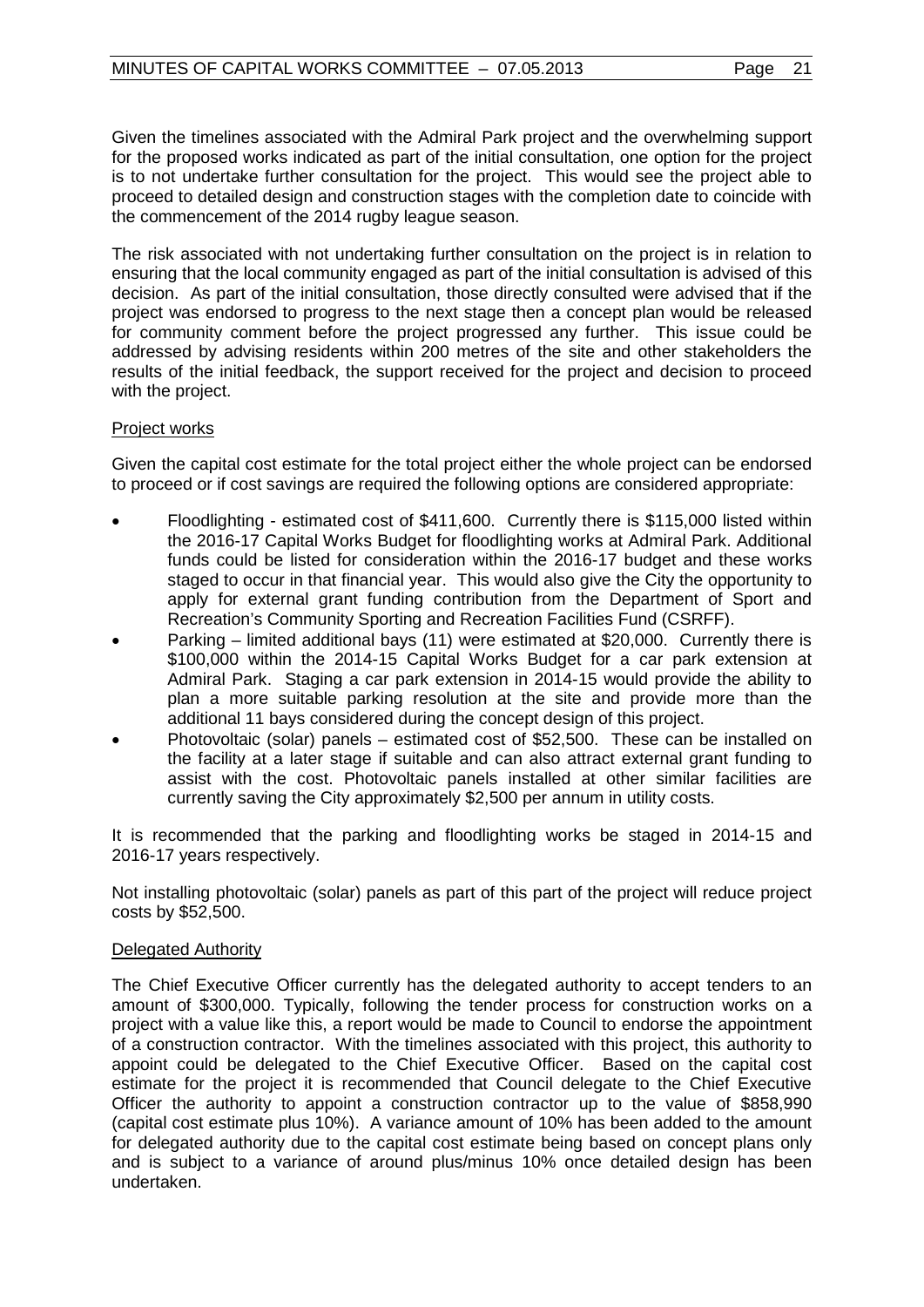Given the timelines associated with the Admiral Park project and the overwhelming support for the proposed works indicated as part of the initial consultation, one option for the project is to not undertake further consultation for the project. This would see the project able to proceed to detailed design and construction stages with the completion date to coincide with the commencement of the 2014 rugby league season.

The risk associated with not undertaking further consultation on the project is in relation to ensuring that the local community engaged as part of the initial consultation is advised of this decision. As part of the initial consultation, those directly consulted were advised that if the project was endorsed to progress to the next stage then a concept plan would be released for community comment before the project progressed any further. This issue could be addressed by advising residents within 200 metres of the site and other stakeholders the results of the initial feedback, the support received for the project and decision to proceed with the project.

<u>Project works</u>

Given the capital cost estimate for the total project either the whole project can be endorsed to proceed or if cost savings are required the following options are considered appropriate:

- Floodlighting - estimated cost of $411,600. Currently there is $115,000 listed within the 2016-17 Capital Works Budget for floodlighting works at Admiral Park. Additional funds could be listed for consideration within the 2016-17 budget and these works staged to occur in that financial year. This would also give the City the opportunity to apply for external grant funding contribution from the Department of Sport and Recreation's Community Sporting and Recreation Facilities Fund (CSRFF).
- Parking – limited additional bays (11) were estimated at $20,000. Currently there is $100,000 within the 2014-15 Capital Works Budget for a car park extension at Admiral Park. Staging a car park extension in 2014-15 would provide the ability to plan a more suitable parking resolution at the site and provide more than the additional 11 bays considered during the concept design of this project.
- Photovoltaic (solar) panels – estimated cost of $52,500. These can be installed on the facility at a later stage if suitable and can also attract external grant funding to assist with the cost. Photovoltaic panels installed at other similar facilities are currently saving the City approximately $2,500 per annum in utility costs.

It is recommended that the parking and floodlighting works be staged in 2014-15 and 2016-17 years respectively.

Not installing photovoltaic (solar) panels as part of this part of the project will reduce project costs by $52,500.

<u>Delegated Authority</u>

The Chief Executive Officer currently has the delegated authority to accept tenders to an amount of $300,000. Typically, following the tender process for construction works on a project with a value like this, a report would be made to Council to endorse the appointment of a construction contractor. With the timelines associated with this project, this authority to appoint could be delegated to the Chief Executive Officer. Based on the capital cost estimate for the project it is recommended that Council delegate to the Chief Executive Officer the authority to appoint a construction contractor up to the value of $858,990 (capital cost estimate plus 10%). A variance amount of 10% has been added to the amount for delegated authority due to the capital cost estimate being based on concept plans only and is subject to a variance of around plus/minus 10% once detailed design has been undertaken.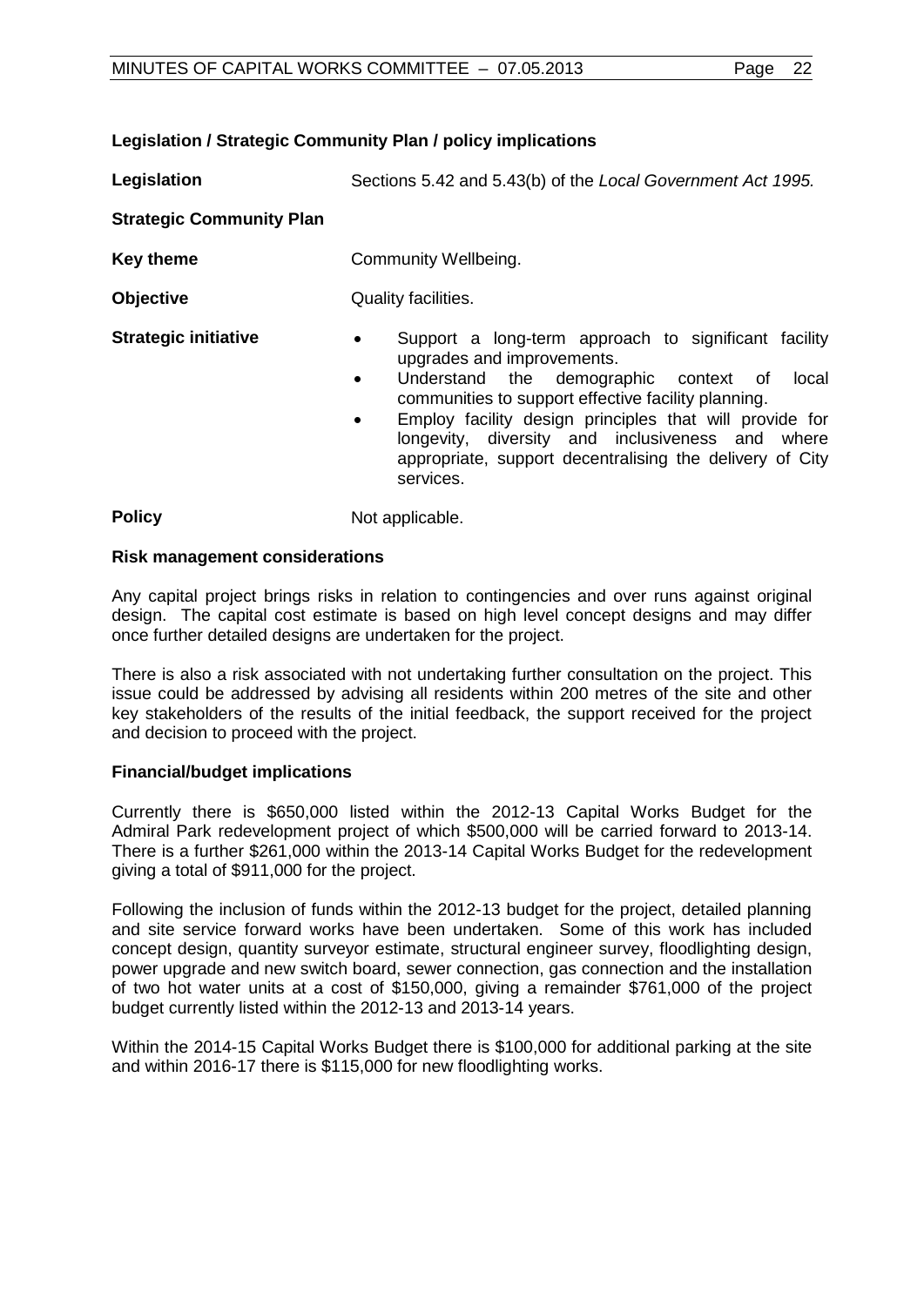**Legislation / Strategic Community Plan / policy implications**

**Legislation** Sections 5.42 and 5.43(b) of the *Local Government Act 1995.*

**Strategic Community Plan**

**Key theme** Community Wellbeing.

**Objective** Quality facilities.

**Strategic initiative**

- Support a long-term approach to significant facility upgrades and improvements.
- Understand the demographic context of local communities to support effective facility planning.
- Employ facility design principles that will provide for longevity, diversity and inclusiveness and where appropriate, support decentralising the delivery of City services.

**Policy** Not applicable.

**Risk management considerations**

Any capital project brings risks in relation to contingencies and over runs against original design. The capital cost estimate is based on high level concept designs and may differ once further detailed designs are undertaken for the project.

There is also a risk associated with not undertaking further consultation on the project. This issue could be addressed by advising all residents within 200 metres of the site and other key stakeholders of the results of the initial feedback, the support received for the project and decision to proceed with the project.

**Financial/budget implications**

Currently there is $650,000 listed within the 2012-13 Capital Works Budget for the Admiral Park redevelopment project of which $500,000 will be carried forward to 2013-14. There is a further $261,000 within the 2013-14 Capital Works Budget for the redevelopment giving a total of $911,000 for the project.

Following the inclusion of funds within the 2012-13 budget for the project, detailed planning and site service forward works have been undertaken. Some of this work has included concept design, quantity surveyor estimate, structural engineer survey, floodlighting design, power upgrade and new switch board, sewer connection, gas connection and the installation of two hot water units at a cost of $150,000, giving a remainder $761,000 of the project budget currently listed within the 2012-13 and 2013-14 years.

Within the 2014-15 Capital Works Budget there is $100,000 for additional parking at the site and within 2016-17 there is $115,000 for new floodlighting works.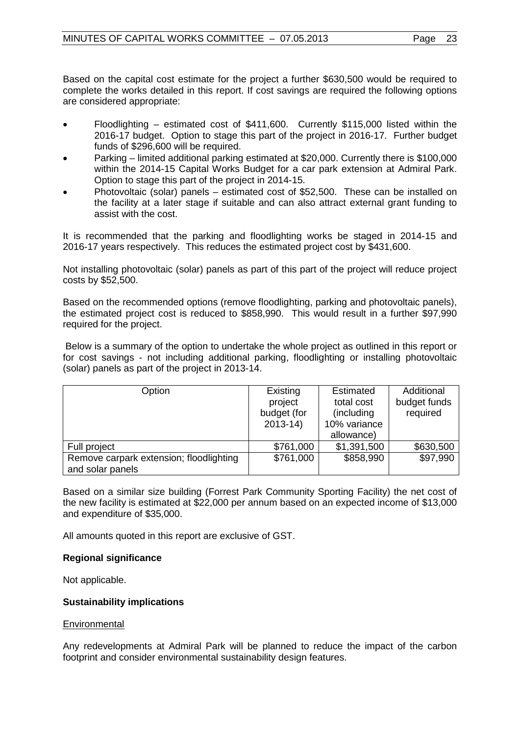Based on the capital cost estimate for the project a further $630,500 would be required to complete the works detailed in this report. If cost savings are required the following options are considered appropriate:

- Floodlighting – estimated cost of $411,600. Currently $115,000 listed within the 2016-17 budget. Option to stage this part of the project in 2016-17. Further budget funds of $296,600 will be required.
- Parking – limited additional parking estimated at $20,000. Currently there is $100,000 within the 2014-15 Capital Works Budget for a car park extension at Admiral Park. Option to stage this part of the project in 2014-15.
- Photovoltaic (solar) panels – estimated cost of $52,500. These can be installed on the facility at a later stage if suitable and can also attract external grant funding to assist with the cost.

It is recommended that the parking and floodlighting works be staged in 2014-15 and 2016-17 years respectively. This reduces the estimated project cost by $431,600.

Not installing photovoltaic (solar) panels as part of this part of the project will reduce project costs by $52,500.

Based on the recommended options (remove floodlighting, parking and photovoltaic panels), the estimated project cost is reduced to $858,990. This would result in a further $97,990 required for the project.

Below is a summary of the option to undertake the whole project as outlined in this report or for cost savings - not including additional parking, floodlighting or installing photovoltaic (solar) panels as part of the project in 2013-14.

| Option | Existing project budget (for 2013-14) | Estimated total cost (including 10% variance allowance) | Additional budget funds required |
|---|---|---|---|
| Full project | $761,000 | $1,391,500 | $630,500 |
| Remove carpark extension; floodlighting and solar panels | $761,000 | $858,990 | $97,990 |

Based on a similar size building (Forrest Park Community Sporting Facility) the net cost of the new facility is estimated at $22,000 per annum based on an expected income of $13,000 and expenditure of $35,000.

All amounts quoted in this report are exclusive of GST.

**Regional significance**

Not applicable.

**Sustainability implications**

Environmental

Any redevelopments at Admiral Park will be planned to reduce the impact of the carbon footprint and consider environmental sustainability design features.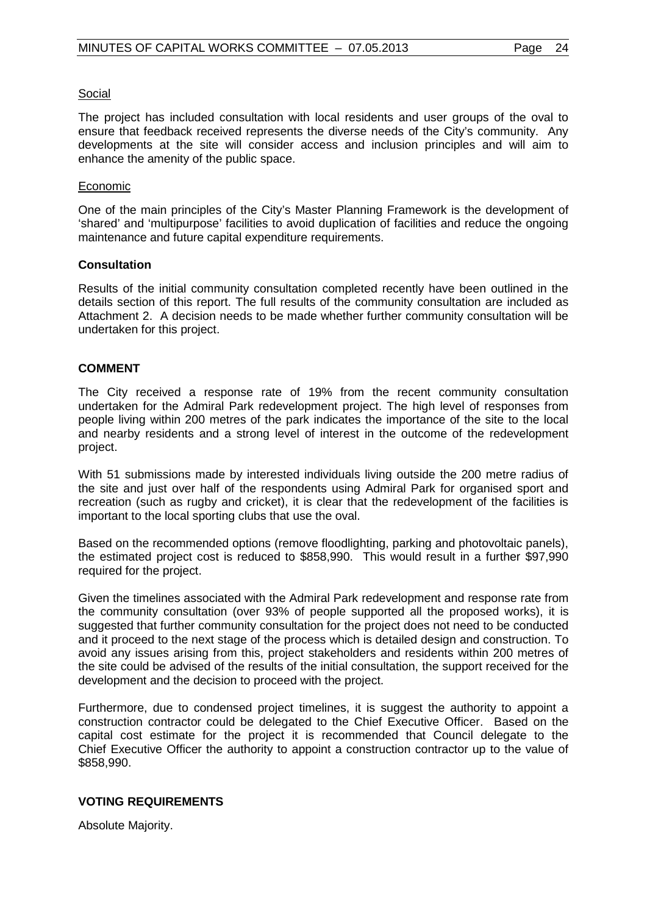Social

The project has included consultation with local residents and user groups of the oval to ensure that feedback received represents the diverse needs of the City's community. Any developments at the site will consider access and inclusion principles and will aim to enhance the amenity of the public space.

Economic

One of the main principles of the City's Master Planning Framework is the development of 'shared' and 'multipurpose' facilities to avoid duplication of facilities and reduce the ongoing maintenance and future capital expenditure requirements.

**Consultation**

Results of the initial community consultation completed recently have been outlined in the details section of this report. The full results of the community consultation are included as Attachment 2. A decision needs to be made whether further community consultation will be undertaken for this project.

## COMMENT

The City received a response rate of 19% from the recent community consultation undertaken for the Admiral Park redevelopment project. The high level of responses from people living within 200 metres of the park indicates the importance of the site to the local and nearby residents and a strong level of interest in the outcome of the redevelopment project.

With 51 submissions made by interested individuals living outside the 200 metre radius of the site and just over half of the respondents using Admiral Park for organised sport and recreation (such as rugby and cricket), it is clear that the redevelopment of the facilities is important to the local sporting clubs that use the oval.

Based on the recommended options (remove floodlighting, parking and photovoltaic panels), the estimated project cost is reduced to $858,990. This would result in a further $97,990 required for the project.

Given the timelines associated with the Admiral Park redevelopment and response rate from the community consultation (over 93% of people supported all the proposed works), it is suggested that further community consultation for the project does not need to be conducted and it proceed to the next stage of the process which is detailed design and construction. To avoid any issues arising from this, project stakeholders and residents within 200 metres of the site could be advised of the results of the initial consultation, the support received for the development and the decision to proceed with the project.

Furthermore, due to condensed project timelines, it is suggest the authority to appoint a construction contractor could be delegated to the Chief Executive Officer. Based on the capital cost estimate for the project it is recommended that Council delegate to the Chief Executive Officer the authority to appoint a construction contractor up to the value of $858,990.

## VOTING REQUIREMENTS

Absolute Majority.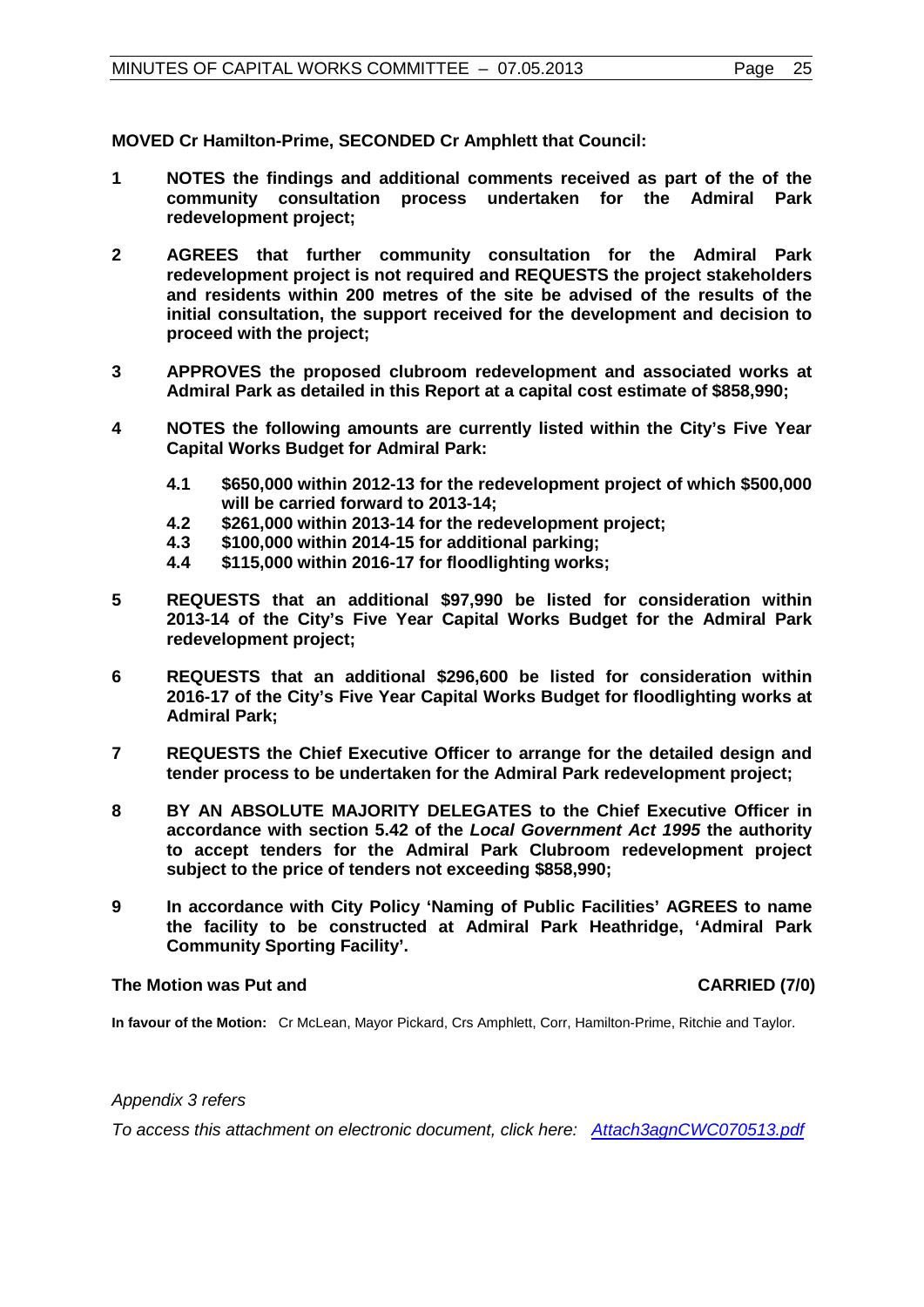**MOVED Cr Hamilton-Prime, SECONDED Cr Amphlett that Council:**

1. **NOTES the findings and additional comments received as part of the of the community consultation process undertaken for the Admiral Park redevelopment project;**

2. **AGREES that further community consultation for the Admiral Park redevelopment project is not required and REQUESTS the project stakeholders and residents within 200 metres of the site be advised of the results of the initial consultation, the support received for the development and decision to proceed with the project;**

3. **APPROVES the proposed clubroom redevelopment and associated works at Admiral Park as detailed in this Report at a capital cost estimate of $858,990;**

4. **NOTES the following amounts are currently listed within the City's Five Year Capital Works Budget for Admiral Park:**

   **4.1 $650,000 within 2012-13 for the redevelopment project of which $500,000 will be carried forward to 2013-14;**
   **4.2 $261,000 within 2013-14 for the redevelopment project;**
   **4.3 $100,000 within 2014-15 for additional parking;**
   **4.4 $115,000 within 2016-17 for floodlighting works;**

5. **REQUESTS that an additional $97,990 be listed for consideration within 2013-14 of the City's Five Year Capital Works Budget for the Admiral Park redevelopment project;**

6. **REQUESTS that an additional $296,600 be listed for consideration within 2016-17 of the City's Five Year Capital Works Budget for floodlighting works at Admiral Park;**

7. **REQUESTS the Chief Executive Officer to arrange for the detailed design and tender process to be undertaken for the Admiral Park redevelopment project;**

8. **BY AN ABSOLUTE MAJORITY DELEGATES to the Chief Executive Officer in accordance with section 5.42 of the *Local Government Act 1995* the authority to accept tenders for the Admiral Park Clubroom redevelopment project subject to the price of tenders not exceeding $858,990;**

9. **In accordance with City Policy 'Naming of Public Facilities' AGREES to name the facility to be constructed at Admiral Park Heathridge, 'Admiral Park Community Sporting Facility'.**

**The Motion was Put and CARRIED (7/0)**

**In favour of the Motion:** Cr McLean, Mayor Pickard, Crs Amphlett, Corr, Hamilton-Prime, Ritchie and Taylor.

*Appendix 3 refers*

*To access this attachment on electronic document, click here: Attach3agnCWC070513.pdf*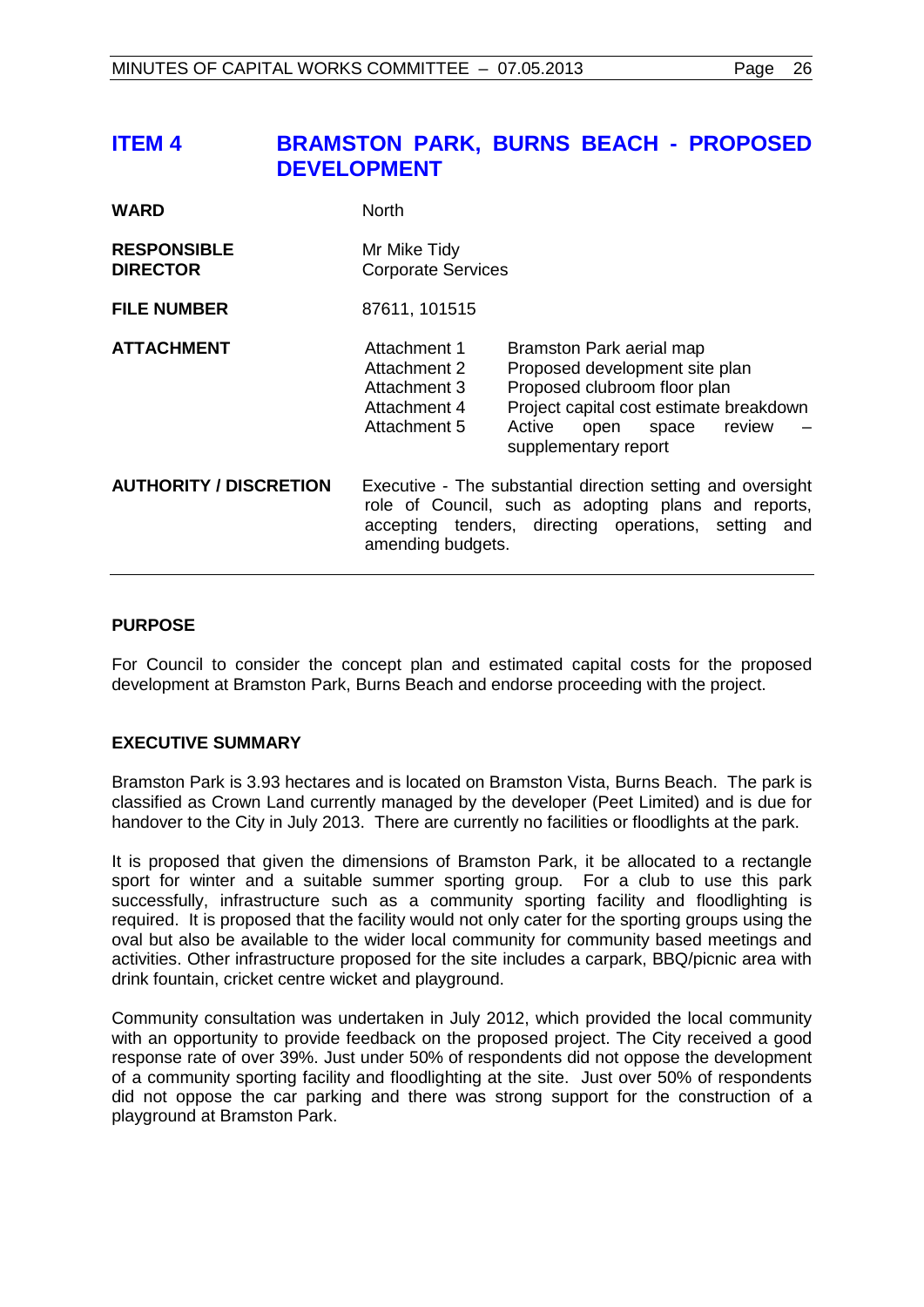# ITEM 4 BRAMSTON PARK, BURNS BEACH - PROPOSED DEVELOPMENT

| | |
|---|---|
| **WARD** | North |
| **RESPONSIBLE DIRECTOR** | Mr Mike Tidy<br>Corporate Services |
| **FILE NUMBER** | 87611, 101515 |
| **ATTACHMENT** | Attachment 1 Bramston Park aerial map<br>Attachment 2 Proposed development site plan<br>Attachment 3 Proposed clubroom floor plan<br>Attachment 4 Project capital cost estimate breakdown<br>Attachment 5 Active open space review – supplementary report |
| **AUTHORITY / DISCRETION** | Executive - The substantial direction setting and oversight role of Council, such as adopting plans and reports, accepting tenders, directing operations, setting and amending budgets. |

## PURPOSE

For Council to consider the concept plan and estimated capital costs for the proposed development at Bramston Park, Burns Beach and endorse proceeding with the project.

## EXECUTIVE SUMMARY

Bramston Park is 3.93 hectares and is located on Bramston Vista, Burns Beach. The park is classified as Crown Land currently managed by the developer (Peet Limited) and is due for handover to the City in July 2013. There are currently no facilities or floodlights at the park.

It is proposed that given the dimensions of Bramston Park, it be allocated to a rectangle sport for winter and a suitable summer sporting group. For a club to use this park successfully, infrastructure such as a community sporting facility and floodlighting is required. It is proposed that the facility would not only cater for the sporting groups using the oval but also be available to the wider local community for community based meetings and activities. Other infrastructure proposed for the site includes a carpark, BBQ/picnic area with drink fountain, cricket centre wicket and playground.

Community consultation was undertaken in July 2012, which provided the local community with an opportunity to provide feedback on the proposed project. The City received a good response rate of over 39%. Just under 50% of respondents did not oppose the development of a community sporting facility and floodlighting at the site. Just over 50% of respondents did not oppose the car parking and there was strong support for the construction of a playground at Bramston Park.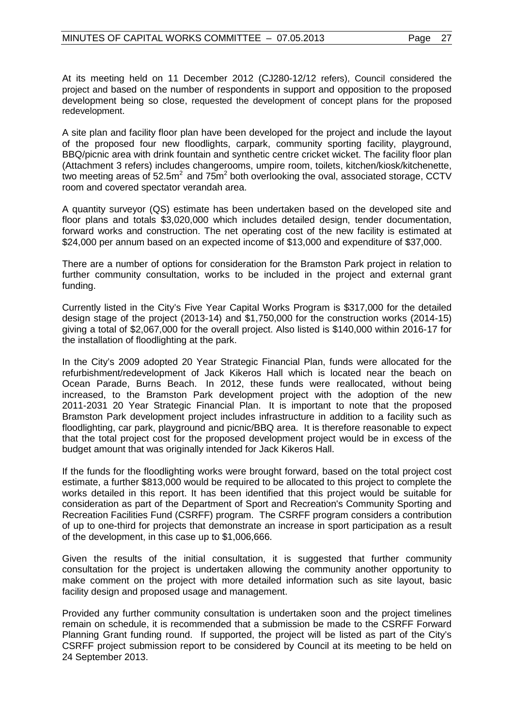At its meeting held on 11 December 2012 (CJ280-12/12 refers), Council considered the project and based on the number of respondents in support and opposition to the proposed development being so close, requested the development of concept plans for the proposed redevelopment.

A site plan and facility floor plan have been developed for the project and include the layout of the proposed four new floodlights, carpark, community sporting facility, playground, BBQ/picnic area with drink fountain and synthetic centre cricket wicket. The facility floor plan (Attachment 3 refers) includes changerooms, umpire room, toilets, kitchen/kiosk/kitchenette, two meeting areas of $52.5m^2$ and $75m^2$ both overlooking the oval, associated storage, CCTV room and covered spectator verandah area.

A quantity surveyor (QS) estimate has been undertaken based on the developed site and floor plans and totals $3,020,000 which includes detailed design, tender documentation, forward works and construction. The net operating cost of the new facility is estimated at $24,000 per annum based on an expected income of $13,000 and expenditure of $37,000.

There are a number of options for consideration for the Bramston Park project in relation to further community consultation, works to be included in the project and external grant funding.

Currently listed in the City's Five Year Capital Works Program is $317,000 for the detailed design stage of the project (2013-14) and $1,750,000 for the construction works (2014-15) giving a total of $2,067,000 for the overall project. Also listed is $140,000 within 2016-17 for the installation of floodlighting at the park.

In the City's 2009 adopted 20 Year Strategic Financial Plan, funds were allocated for the refurbishment/redevelopment of Jack Kikeros Hall which is located near the beach on Ocean Parade, Burns Beach. In 2012, these funds were reallocated, without being increased, to the Bramston Park development project with the adoption of the new 2011-2031 20 Year Strategic Financial Plan. It is important to note that the proposed Bramston Park development project includes infrastructure in addition to a facility such as floodlighting, car park, playground and picnic/BBQ area. It is therefore reasonable to expect that the total project cost for the proposed development project would be in excess of the budget amount that was originally intended for Jack Kikeros Hall.

If the funds for the floodlighting works were brought forward, based on the total project cost estimate, a further $813,000 would be required to be allocated to this project to complete the works detailed in this report. It has been identified that this project would be suitable for consideration as part of the Department of Sport and Recreation's Community Sporting and Recreation Facilities Fund (CSRFF) program. The CSRFF program considers a contribution of up to one-third for projects that demonstrate an increase in sport participation as a result of the development, in this case up to $1,006,666.

Given the results of the initial consultation, it is suggested that further community consultation for the project is undertaken allowing the community another opportunity to make comment on the project with more detailed information such as site layout, basic facility design and proposed usage and management.

Provided any further community consultation is undertaken soon and the project timelines remain on schedule, it is recommended that a submission be made to the CSRFF Forward Planning Grant funding round. If supported, the project will be listed as part of the City's CSRFF project submission report to be considered by Council at its meeting to be held on 24 September 2013.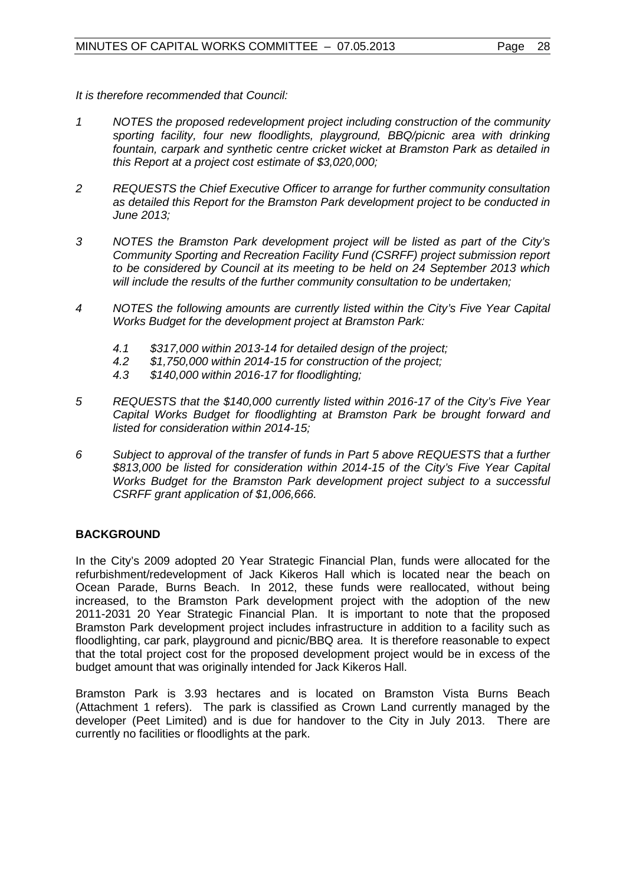*It is therefore recommended that Council:*

1. *NOTES the proposed redevelopment project including construction of the community sporting facility, four new floodlights, playground, BBQ/picnic area with drinking fountain, carpark and synthetic centre cricket wicket at Bramston Park as detailed in this Report at a project cost estimate of $3,020,000;*

2. *REQUESTS the Chief Executive Officer to arrange for further community consultation as detailed this Report for the Bramston Park development project to be conducted in June 2013;*

3. *NOTES the Bramston Park development project will be listed as part of the City's Community Sporting and Recreation Facility Fund (CSRFF) project submission report to be considered by Council at its meeting to be held on 24 September 2013 which will include the results of the further community consultation to be undertaken;*

4. *NOTES the following amounts are currently listed within the City's Five Year Capital Works Budget for the development project at Bramston Park:*

   *4.1 $317,000 within 2013-14 for detailed design of the project;*
   *4.2 $1,750,000 within 2014-15 for construction of the project;*
   *4.3 $140,000 within 2016-17 for floodlighting;*

5. *REQUESTS that the $140,000 currently listed within 2016-17 of the City's Five Year Capital Works Budget for floodlighting at Bramston Park be brought forward and listed for consideration within 2014-15;*

6. *Subject to approval of the transfer of funds in Part 5 above REQUESTS that a further $813,000 be listed for consideration within 2014-15 of the City's Five Year Capital Works Budget for the Bramston Park development project subject to a successful CSRFF grant application of $1,006,666.*

## BACKGROUND

In the City's 2009 adopted 20 Year Strategic Financial Plan, funds were allocated for the refurbishment/redevelopment of Jack Kikeros Hall which is located near the beach on Ocean Parade, Burns Beach. In 2012, these funds were reallocated, without being increased, to the Bramston Park development project with the adoption of the new 2011-2031 20 Year Strategic Financial Plan. It is important to note that the proposed Bramston Park development project includes infrastructure in addition to a facility such as floodlighting, car park, playground and picnic/BBQ area. It is therefore reasonable to expect that the total project cost for the proposed development project would be in excess of the budget amount that was originally intended for Jack Kikeros Hall.

Bramston Park is 3.93 hectares and is located on Bramston Vista Burns Beach (Attachment 1 refers). The park is classified as Crown Land currently managed by the developer (Peet Limited) and is due for handover to the City in July 2013. There are currently no facilities or floodlights at the park.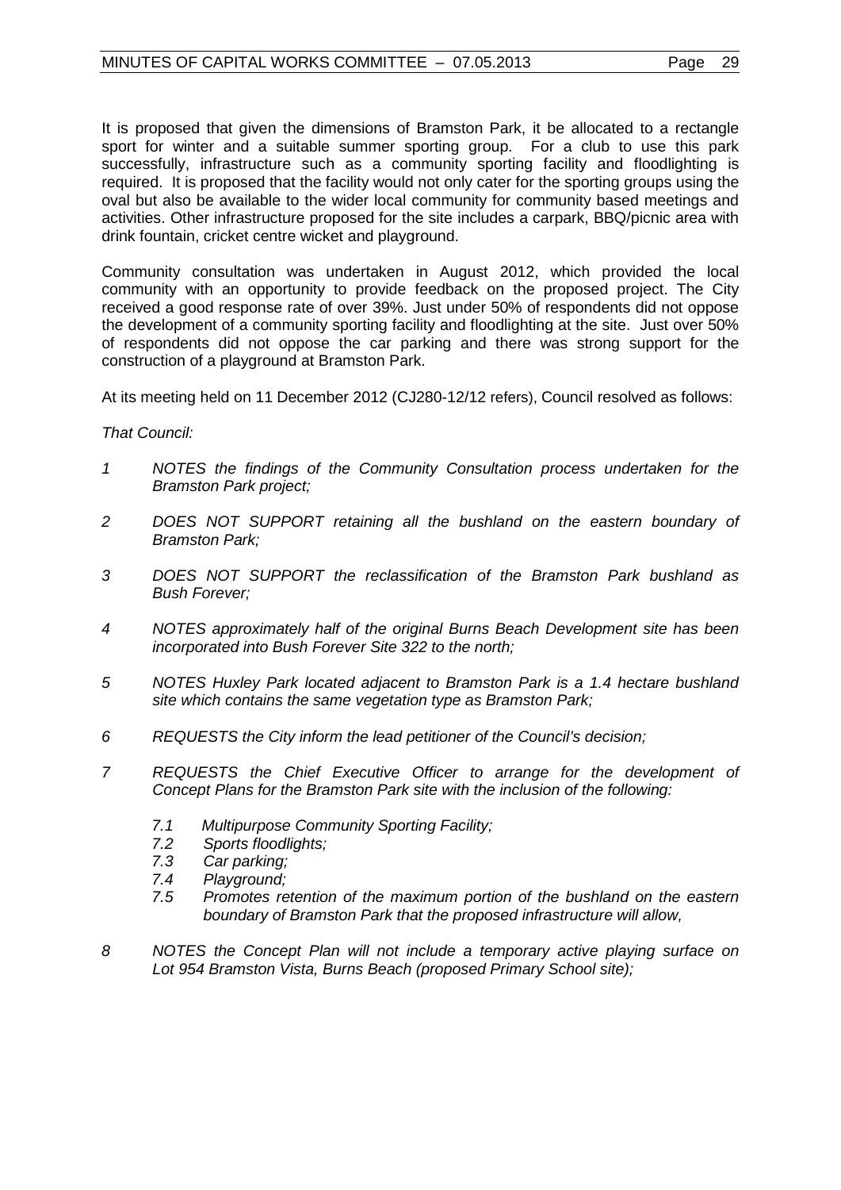It is proposed that given the dimensions of Bramston Park, it be allocated to a rectangle sport for winter and a suitable summer sporting group. For a club to use this park successfully, infrastructure such as a community sporting facility and floodlighting is required. It is proposed that the facility would not only cater for the sporting groups using the oval but also be available to the wider local community for community based meetings and activities. Other infrastructure proposed for the site includes a carpark, BBQ/picnic area with drink fountain, cricket centre wicket and playground.

Community consultation was undertaken in August 2012, which provided the local community with an opportunity to provide feedback on the proposed project. The City received a good response rate of over 39%. Just under 50% of respondents did not oppose the development of a community sporting facility and floodlighting at the site. Just over 50% of respondents did not oppose the car parking and there was strong support for the construction of a playground at Bramston Park.

At its meeting held on 11 December 2012 (CJ280-12/12 refers), Council resolved as follows:

*That Council:*

1. *NOTES the findings of the Community Consultation process undertaken for the Bramston Park project;*
2. *DOES NOT SUPPORT retaining all the bushland on the eastern boundary of Bramston Park;*
3. *DOES NOT SUPPORT the reclassification of the Bramston Park bushland as Bush Forever;*
4. *NOTES approximately half of the original Burns Beach Development site has been incorporated into Bush Forever Site 322 to the north;*
5. *NOTES Huxley Park located adjacent to Bramston Park is a 1.4 hectare bushland site which contains the same vegetation type as Bramston Park;*
6. *REQUESTS the City inform the lead petitioner of the Council's decision;*
7. *REQUESTS the Chief Executive Officer to arrange for the development of Concept Plans for the Bramston Park site with the inclusion of the following:*
   - *7.1 Multipurpose Community Sporting Facility;*
   - *7.2 Sports floodlights;*
   - *7.3 Car parking;*
   - *7.4 Playground;*
   - *7.5 Promotes retention of the maximum portion of the bushland on the eastern boundary of Bramston Park that the proposed infrastructure will allow,*
8. *NOTES the Concept Plan will not include a temporary active playing surface on Lot 954 Bramston Vista, Burns Beach (proposed Primary School site);*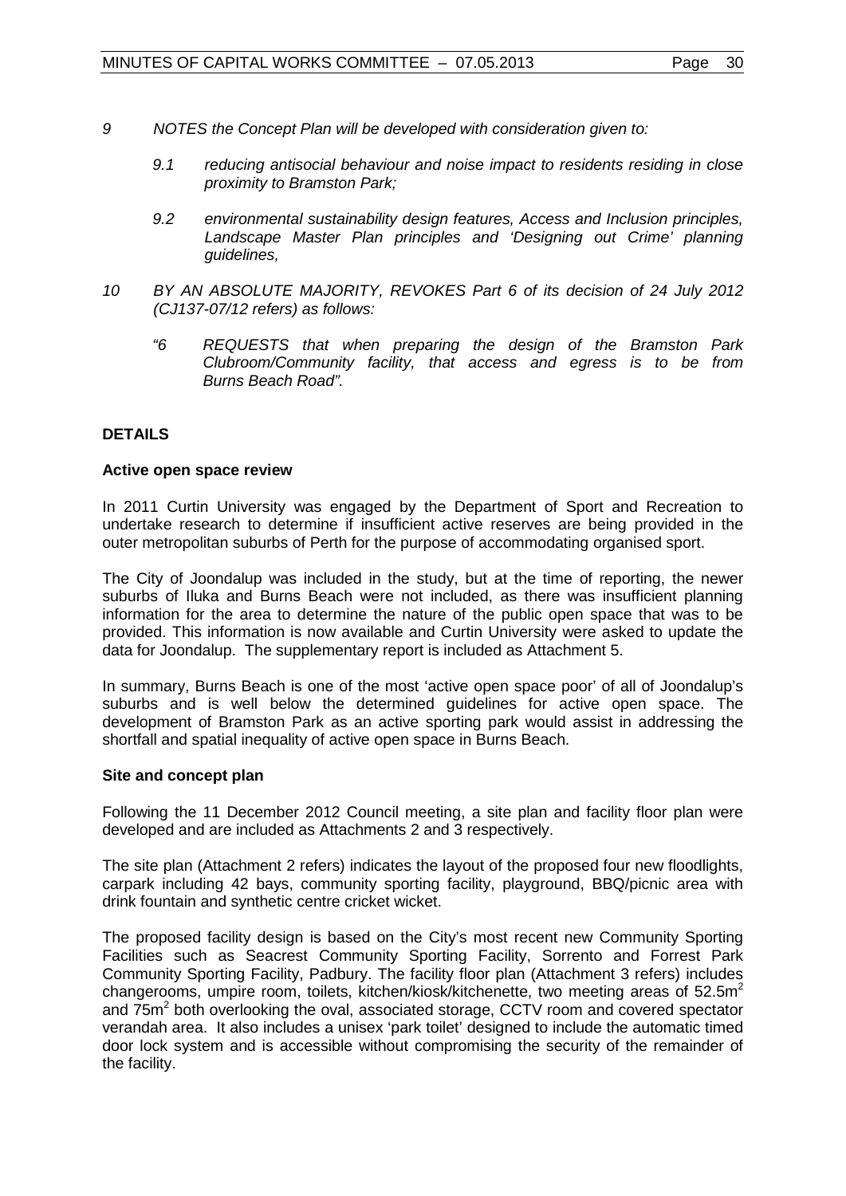*9 NOTES the Concept Plan will be developed with consideration given to:*

*9.1 reducing antisocial behaviour and noise impact to residents residing in close proximity to Bramston Park;*

*9.2 environmental sustainability design features, Access and Inclusion principles, Landscape Master Plan principles and 'Designing out Crime' planning guidelines,*

*10 BY AN ABSOLUTE MAJORITY, REVOKES Part 6 of its decision of 24 July 2012 (CJ137-07/12 refers) as follows:*

*"6 REQUESTS that when preparing the design of the Bramston Park Clubroom/Community facility, that access and egress is to be from Burns Beach Road".*

## DETAILS

### Active open space review

In 2011 Curtin University was engaged by the Department of Sport and Recreation to undertake research to determine if insufficient active reserves are being provided in the outer metropolitan suburbs of Perth for the purpose of accommodating organised sport.

The City of Joondalup was included in the study, but at the time of reporting, the newer suburbs of Iluka and Burns Beach were not included, as there was insufficient planning information for the area to determine the nature of the public open space that was to be provided. This information is now available and Curtin University were asked to update the data for Joondalup. The supplementary report is included as Attachment 5.

In summary, Burns Beach is one of the most 'active open space poor' of all of Joondalup's suburbs and is well below the determined guidelines for active open space. The development of Bramston Park as an active sporting park would assist in addressing the shortfall and spatial inequality of active open space in Burns Beach.

### Site and concept plan

Following the 11 December 2012 Council meeting, a site plan and facility floor plan were developed and are included as Attachments 2 and 3 respectively.

The site plan (Attachment 2 refers) indicates the layout of the proposed four new floodlights, carpark including 42 bays, community sporting facility, playground, BBQ/picnic area with drink fountain and synthetic centre cricket wicket.

The proposed facility design is based on the City's most recent new Community Sporting Facilities such as Seacrest Community Sporting Facility, Sorrento and Forrest Park Community Sporting Facility, Padbury. The facility floor plan (Attachment 3 refers) includes changerooms, umpire room, toilets, kitchen/kiosk/kitchenette, two meeting areas of $52.5m^2$ and $75m^2$ both overlooking the oval, associated storage, CCTV room and covered spectator verandah area. It also includes a unisex 'park toilet' designed to include the automatic timed door lock system and is accessible without compromising the security of the remainder of the facility.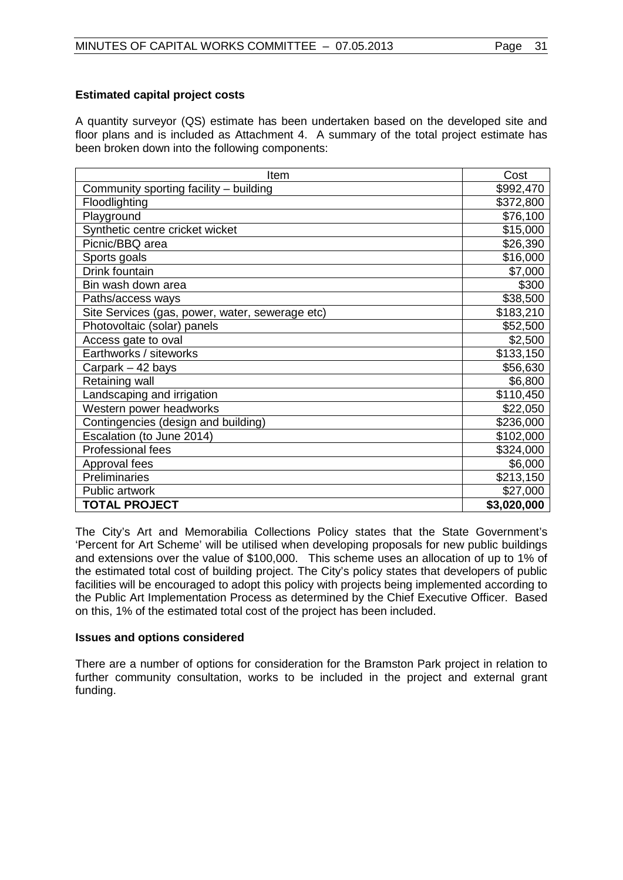**Estimated capital project costs**

A quantity surveyor (QS) estimate has been undertaken based on the developed site and floor plans and is included as Attachment 4. A summary of the total project estimate has been broken down into the following components:

| Item | Cost |
|---|---|
| Community sporting facility – building | $992,470 |
| Floodlighting | $372,800 |
| Playground | $76,100 |
| Synthetic centre cricket wicket | $15,000 |
| Picnic/BBQ area | $26,390 |
| Sports goals | $16,000 |
| Drink fountain | $7,000 |
| Bin wash down area | $300 |
| Paths/access ways | $38,500 |
| Site Services (gas, power, water, sewerage etc) | $183,210 |
| Photovoltaic (solar) panels | $52,500 |
| Access gate to oval | $2,500 |
| Earthworks / siteworks | $133,150 |
| Carpark – 42 bays | $56,630 |
| Retaining wall | $6,800 |
| Landscaping and irrigation | $110,450 |
| Western power headworks | $22,050 |
| Contingencies (design and building) | $236,000 |
| Escalation (to June 2014) | $102,000 |
| Professional fees | $324,000 |
| Approval fees | $6,000 |
| Preliminaries | $213,150 |
| Public artwork | $27,000 |
| **TOTAL PROJECT** | **$3,020,000** |

The City's Art and Memorabilia Collections Policy states that the State Government's 'Percent for Art Scheme' will be utilised when developing proposals for new public buildings and extensions over the value of $100,000. This scheme uses an allocation of up to 1% of the estimated total cost of building project. The City's policy states that developers of public facilities will be encouraged to adopt this policy with projects being implemented according to the Public Art Implementation Process as determined by the Chief Executive Officer. Based on this, 1% of the estimated total cost of the project has been included.

**Issues and options considered**

There are a number of options for consideration for the Bramston Park project in relation to further community consultation, works to be included in the project and external grant funding.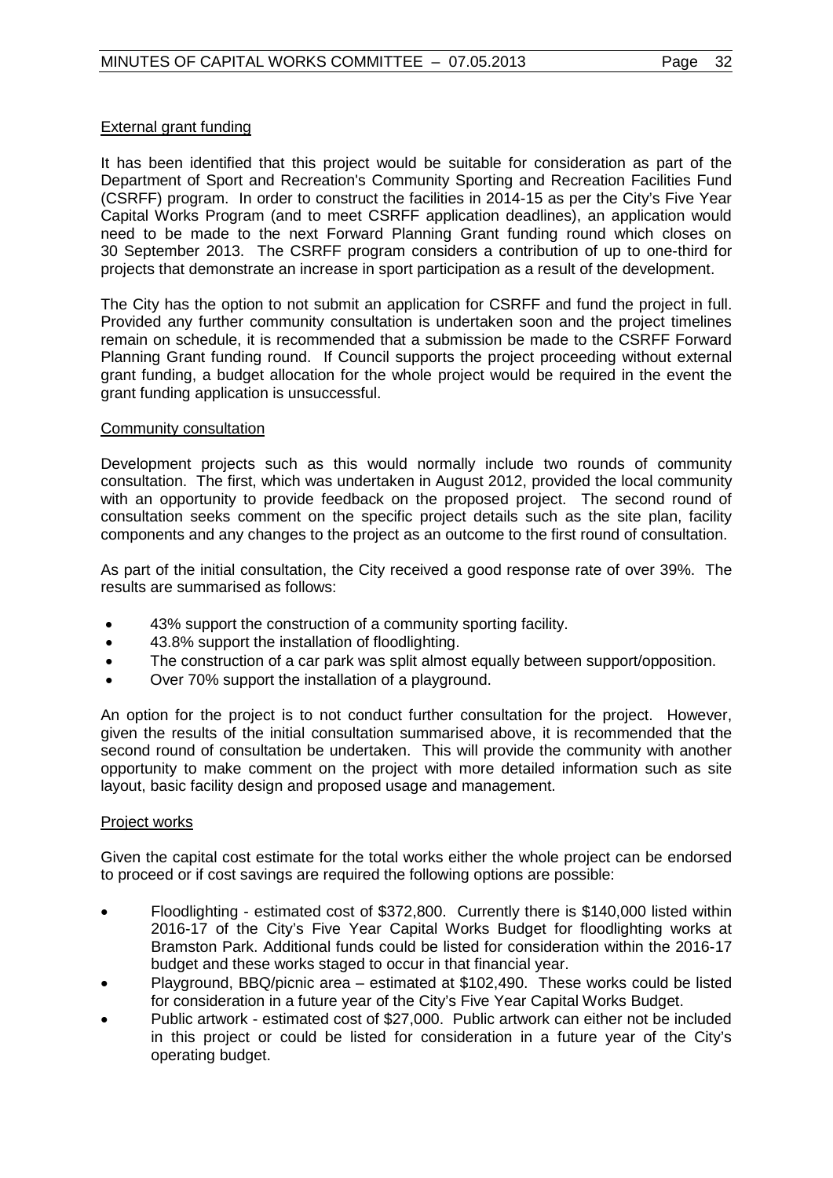<u>External grant funding</u>

It has been identified that this project would be suitable for consideration as part of the Department of Sport and Recreation's Community Sporting and Recreation Facilities Fund (CSRFF) program. In order to construct the facilities in 2014-15 as per the City's Five Year Capital Works Program (and to meet CSRFF application deadlines), an application would need to be made to the next Forward Planning Grant funding round which closes on 30 September 2013. The CSRFF program considers a contribution of up to one-third for projects that demonstrate an increase in sport participation as a result of the development.

The City has the option to not submit an application for CSRFF and fund the project in full. Provided any further community consultation is undertaken soon and the project timelines remain on schedule, it is recommended that a submission be made to the CSRFF Forward Planning Grant funding round. If Council supports the project proceeding without external grant funding, a budget allocation for the whole project would be required in the event the grant funding application is unsuccessful.

<u>Community consultation</u>

Development projects such as this would normally include two rounds of community consultation. The first, which was undertaken in August 2012, provided the local community with an opportunity to provide feedback on the proposed project. The second round of consultation seeks comment on the specific project details such as the site plan, facility components and any changes to the project as an outcome to the first round of consultation.

As part of the initial consultation, the City received a good response rate of over 39%. The results are summarised as follows:

- 43% support the construction of a community sporting facility.
- 43.8% support the installation of floodlighting.
- The construction of a car park was split almost equally between support/opposition.
- Over 70% support the installation of a playground.

An option for the project is to not conduct further consultation for the project. However, given the results of the initial consultation summarised above, it is recommended that the second round of consultation be undertaken. This will provide the community with another opportunity to make comment on the project with more detailed information such as site layout, basic facility design and proposed usage and management.

<u>Project works</u>

Given the capital cost estimate for the total works either the whole project can be endorsed to proceed or if cost savings are required the following options are possible:

- Floodlighting - estimated cost of $372,800. Currently there is $140,000 listed within 2016-17 of the City's Five Year Capital Works Budget for floodlighting works at Bramston Park. Additional funds could be listed for consideration within the 2016-17 budget and these works staged to occur in that financial year.
- Playground, BBQ/picnic area – estimated at $102,490. These works could be listed for consideration in a future year of the City's Five Year Capital Works Budget.
- Public artwork - estimated cost of $27,000. Public artwork can either not be included in this project or could be listed for consideration in a future year of the City's operating budget.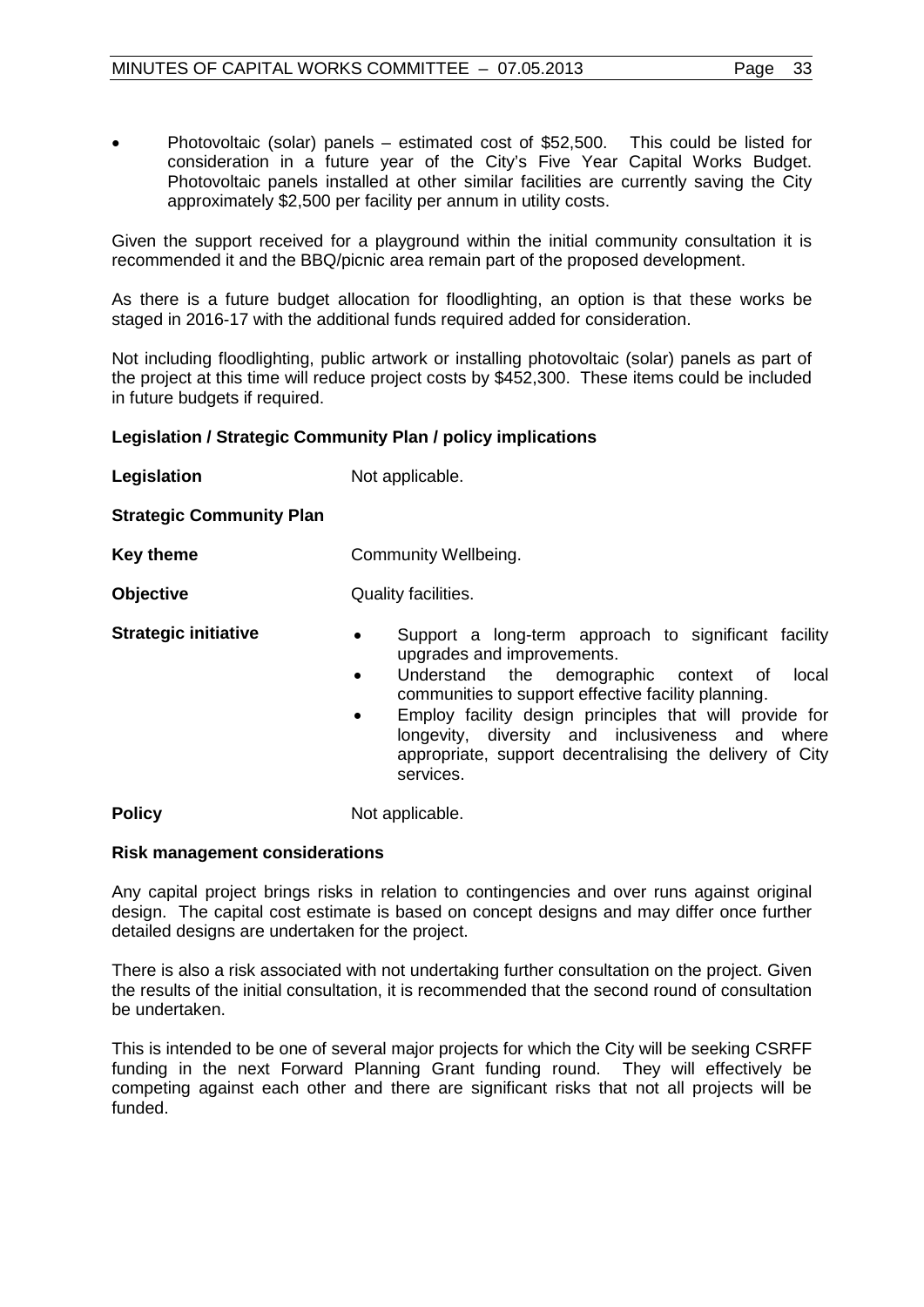- Photovoltaic (solar) panels – estimated cost of $52,500. This could be listed for consideration in a future year of the City's Five Year Capital Works Budget. Photovoltaic panels installed at other similar facilities are currently saving the City approximately $2,500 per facility per annum in utility costs.

Given the support received for a playground within the initial community consultation it is recommended it and the BBQ/picnic area remain part of the proposed development.

As there is a future budget allocation for floodlighting, an option is that these works be staged in 2016-17 with the additional funds required added for consideration.

Not including floodlighting, public artwork or installing photovoltaic (solar) panels as part of the project at this time will reduce project costs by $452,300. These items could be included in future budgets if required.

**Legislation / Strategic Community Plan / policy implications**

**Legislation** Not applicable.

**Strategic Community Plan**

**Key theme** Community Wellbeing.

**Objective** Quality facilities.

**Strategic initiative**

- Support a long-term approach to significant facility upgrades and improvements.
- Understand the demographic context of local communities to support effective facility planning.
- Employ facility design principles that will provide for longevity, diversity and inclusiveness and where appropriate, support decentralising the delivery of City services.

**Policy** Not applicable.

**Risk management considerations**

Any capital project brings risks in relation to contingencies and over runs against original design. The capital cost estimate is based on concept designs and may differ once further detailed designs are undertaken for the project.

There is also a risk associated with not undertaking further consultation on the project. Given the results of the initial consultation, it is recommended that the second round of consultation be undertaken.

This is intended to be one of several major projects for which the City will be seeking CSRFF funding in the next Forward Planning Grant funding round. They will effectively be competing against each other and there are significant risks that not all projects will be funded.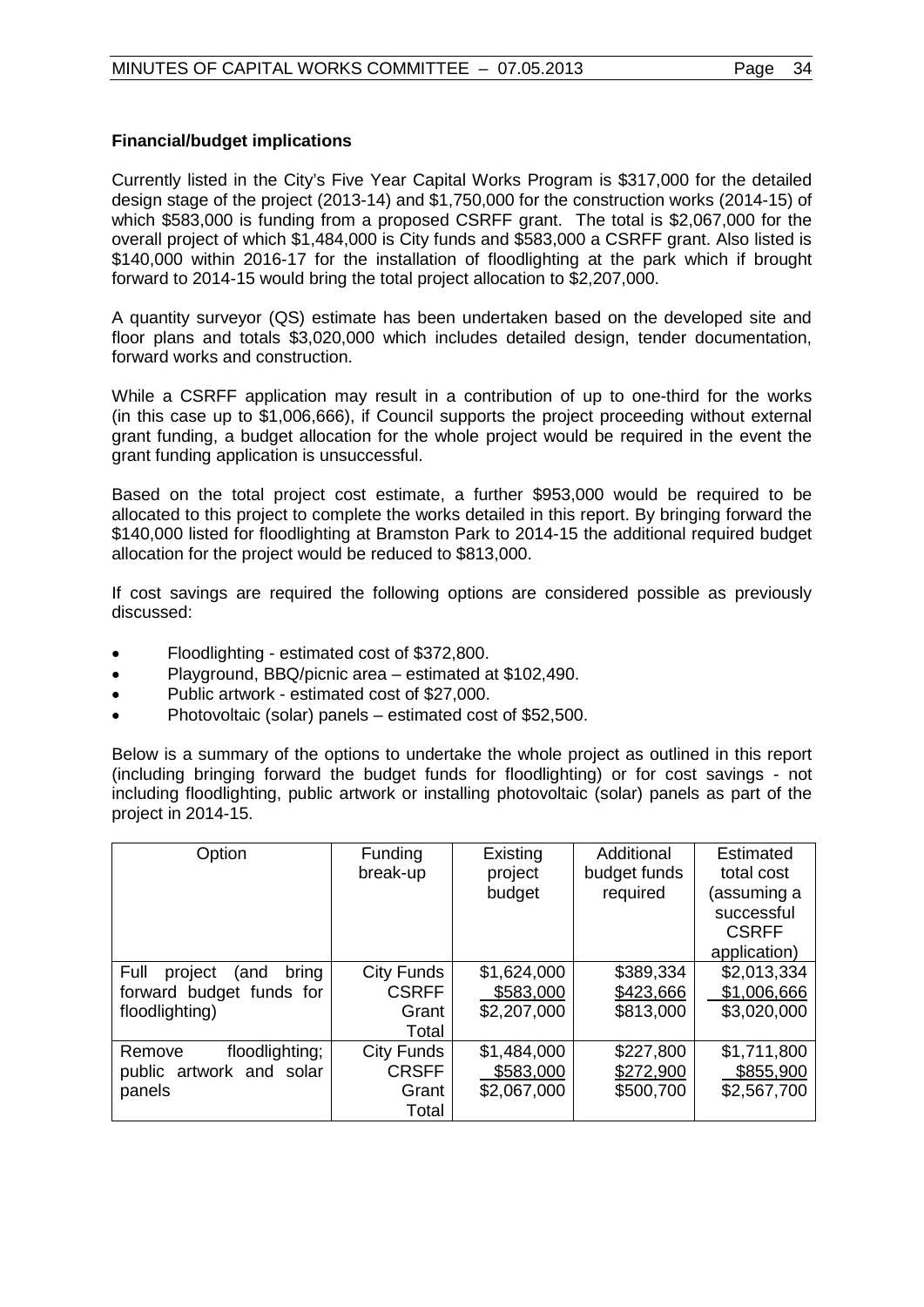**Financial/budget implications**

Currently listed in the City's Five Year Capital Works Program is $317,000 for the detailed design stage of the project (2013-14) and $1,750,000 for the construction works (2014-15) of which $583,000 is funding from a proposed CSRFF grant. The total is $2,067,000 for the overall project of which $1,484,000 is City funds and $583,000 a CSRFF grant. Also listed is $140,000 within 2016-17 for the installation of floodlighting at the park which if brought forward to 2014-15 would bring the total project allocation to $2,207,000.

A quantity surveyor (QS) estimate has been undertaken based on the developed site and floor plans and totals $3,020,000 which includes detailed design, tender documentation, forward works and construction.

While a CSRFF application may result in a contribution of up to one-third for the works (in this case up to $1,006,666), if Council supports the project proceeding without external grant funding, a budget allocation for the whole project would be required in the event the grant funding application is unsuccessful.

Based on the total project cost estimate, a further $953,000 would be required to be allocated to this project to complete the works detailed in this report. By bringing forward the $140,000 listed for floodlighting at Bramston Park to 2014-15 the additional required budget allocation for the project would be reduced to $813,000.

If cost savings are required the following options are considered possible as previously discussed:

- Floodlighting - estimated cost of $372,800.
- Playground, BBQ/picnic area – estimated at $102,490.
- Public artwork - estimated cost of $27,000.
- Photovoltaic (solar) panels – estimated cost of $52,500.

Below is a summary of the options to undertake the whole project as outlined in this report (including bringing forward the budget funds for floodlighting) or for cost savings - not including floodlighting, public artwork or installing photovoltaic (solar) panels as part of the project in 2014-15.

| Option | Funding break-up | Existing project budget | Additional budget funds required | Estimated total cost (assuming a successful CSRFF application) |
|---|---|---|---|---|
| Full project (and bring forward budget funds for floodlighting) | City Funds<br>CSRFF<br>Grant<br>Total | $1,624,000<br>$583,000<br>$2,207,000 | $389,334<br>$423,666<br>$813,000 | $2,013,334<br>$1,006,666<br>$3,020,000 |
| Remove floodlighting; public artwork and solar panels | City Funds<br>CRSFF<br>Grant<br>Total | $1,484,000<br>$583,000<br>$2,067,000 | $227,800<br>$272,900<br>$500,700 | $1,711,800<br>$855,900<br>$2,567,700 |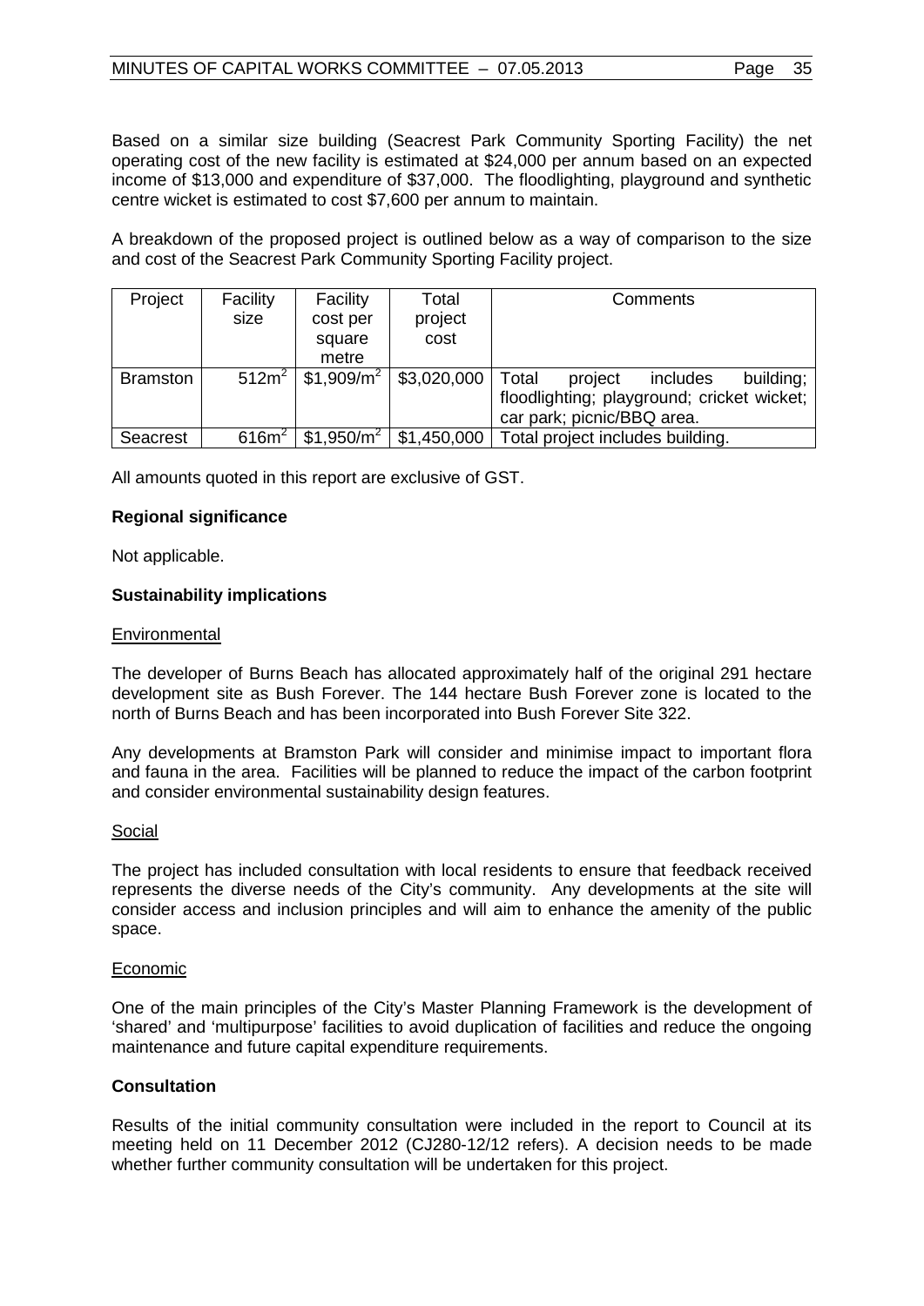Based on a similar size building (Seacrest Park Community Sporting Facility) the net operating cost of the new facility is estimated at $24,000 per annum based on an expected income of $13,000 and expenditure of $37,000. The floodlighting, playground and synthetic centre wicket is estimated to cost $7,600 per annum to maintain.

A breakdown of the proposed project is outlined below as a way of comparison to the size and cost of the Seacrest Park Community Sporting Facility project.

| Project | Facility size | Facility cost per square metre | Total project cost | Comments |
|---|---|---|---|---|
| Bramston | $512m^2$ | $\$1,909/m^2$ | $3,020,000 | Total project includes building; floodlighting; playground; cricket wicket; car park; picnic/BBQ area. |
| Seacrest | $616m^2$ | $\$1,950/m^2$ | $1,450,000 | Total project includes building. |

All amounts quoted in this report are exclusive of GST.

**Regional significance**

Not applicable.

**Sustainability implications**

Environmental

The developer of Burns Beach has allocated approximately half of the original 291 hectare development site as Bush Forever. The 144 hectare Bush Forever zone is located to the north of Burns Beach and has been incorporated into Bush Forever Site 322.

Any developments at Bramston Park will consider and minimise impact to important flora and fauna in the area. Facilities will be planned to reduce the impact of the carbon footprint and consider environmental sustainability design features.

Social

The project has included consultation with local residents to ensure that feedback received represents the diverse needs of the City's community. Any developments at the site will consider access and inclusion principles and will aim to enhance the amenity of the public space.

Economic

One of the main principles of the City's Master Planning Framework is the development of 'shared' and 'multipurpose' facilities to avoid duplication of facilities and reduce the ongoing maintenance and future capital expenditure requirements.

**Consultation**

Results of the initial community consultation were included in the report to Council at its meeting held on 11 December 2012 (CJ280-12/12 refers). A decision needs to be made whether further community consultation will be undertaken for this project.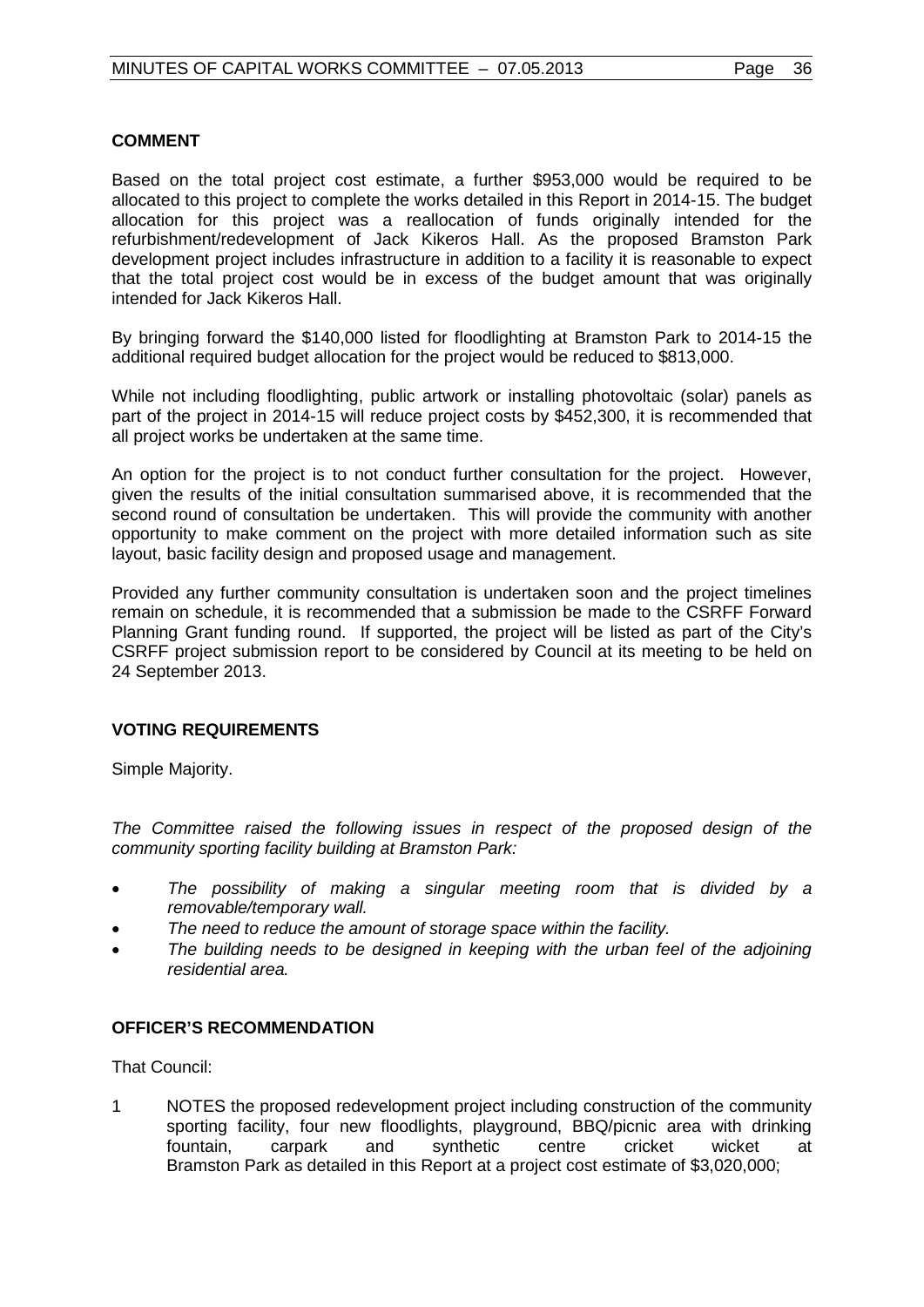**COMMENT**

Based on the total project cost estimate, a further $953,000 would be required to be allocated to this project to complete the works detailed in this Report in 2014-15. The budget allocation for this project was a reallocation of funds originally intended for the refurbishment/redevelopment of Jack Kikeros Hall. As the proposed Bramston Park development project includes infrastructure in addition to a facility it is reasonable to expect that the total project cost would be in excess of the budget amount that was originally intended for Jack Kikeros Hall.

By bringing forward the $140,000 listed for floodlighting at Bramston Park to 2014-15 the additional required budget allocation for the project would be reduced to $813,000.

While not including floodlighting, public artwork or installing photovoltaic (solar) panels as part of the project in 2014-15 will reduce project costs by $452,300, it is recommended that all project works be undertaken at the same time.

An option for the project is to not conduct further consultation for the project. However, given the results of the initial consultation summarised above, it is recommended that the second round of consultation be undertaken. This will provide the community with another opportunity to make comment on the project with more detailed information such as site layout, basic facility design and proposed usage and management.

Provided any further community consultation is undertaken soon and the project timelines remain on schedule, it is recommended that a submission be made to the CSRFF Forward Planning Grant funding round. If supported, the project will be listed as part of the City's CSRFF project submission report to be considered by Council at its meeting to be held on 24 September 2013.

**VOTING REQUIREMENTS**

Simple Majority.

*The Committee raised the following issues in respect of the proposed design of the community sporting facility building at Bramston Park:*

- *The possibility of making a singular meeting room that is divided by a removable/temporary wall.*
- *The need to reduce the amount of storage space within the facility.*
- *The building needs to be designed in keeping with the urban feel of the adjoining residential area.*

**OFFICER'S RECOMMENDATION**

That Council:

1 NOTES the proposed redevelopment project including construction of the community sporting facility, four new floodlights, playground, BBQ/picnic area with drinking fountain, carpark and synthetic centre cricket wicket at Bramston Park as detailed in this Report at a project cost estimate of $3,020,000;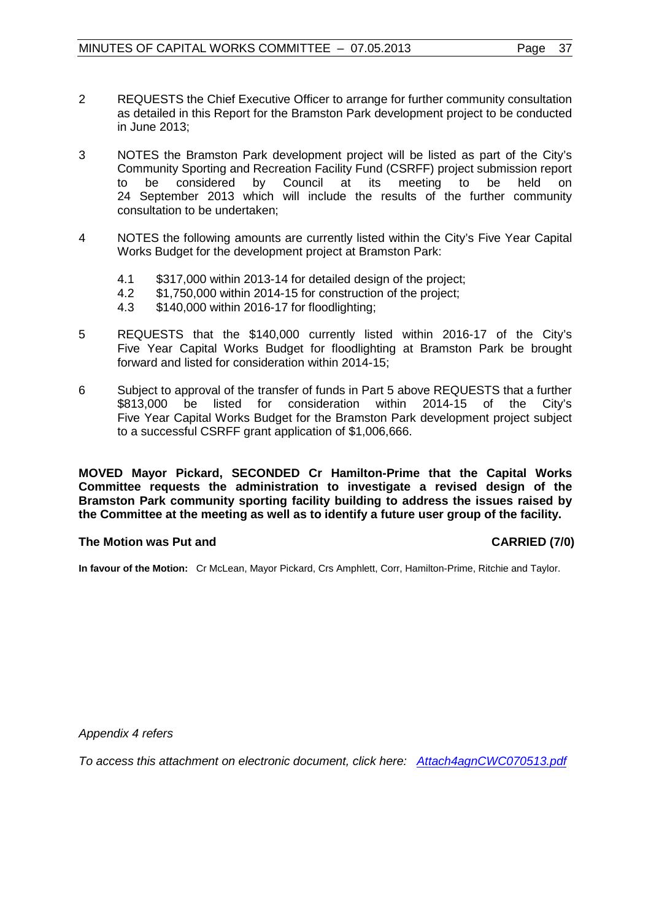2 REQUESTS the Chief Executive Officer to arrange for further community consultation as detailed in this Report for the Bramston Park development project to be conducted in June 2013;

3 NOTES the Bramston Park development project will be listed as part of the City's Community Sporting and Recreation Facility Fund (CSRFF) project submission report to be considered by Council at its meeting to be held on 24 September 2013 which will include the results of the further community consultation to be undertaken;

4 NOTES the following amounts are currently listed within the City's Five Year Capital Works Budget for the development project at Bramston Park:

   4.1 $317,000 within 2013-14 for detailed design of the project;
   4.2 $1,750,000 within 2014-15 for construction of the project;
   4.3 $140,000 within 2016-17 for floodlighting;

5 REQUESTS that the $140,000 currently listed within 2016-17 of the City's Five Year Capital Works Budget for floodlighting at Bramston Park be brought forward and listed for consideration within 2014-15;

6 Subject to approval of the transfer of funds in Part 5 above REQUESTS that a further $813,000 be listed for consideration within 2014-15 of the City's Five Year Capital Works Budget for the Bramston Park development project subject to a successful CSRFF grant application of $1,006,666.

**MOVED Mayor Pickard, SECONDED Cr Hamilton-Prime that the Capital Works Committee requests the administration to investigate a revised design of the Bramston Park community sporting facility building to address the issues raised by the Committee at the meeting as well as to identify a future user group of the facility.**

**The Motion was Put and CARRIED (7/0)**

**In favour of the Motion:** Cr McLean, Mayor Pickard, Crs Amphlett, Corr, Hamilton-Prime, Ritchie and Taylor.

*Appendix 4 refers*

*To access this attachment on electronic document, click here: Attach4agnCWC070513.pdf*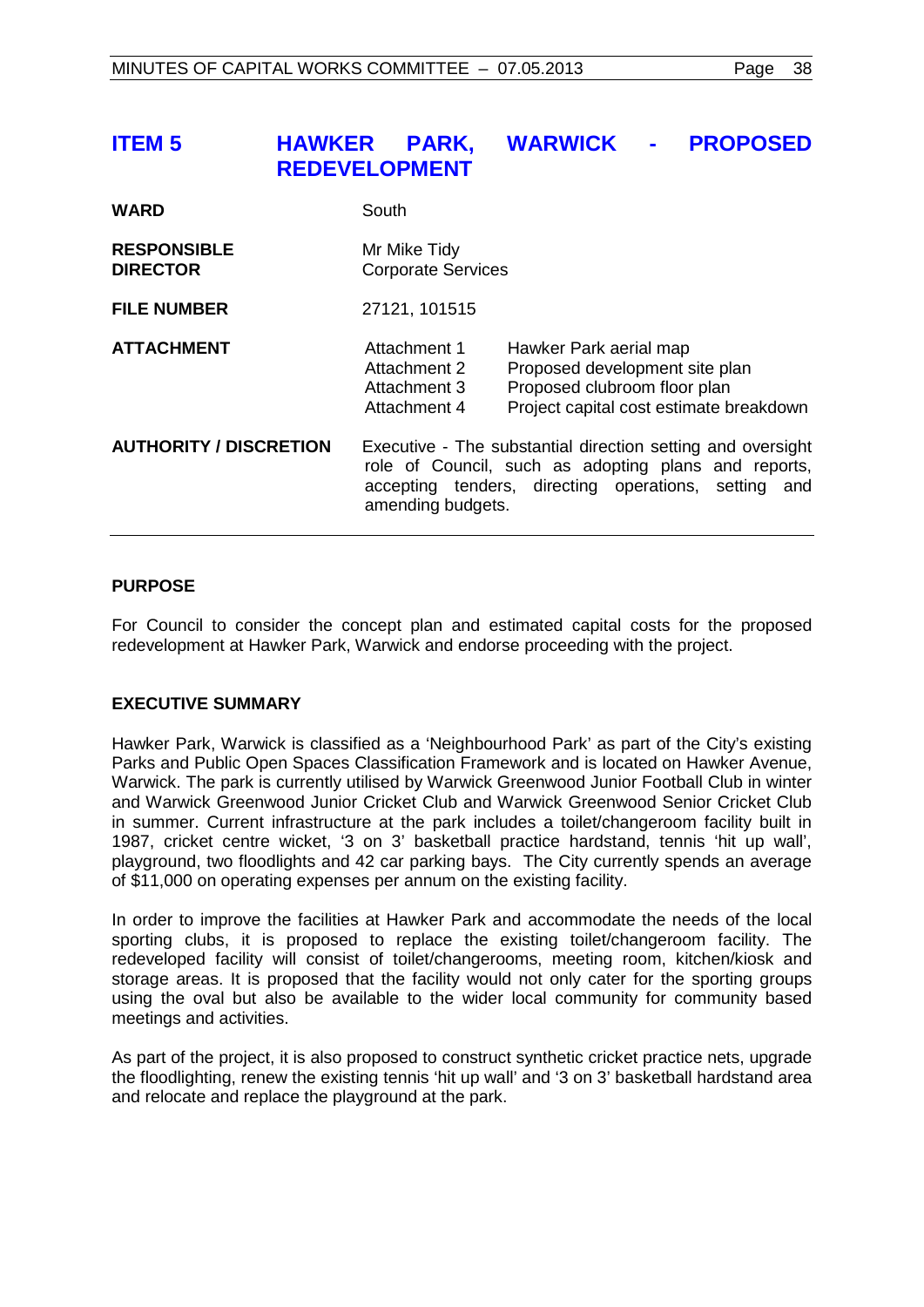## ITEM 5 HAWKER PARK, WARWICK - PROPOSED REDEVELOPMENT

| | | |
|---|---|---|
| **WARD** | South | |
| **RESPONSIBLE DIRECTOR** | Mr Mike Tidy<br>Corporate Services | |
| **FILE NUMBER** | 27121, 101515 | |
| **ATTACHMENT** | Attachment 1<br>Attachment 2<br>Attachment 3<br>Attachment 4 | Hawker Park aerial map<br>Proposed development site plan<br>Proposed clubroom floor plan<br>Project capital cost estimate breakdown |
| **AUTHORITY / DISCRETION** | Executive - The substantial direction setting and oversight role of Council, such as adopting plans and reports, accepting tenders, directing operations, setting and amending budgets. | |

### PURPOSE

For Council to consider the concept plan and estimated capital costs for the proposed redevelopment at Hawker Park, Warwick and endorse proceeding with the project.

### EXECUTIVE SUMMARY

Hawker Park, Warwick is classified as a 'Neighbourhood Park' as part of the City's existing Parks and Public Open Spaces Classification Framework and is located on Hawker Avenue, Warwick. The park is currently utilised by Warwick Greenwood Junior Football Club in winter and Warwick Greenwood Junior Cricket Club and Warwick Greenwood Senior Cricket Club in summer. Current infrastructure at the park includes a toilet/changeroom facility built in 1987, cricket centre wicket, '3 on 3' basketball practice hardstand, tennis 'hit up wall', playground, two floodlights and 42 car parking bays. The City currently spends an average of $11,000 on operating expenses per annum on the existing facility.

In order to improve the facilities at Hawker Park and accommodate the needs of the local sporting clubs, it is proposed to replace the existing toilet/changeroom facility. The redeveloped facility will consist of toilet/changerooms, meeting room, kitchen/kiosk and storage areas. It is proposed that the facility would not only cater for the sporting groups using the oval but also be available to the wider local community for community based meetings and activities.

As part of the project, it is also proposed to construct synthetic cricket practice nets, upgrade the floodlighting, renew the existing tennis 'hit up wall' and '3 on 3' basketball hardstand area and relocate and replace the playground at the park.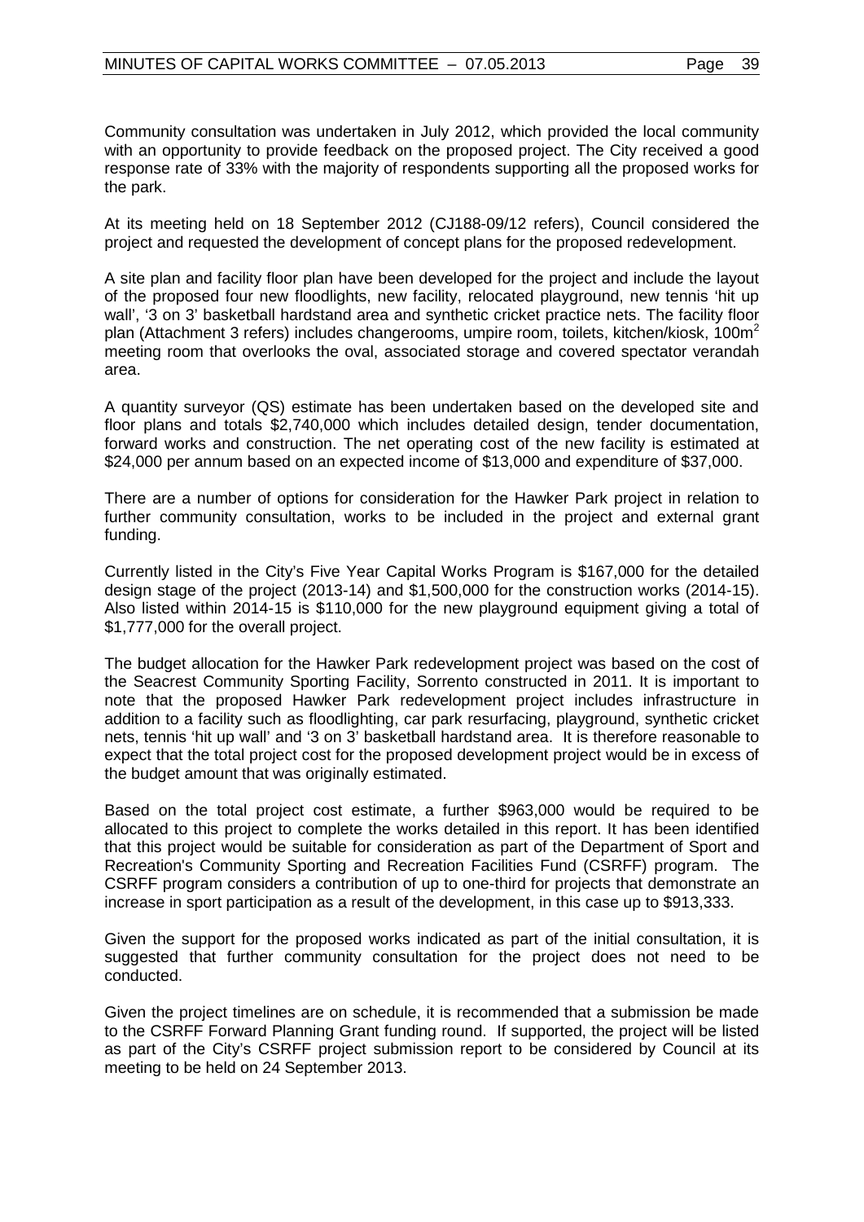Community consultation was undertaken in July 2012, which provided the local community with an opportunity to provide feedback on the proposed project. The City received a good response rate of 33% with the majority of respondents supporting all the proposed works for the park.

At its meeting held on 18 September 2012 (CJ188-09/12 refers), Council considered the project and requested the development of concept plans for the proposed redevelopment.

A site plan and facility floor plan have been developed for the project and include the layout of the proposed four new floodlights, new facility, relocated playground, new tennis 'hit up wall', '3 on 3' basketball hardstand area and synthetic cricket practice nets. The facility floor plan (Attachment 3 refers) includes changerooms, umpire room, toilets, kitchen/kiosk, $100m^2$ meeting room that overlooks the oval, associated storage and covered spectator verandah area.

A quantity surveyor (QS) estimate has been undertaken based on the developed site and floor plans and totals $2,740,000 which includes detailed design, tender documentation, forward works and construction. The net operating cost of the new facility is estimated at $24,000 per annum based on an expected income of $13,000 and expenditure of $37,000.

There are a number of options for consideration for the Hawker Park project in relation to further community consultation, works to be included in the project and external grant funding.

Currently listed in the City's Five Year Capital Works Program is $167,000 for the detailed design stage of the project (2013-14) and $1,500,000 for the construction works (2014-15). Also listed within 2014-15 is $110,000 for the new playground equipment giving a total of $1,777,000 for the overall project.

The budget allocation for the Hawker Park redevelopment project was based on the cost of the Seacrest Community Sporting Facility, Sorrento constructed in 2011. It is important to note that the proposed Hawker Park redevelopment project includes infrastructure in addition to a facility such as floodlighting, car park resurfacing, playground, synthetic cricket nets, tennis 'hit up wall' and '3 on 3' basketball hardstand area. It is therefore reasonable to expect that the total project cost for the proposed development project would be in excess of the budget amount that was originally estimated.

Based on the total project cost estimate, a further $963,000 would be required to be allocated to this project to complete the works detailed in this report. It has been identified that this project would be suitable for consideration as part of the Department of Sport and Recreation's Community Sporting and Recreation Facilities Fund (CSRFF) program. The CSRFF program considers a contribution of up to one-third for projects that demonstrate an increase in sport participation as a result of the development, in this case up to $913,333.

Given the support for the proposed works indicated as part of the initial consultation, it is suggested that further community consultation for the project does not need to be conducted.

Given the project timelines are on schedule, it is recommended that a submission be made to the CSRFF Forward Planning Grant funding round. If supported, the project will be listed as part of the City's CSRFF project submission report to be considered by Council at its meeting to be held on 24 September 2013.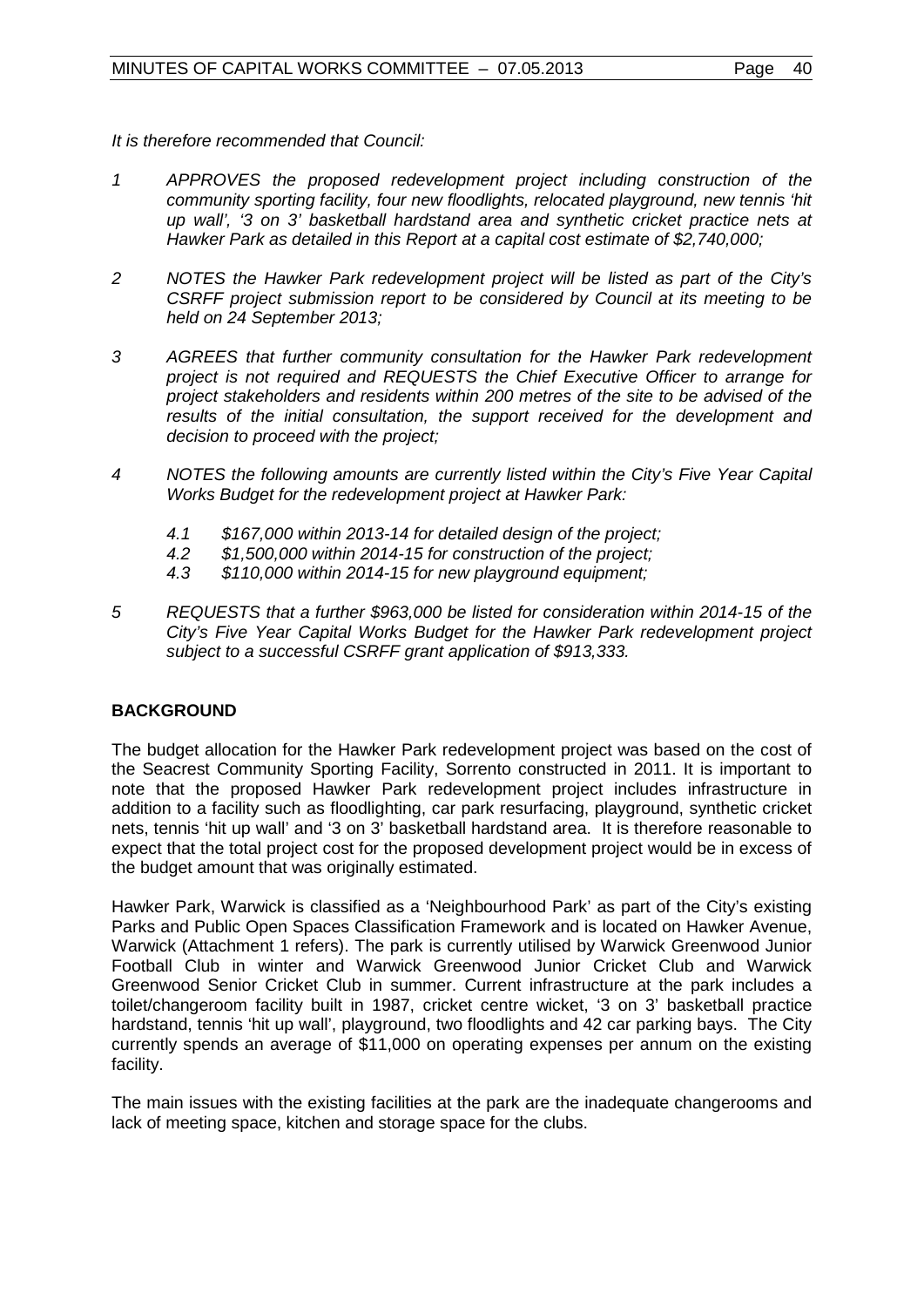*It is therefore recommended that Council:*

1. *APPROVES the proposed redevelopment project including construction of the community sporting facility, four new floodlights, relocated playground, new tennis 'hit up wall', '3 on 3' basketball hardstand area and synthetic cricket practice nets at Hawker Park as detailed in this Report at a capital cost estimate of $2,740,000;*

2. *NOTES the Hawker Park redevelopment project will be listed as part of the City's CSRFF project submission report to be considered by Council at its meeting to be held on 24 September 2013;*

3. *AGREES that further community consultation for the Hawker Park redevelopment project is not required and REQUESTS the Chief Executive Officer to arrange for project stakeholders and residents within 200 metres of the site to be advised of the results of the initial consultation, the support received for the development and decision to proceed with the project;*

4. *NOTES the following amounts are currently listed within the City's Five Year Capital Works Budget for the redevelopment project at Hawker Park:*

   4.1 *$167,000 within 2013-14 for detailed design of the project;*
   4.2 *$1,500,000 within 2014-15 for construction of the project;*
   4.3 *$110,000 within 2014-15 for new playground equipment;*

5. *REQUESTS that a further $963,000 be listed for consideration within 2014-15 of the City's Five Year Capital Works Budget for the Hawker Park redevelopment project subject to a successful CSRFF grant application of $913,333.*

## BACKGROUND

The budget allocation for the Hawker Park redevelopment project was based on the cost of the Seacrest Community Sporting Facility, Sorrento constructed in 2011. It is important to note that the proposed Hawker Park redevelopment project includes infrastructure in addition to a facility such as floodlighting, car park resurfacing, playground, synthetic cricket nets, tennis 'hit up wall' and '3 on 3' basketball hardstand area. It is therefore reasonable to expect that the total project cost for the proposed development project would be in excess of the budget amount that was originally estimated.

Hawker Park, Warwick is classified as a 'Neighbourhood Park' as part of the City's existing Parks and Public Open Spaces Classification Framework and is located on Hawker Avenue, Warwick (Attachment 1 refers). The park is currently utilised by Warwick Greenwood Junior Football Club in winter and Warwick Greenwood Junior Cricket Club and Warwick Greenwood Senior Cricket Club in summer. Current infrastructure at the park includes a toilet/changeroom facility built in 1987, cricket centre wicket, '3 on 3' basketball practice hardstand, tennis 'hit up wall', playground, two floodlights and 42 car parking bays. The City currently spends an average of $11,000 on operating expenses per annum on the existing facility.

The main issues with the existing facilities at the park are the inadequate changerooms and lack of meeting space, kitchen and storage space for the clubs.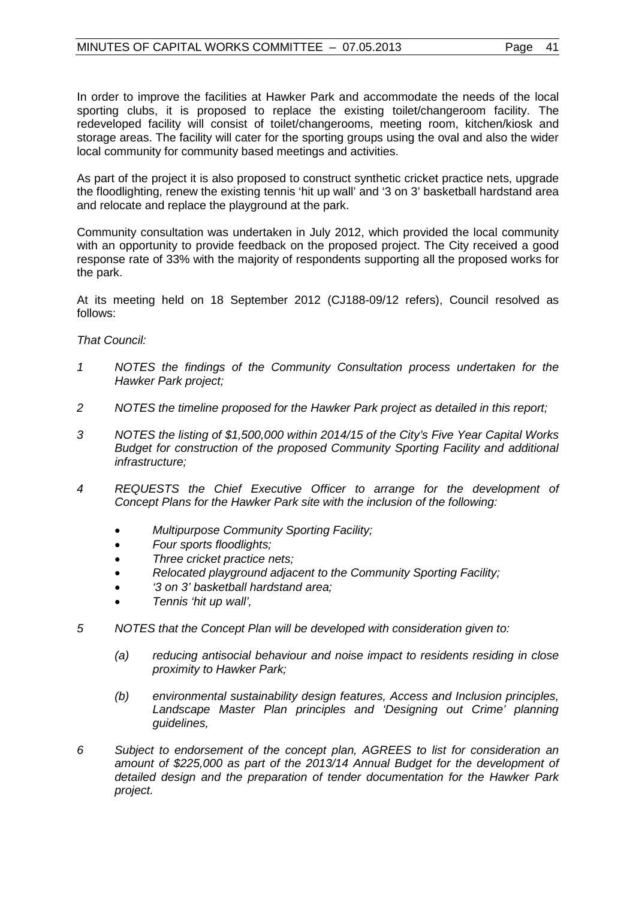In order to improve the facilities at Hawker Park and accommodate the needs of the local sporting clubs, it is proposed to replace the existing toilet/changeroom facility. The redeveloped facility will consist of toilet/changerooms, meeting room, kitchen/kiosk and storage areas. The facility will cater for the sporting groups using the oval and also the wider local community for community based meetings and activities.

As part of the project it is also proposed to construct synthetic cricket practice nets, upgrade the floodlighting, renew the existing tennis 'hit up wall' and '3 on 3' basketball hardstand area and relocate and replace the playground at the park.

Community consultation was undertaken in July 2012, which provided the local community with an opportunity to provide feedback on the proposed project. The City received a good response rate of 33% with the majority of respondents supporting all the proposed works for the park.

At its meeting held on 18 September 2012 (CJ188-09/12 refers), Council resolved as follows:

*That Council:*

1. *NOTES the findings of the Community Consultation process undertaken for the Hawker Park project;*

2. *NOTES the timeline proposed for the Hawker Park project as detailed in this report;*

3. *NOTES the listing of $1,500,000 within 2014/15 of the City's Five Year Capital Works Budget for construction of the proposed Community Sporting Facility and additional infrastructure;*

4. *REQUESTS the Chief Executive Officer to arrange for the development of Concept Plans for the Hawker Park site with the inclusion of the following:*

    - *Multipurpose Community Sporting Facility;*
    - *Four sports floodlights;*
    - *Three cricket practice nets;*
    - *Relocated playground adjacent to the Community Sporting Facility;*
    - *'3 on 3' basketball hardstand area;*
    - *Tennis 'hit up wall',*

5. *NOTES that the Concept Plan will be developed with consideration given to:*

    *(a) reducing antisocial behaviour and noise impact to residents residing in close proximity to Hawker Park;*

    *(b) environmental sustainability design features, Access and Inclusion principles, Landscape Master Plan principles and 'Designing out Crime' planning guidelines,*

6. *Subject to endorsement of the concept plan, AGREES to list for consideration an amount of $225,000 as part of the 2013/14 Annual Budget for the development of detailed design and the preparation of tender documentation for the Hawker Park project.*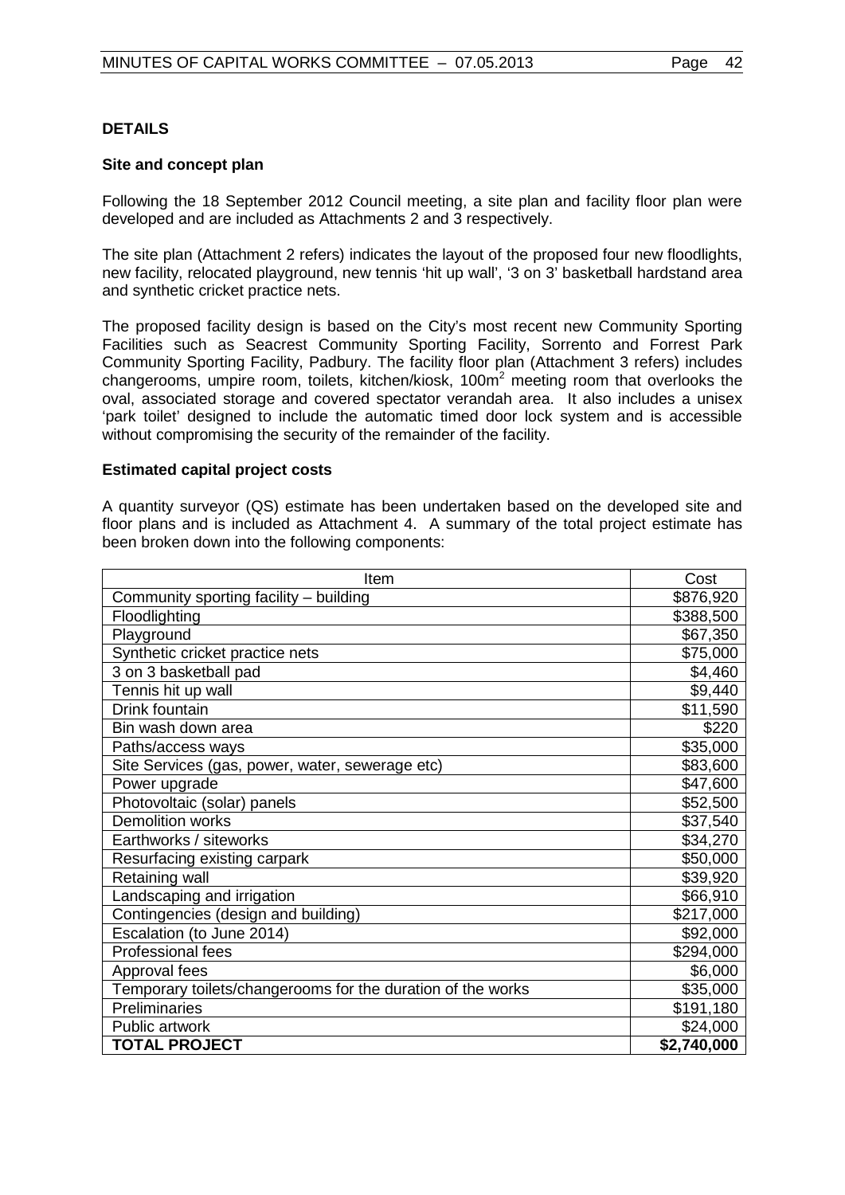## DETAILS

### Site and concept plan

Following the 18 September 2012 Council meeting, a site plan and facility floor plan were developed and are included as Attachments 2 and 3 respectively.

The site plan (Attachment 2 refers) indicates the layout of the proposed four new floodlights, new facility, relocated playground, new tennis 'hit up wall', '3 on 3' basketball hardstand area and synthetic cricket practice nets.

The proposed facility design is based on the City's most recent new Community Sporting Facilities such as Seacrest Community Sporting Facility, Sorrento and Forrest Park Community Sporting Facility, Padbury. The facility floor plan (Attachment 3 refers) includes changerooms, umpire room, toilets, kitchen/kiosk, $100m^2$ meeting room that overlooks the oval, associated storage and covered spectator verandah area. It also includes a unisex 'park toilet' designed to include the automatic timed door lock system and is accessible without compromising the security of the remainder of the facility.

### Estimated capital project costs

A quantity surveyor (QS) estimate has been undertaken based on the developed site and floor plans and is included as Attachment 4. A summary of the total project estimate has been broken down into the following components:

| Item | Cost |
|---|---|
| Community sporting facility – building | $876,920 |
| Floodlighting | $388,500 |
| Playground | $67,350 |
| Synthetic cricket practice nets | $75,000 |
| 3 on 3 basketball pad | $4,460 |
| Tennis hit up wall | $9,440 |
| Drink fountain | $11,590 |
| Bin wash down area | $220 |
| Paths/access ways | $35,000 |
| Site Services (gas, power, water, sewerage etc) | $83,600 |
| Power upgrade | $47,600 |
| Photovoltaic (solar) panels | $52,500 |
| Demolition works | $37,540 |
| Earthworks / siteworks | $34,270 |
| Resurfacing existing carpark | $50,000 |
| Retaining wall | $39,920 |
| Landscaping and irrigation | $66,910 |
| Contingencies (design and building) | $217,000 |
| Escalation (to June 2014) | $92,000 |
| Professional fees | $294,000 |
| Approval fees | $6,000 |
| Temporary toilets/changerooms for the duration of the works | $35,000 |
| Preliminaries | $191,180 |
| Public artwork | $24,000 |
| **TOTAL PROJECT** | **$2,740,000** |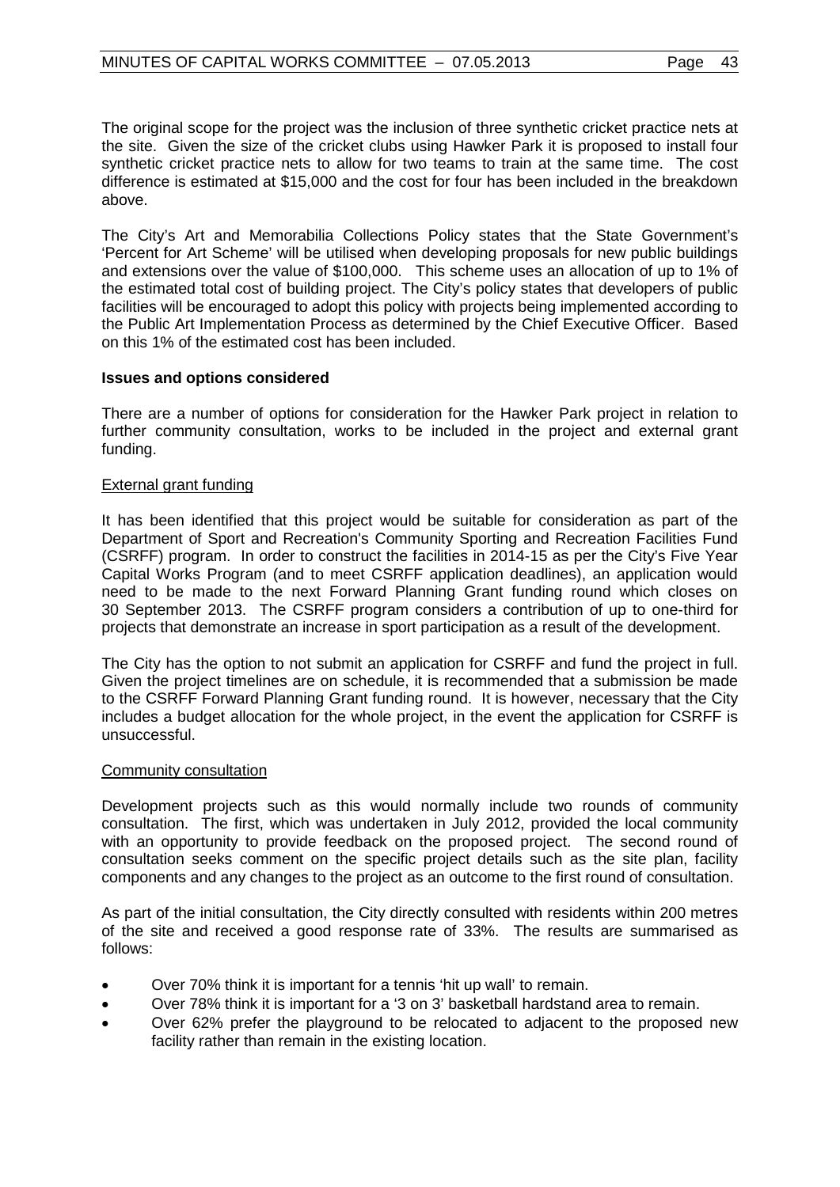The original scope for the project was the inclusion of three synthetic cricket practice nets at the site. Given the size of the cricket clubs using Hawker Park it is proposed to install four synthetic cricket practice nets to allow for two teams to train at the same time. The cost difference is estimated at $15,000 and the cost for four has been included in the breakdown above.

The City's Art and Memorabilia Collections Policy states that the State Government's 'Percent for Art Scheme' will be utilised when developing proposals for new public buildings and extensions over the value of $100,000. This scheme uses an allocation of up to 1% of the estimated total cost of building project. The City's policy states that developers of public facilities will be encouraged to adopt this policy with projects being implemented according to the Public Art Implementation Process as determined by the Chief Executive Officer. Based on this 1% of the estimated cost has been included.

**Issues and options considered**

There are a number of options for consideration for the Hawker Park project in relation to further community consultation, works to be included in the project and external grant funding.

External grant funding

It has been identified that this project would be suitable for consideration as part of the Department of Sport and Recreation's Community Sporting and Recreation Facilities Fund (CSRFF) program. In order to construct the facilities in 2014-15 as per the City's Five Year Capital Works Program (and to meet CSRFF application deadlines), an application would need to be made to the next Forward Planning Grant funding round which closes on 30 September 2013. The CSRFF program considers a contribution of up to one-third for projects that demonstrate an increase in sport participation as a result of the development.

The City has the option to not submit an application for CSRFF and fund the project in full. Given the project timelines are on schedule, it is recommended that a submission be made to the CSRFF Forward Planning Grant funding round. It is however, necessary that the City includes a budget allocation for the whole project, in the event the application for CSRFF is unsuccessful.

Community consultation

Development projects such as this would normally include two rounds of community consultation. The first, which was undertaken in July 2012, provided the local community with an opportunity to provide feedback on the proposed project. The second round of consultation seeks comment on the specific project details such as the site plan, facility components and any changes to the project as an outcome to the first round of consultation.

As part of the initial consultation, the City directly consulted with residents within 200 metres of the site and received a good response rate of 33%. The results are summarised as follows:

- Over 70% think it is important for a tennis 'hit up wall' to remain.
- Over 78% think it is important for a '3 on 3' basketball hardstand area to remain.
- Over 62% prefer the playground to be relocated to adjacent to the proposed new facility rather than remain in the existing location.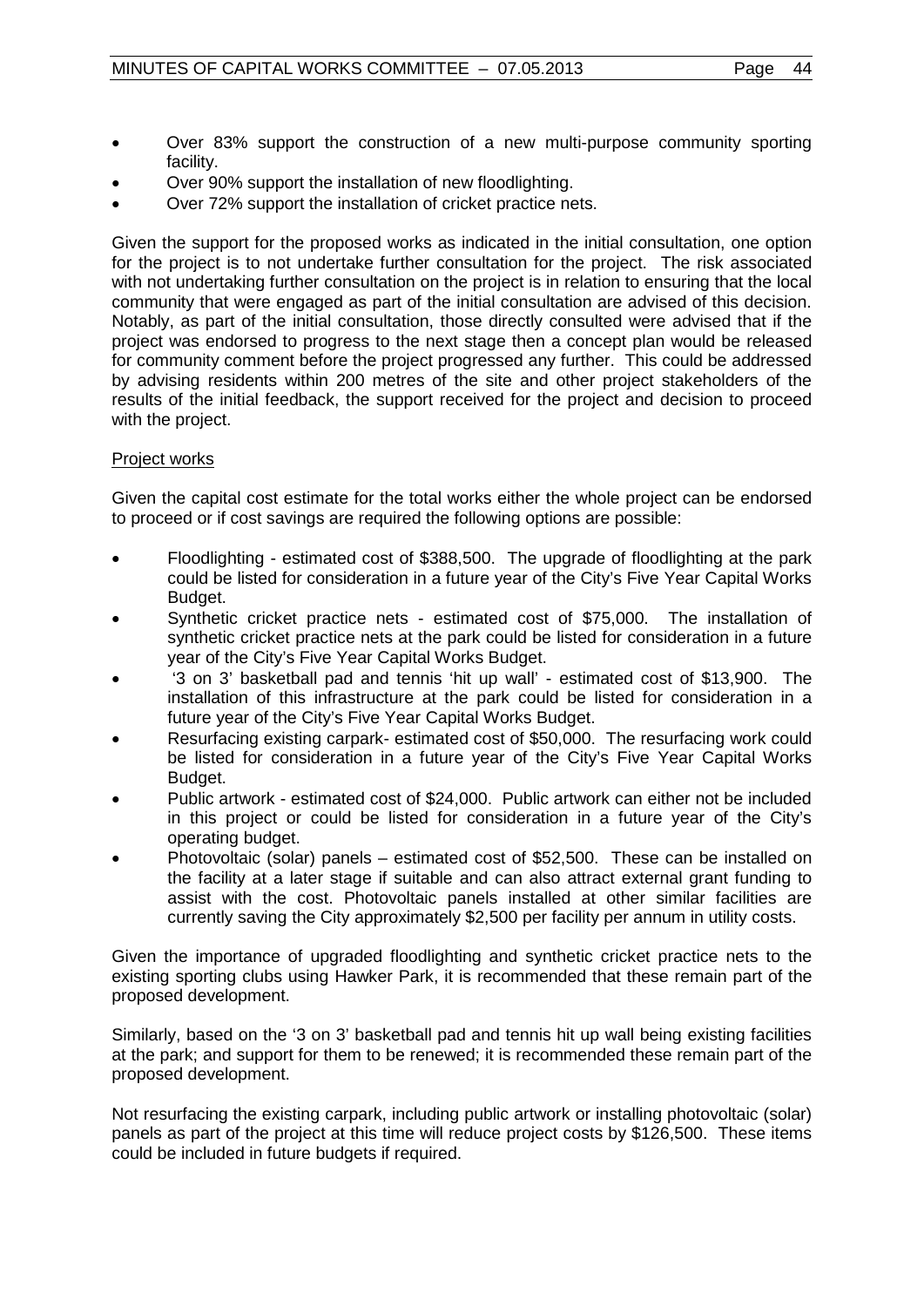- Over 83% support the construction of a new multi-purpose community sporting facility.
- Over 90% support the installation of new floodlighting.
- Over 72% support the installation of cricket practice nets.

Given the support for the proposed works as indicated in the initial consultation, one option for the project is to not undertake further consultation for the project. The risk associated with not undertaking further consultation on the project is in relation to ensuring that the local community that were engaged as part of the initial consultation are advised of this decision. Notably, as part of the initial consultation, those directly consulted were advised that if the project was endorsed to progress to the next stage then a concept plan would be released for community comment before the project progressed any further. This could be addressed by advising residents within 200 metres of the site and other project stakeholders of the results of the initial feedback, the support received for the project and decision to proceed with the project.

Project works

Given the capital cost estimate for the total works either the whole project can be endorsed to proceed or if cost savings are required the following options are possible:

- Floodlighting - estimated cost of $388,500. The upgrade of floodlighting at the park could be listed for consideration in a future year of the City's Five Year Capital Works Budget.
- Synthetic cricket practice nets - estimated cost of $75,000. The installation of synthetic cricket practice nets at the park could be listed for consideration in a future year of the City's Five Year Capital Works Budget.
- '3 on 3' basketball pad and tennis 'hit up wall' - estimated cost of $13,900. The installation of this infrastructure at the park could be listed for consideration in a future year of the City's Five Year Capital Works Budget.
- Resurfacing existing carpark- estimated cost of $50,000. The resurfacing work could be listed for consideration in a future year of the City's Five Year Capital Works Budget.
- Public artwork - estimated cost of $24,000. Public artwork can either not be included in this project or could be listed for consideration in a future year of the City's operating budget.
- Photovoltaic (solar) panels – estimated cost of $52,500. These can be installed on the facility at a later stage if suitable and can also attract external grant funding to assist with the cost. Photovoltaic panels installed at other similar facilities are currently saving the City approximately $2,500 per facility per annum in utility costs.

Given the importance of upgraded floodlighting and synthetic cricket practice nets to the existing sporting clubs using Hawker Park, it is recommended that these remain part of the proposed development.

Similarly, based on the '3 on 3' basketball pad and tennis hit up wall being existing facilities at the park; and support for them to be renewed; it is recommended these remain part of the proposed development.

Not resurfacing the existing carpark, including public artwork or installing photovoltaic (solar) panels as part of the project at this time will reduce project costs by $126,500. These items could be included in future budgets if required.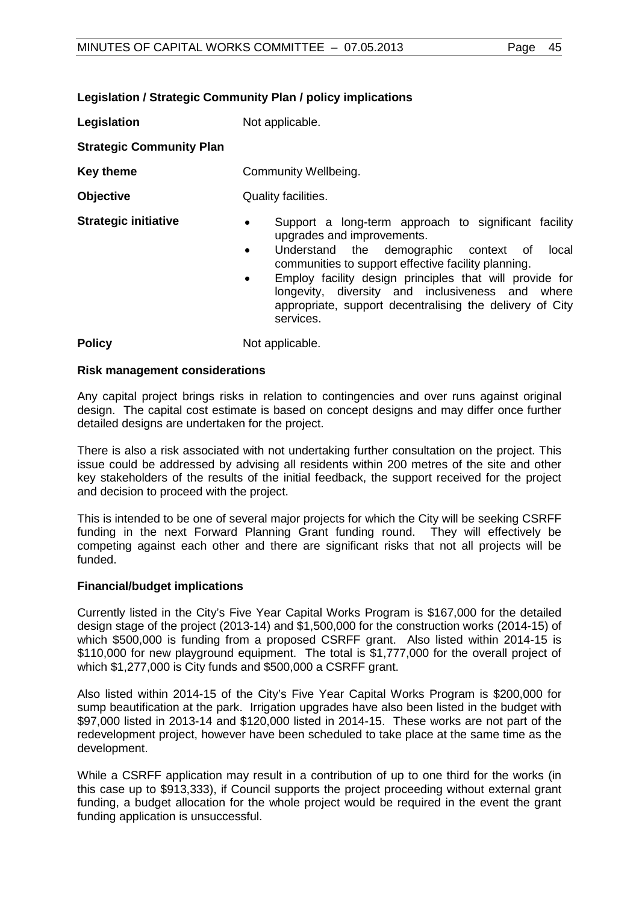**Legislation / Strategic Community Plan / policy implications**

| | |
|---|---|
| **Legislation** | Not applicable. |
| **Strategic Community Plan** | |
| **Key theme** | Community Wellbeing. |
| **Objective** | Quality facilities. |
| **Strategic initiative** | • Support a long-term approach to significant facility upgrades and improvements.<br>• Understand the demographic context of local communities to support effective facility planning.<br>• Employ facility design principles that will provide for longevity, diversity and inclusiveness and where appropriate, support decentralising the delivery of City services. |
| **Policy** | Not applicable. |

**Risk management considerations**

Any capital project brings risks in relation to contingencies and over runs against original design. The capital cost estimate is based on concept designs and may differ once further detailed designs are undertaken for the project.

There is also a risk associated with not undertaking further consultation on the project. This issue could be addressed by advising all residents within 200 metres of the site and other key stakeholders of the results of the initial feedback, the support received for the project and decision to proceed with the project.

This is intended to be one of several major projects for which the City will be seeking CSRFF funding in the next Forward Planning Grant funding round. They will effectively be competing against each other and there are significant risks that not all projects will be funded.

**Financial/budget implications**

Currently listed in the City's Five Year Capital Works Program is $167,000 for the detailed design stage of the project (2013-14) and $1,500,000 for the construction works (2014-15) of which $500,000 is funding from a proposed CSRFF grant. Also listed within 2014-15 is $110,000 for new playground equipment. The total is $1,777,000 for the overall project of which $1,277,000 is City funds and $500,000 a CSRFF grant.

Also listed within 2014-15 of the City's Five Year Capital Works Program is $200,000 for sump beautification at the park. Irrigation upgrades have also been listed in the budget with $97,000 listed in 2013-14 and $120,000 listed in 2014-15. These works are not part of the redevelopment project, however have been scheduled to take place at the same time as the development.

While a CSRFF application may result in a contribution of up to one third for the works (in this case up to $913,333), if Council supports the project proceeding without external grant funding, a budget allocation for the whole project would be required in the event the grant funding application is unsuccessful.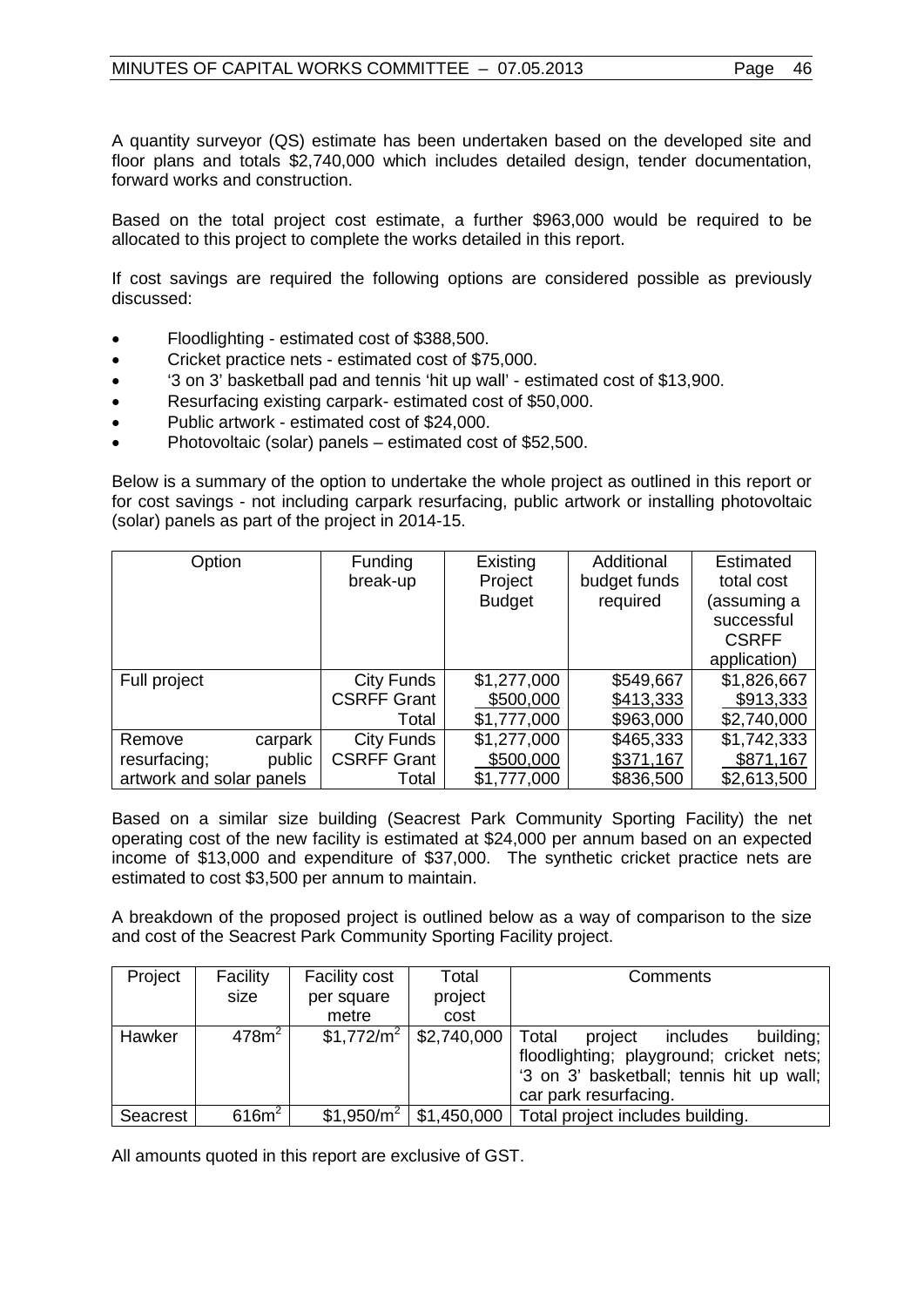A quantity surveyor (QS) estimate has been undertaken based on the developed site and floor plans and totals $2,740,000 which includes detailed design, tender documentation, forward works and construction.

Based on the total project cost estimate, a further $963,000 would be required to be allocated to this project to complete the works detailed in this report.

If cost savings are required the following options are considered possible as previously discussed:

- Floodlighting - estimated cost of $388,500.
- Cricket practice nets - estimated cost of $75,000.
- '3 on 3' basketball pad and tennis 'hit up wall' - estimated cost of $13,900.
- Resurfacing existing carpark- estimated cost of $50,000.
- Public artwork - estimated cost of $24,000.
- Photovoltaic (solar) panels – estimated cost of $52,500.

Below is a summary of the option to undertake the whole project as outlined in this report or for cost savings - not including carpark resurfacing, public artwork or installing photovoltaic (solar) panels as part of the project in 2014-15.

| Option | Funding break-up | Existing Project Budget | Additional budget funds required | Estimated total cost (assuming a successful CSRFF application) |
|---|---|---|---|---|
| Full project | City Funds | $1,277,000 | $549,667 | $1,826,667 |
| | CSRFF Grant | $500,000 | $413,333 | $913,333 |
| | Total | $1,777,000 | $963,000 | $2,740,000 |
| Remove carpark resurfacing; public artwork and solar panels | City Funds | $1,277,000 | $465,333 | $1,742,333 |
| | CSRFF Grant | $500,000 | $371,167 | $871,167 |
| | Total | $1,777,000 | $836,500 | $2,613,500 |

Based on a similar size building (Seacrest Park Community Sporting Facility) the net operating cost of the new facility is estimated at $24,000 per annum based on an expected income of $13,000 and expenditure of $37,000. The synthetic cricket practice nets are estimated to cost $3,500 per annum to maintain.

A breakdown of the proposed project is outlined below as a way of comparison to the size and cost of the Seacrest Park Community Sporting Facility project.

| Project | Facility size | Facility cost per square metre | Total project cost | Comments |
|---|---|---|---|---|
| Hawker | $478m^2$ | $\$1,772/m^2$ | $2,740,000 | Total project includes building; floodlighting; playground; cricket nets; '3 on 3' basketball; tennis hit up wall; car park resurfacing. |
| Seacrest | $616m^2$ | $\$1,950/m^2$ | $1,450,000 | Total project includes building. |

All amounts quoted in this report are exclusive of GST.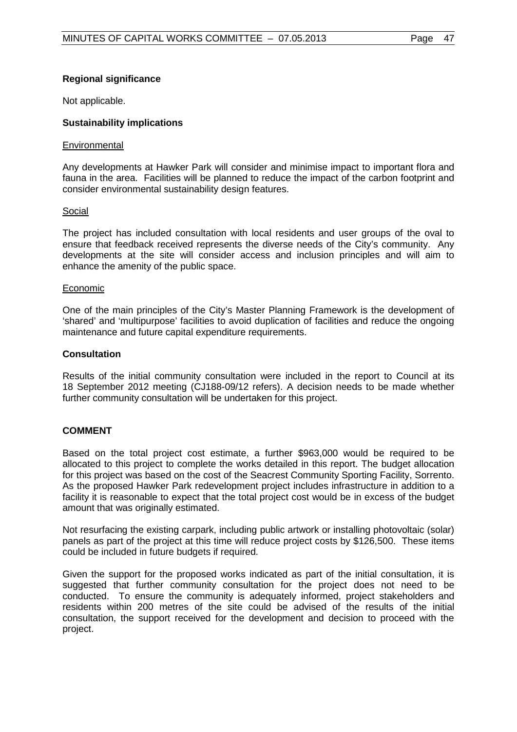**Regional significance**

Not applicable.

**Sustainability implications**

Environmental

Any developments at Hawker Park will consider and minimise impact to important flora and fauna in the area. Facilities will be planned to reduce the impact of the carbon footprint and consider environmental sustainability design features.

Social

The project has included consultation with local residents and user groups of the oval to ensure that feedback received represents the diverse needs of the City's community. Any developments at the site will consider access and inclusion principles and will aim to enhance the amenity of the public space.

Economic

One of the main principles of the City's Master Planning Framework is the development of 'shared' and 'multipurpose' facilities to avoid duplication of facilities and reduce the ongoing maintenance and future capital expenditure requirements.

**Consultation**

Results of the initial community consultation were included in the report to Council at its 18 September 2012 meeting (CJ188-09/12 refers). A decision needs to be made whether further community consultation will be undertaken for this project.

**COMMENT**

Based on the total project cost estimate, a further $963,000 would be required to be allocated to this project to complete the works detailed in this report. The budget allocation for this project was based on the cost of the Seacrest Community Sporting Facility, Sorrento. As the proposed Hawker Park redevelopment project includes infrastructure in addition to a facility it is reasonable to expect that the total project cost would be in excess of the budget amount that was originally estimated.

Not resurfacing the existing carpark, including public artwork or installing photovoltaic (solar) panels as part of the project at this time will reduce project costs by $126,500. These items could be included in future budgets if required.

Given the support for the proposed works indicated as part of the initial consultation, it is suggested that further community consultation for the project does not need to be conducted. To ensure the community is adequately informed, project stakeholders and residents within 200 metres of the site could be advised of the results of the initial consultation, the support received for the development and decision to proceed with the project.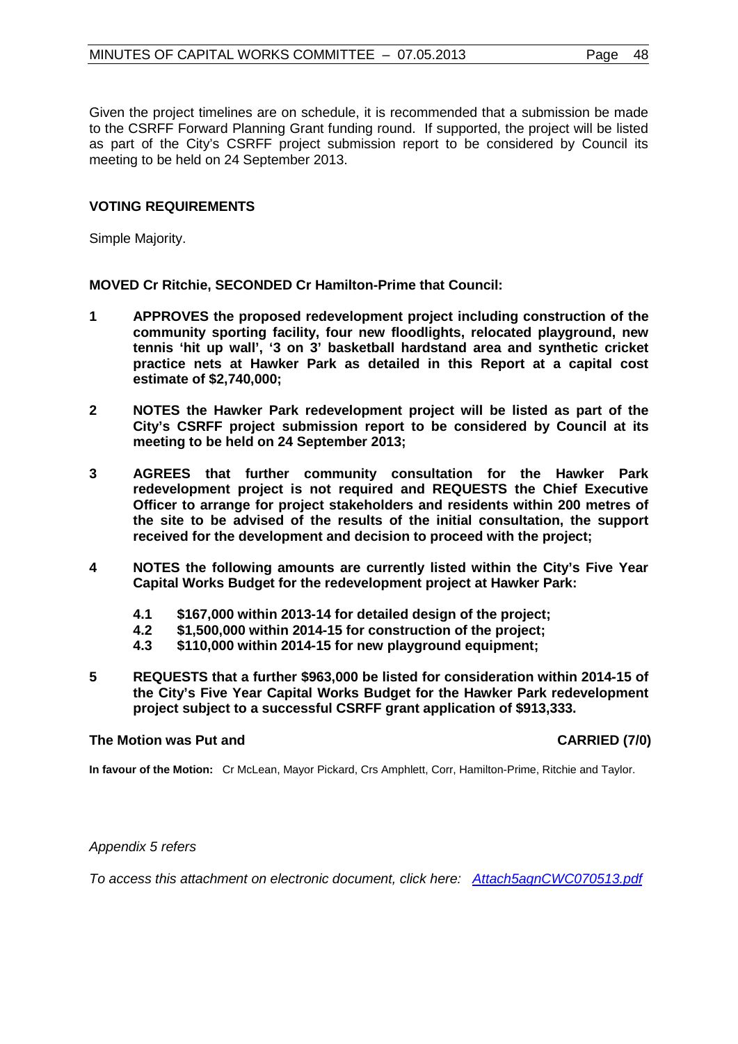Given the project timelines are on schedule, it is recommended that a submission be made to the CSRFF Forward Planning Grant funding round. If supported, the project will be listed as part of the City's CSRFF project submission report to be considered by Council its meeting to be held on 24 September 2013.

**VOTING REQUIREMENTS**

Simple Majority.

**MOVED Cr Ritchie, SECONDED Cr Hamilton-Prime that Council:**

**1 APPROVES the proposed redevelopment project including construction of the community sporting facility, four new floodlights, relocated playground, new tennis 'hit up wall', '3 on 3' basketball hardstand area and synthetic cricket practice nets at Hawker Park as detailed in this Report at a capital cost estimate of $2,740,000;**

**2 NOTES the Hawker Park redevelopment project will be listed as part of the City's CSRFF project submission report to be considered by Council at its meeting to be held on 24 September 2013;**

**3 AGREES that further community consultation for the Hawker Park redevelopment project is not required and REQUESTS the Chief Executive Officer to arrange for project stakeholders and residents within 200 metres of the site to be advised of the results of the initial consultation, the support received for the development and decision to proceed with the project;**

**4 NOTES the following amounts are currently listed within the City's Five Year Capital Works Budget for the redevelopment project at Hawker Park:**

**4.1 $167,000 within 2013-14 for detailed design of the project;**
**4.2 $1,500,000 within 2014-15 for construction of the project;**
**4.3 $110,000 within 2014-15 for new playground equipment;**

**5 REQUESTS that a further $963,000 be listed for consideration within 2014-15 of the City's Five Year Capital Works Budget for the Hawker Park redevelopment project subject to a successful CSRFF grant application of $913,333.**

**The Motion was Put and CARRIED (7/0)**

**In favour of the Motion:** Cr McLean, Mayor Pickard, Crs Amphlett, Corr, Hamilton-Prime, Ritchie and Taylor.

*Appendix 5 refers*

*To access this attachment on electronic document, click here: Attach5agnCWC070513.pdf*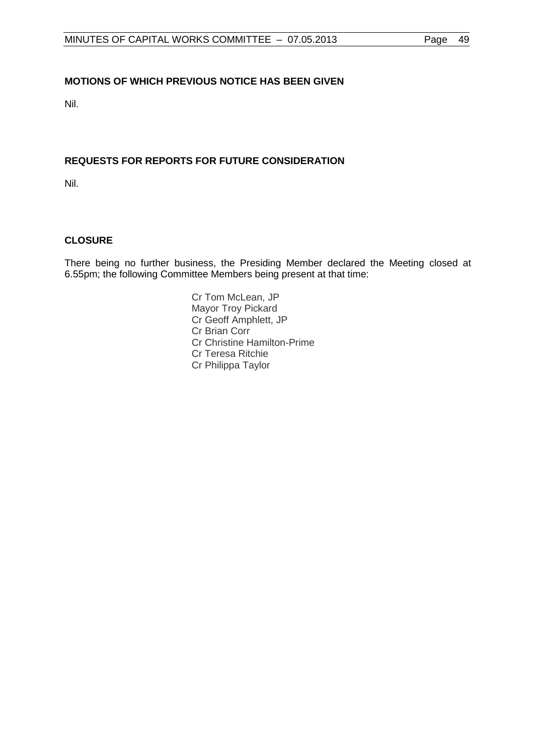## MOTIONS OF WHICH PREVIOUS NOTICE HAS BEEN GIVEN

Nil.

## REQUESTS FOR REPORTS FOR FUTURE CONSIDERATION

Nil.

## CLOSURE

There being no further business, the Presiding Member declared the Meeting closed at 6.55pm; the following Committee Members being present at that time:

Cr Tom McLean, JP
Mayor Troy Pickard
Cr Geoff Amphlett, JP
Cr Brian Corr
Cr Christine Hamilton-Prime
Cr Teresa Ritchie
Cr Philippa Taylor